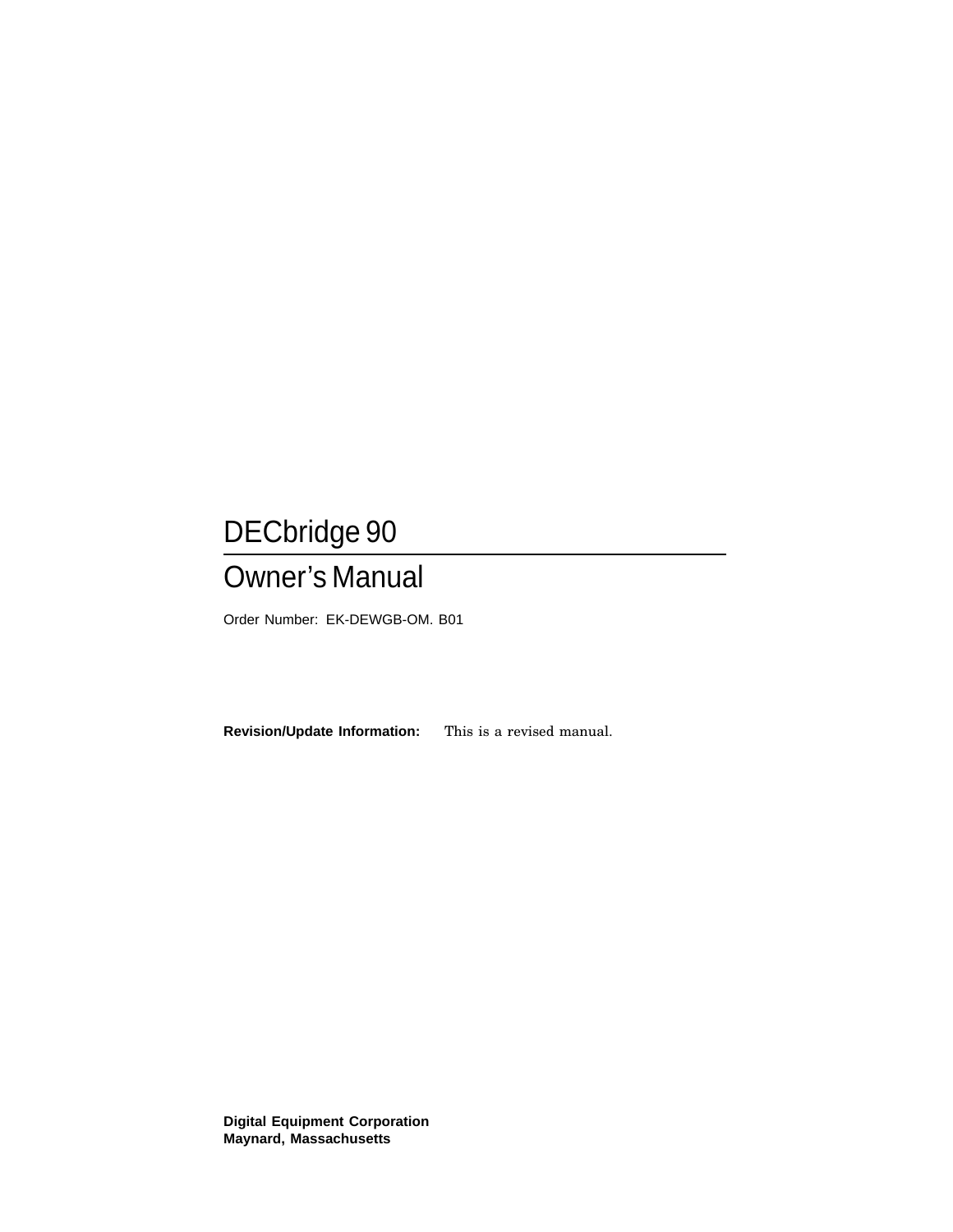# DECbridge 90

# Owner's Manual

Order Number: EK-DEWGB-OM. B01

**Revision/Update Information:** This is a revised manual.

**Digital Equipment Corporation**
**Maynard, Massachusetts**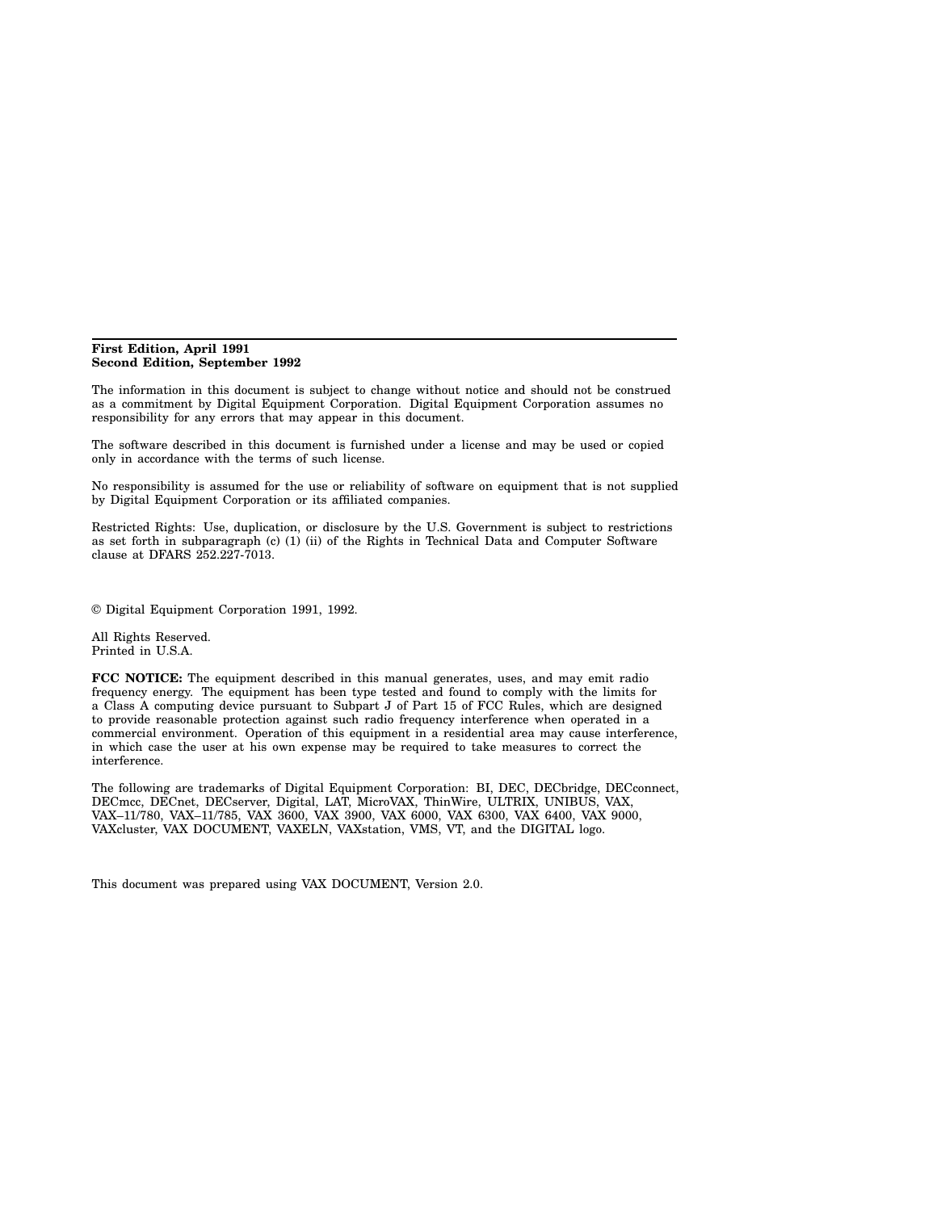**First Edition, April 1991**
**Second Edition, September 1992**

The information in this document is subject to change without notice and should not be construed as a commitment by Digital Equipment Corporation. Digital Equipment Corporation assumes no responsibility for any errors that may appear in this document.

The software described in this document is furnished under a license and may be used or copied only in accordance with the terms of such license.

No responsibility is assumed for the use or reliability of software on equipment that is not supplied by Digital Equipment Corporation or its affiliated companies.

Restricted Rights: Use, duplication, or disclosure by the U.S. Government is subject to restrictions as set forth in subparagraph (c) (1) (ii) of the Rights in Technical Data and Computer Software clause at DFARS 252.227-7013.

© Digital Equipment Corporation 1991, 1992.

All Rights Reserved.
Printed in U.S.A.

**FCC NOTICE:** The equipment described in this manual generates, uses, and may emit radio frequency energy. The equipment has been type tested and found to comply with the limits for a Class A computing device pursuant to Subpart J of Part 15 of FCC Rules, which are designed to provide reasonable protection against such radio frequency interference when operated in a commercial environment. Operation of this equipment in a residential area may cause interference, in which case the user at his own expense may be required to take measures to correct the interference.

The following are trademarks of Digital Equipment Corporation: BI, DEC, DECbridge, DECconnect, DECmcc, DECnet, DECserver, Digital, LAT, MicroVAX, ThinWire, ULTRIX, UNIBUS, VAX, VAX–11/780, VAX–11/785, VAX 3600, VAX 3900, VAX 6000, VAX 6300, VAX 6400, VAX 9000, VAXcluster, VAX DOCUMENT, VAXELN, VAXstation, VMS, VT, and the DIGITAL logo.

This document was prepared using VAX DOCUMENT, Version 2.0.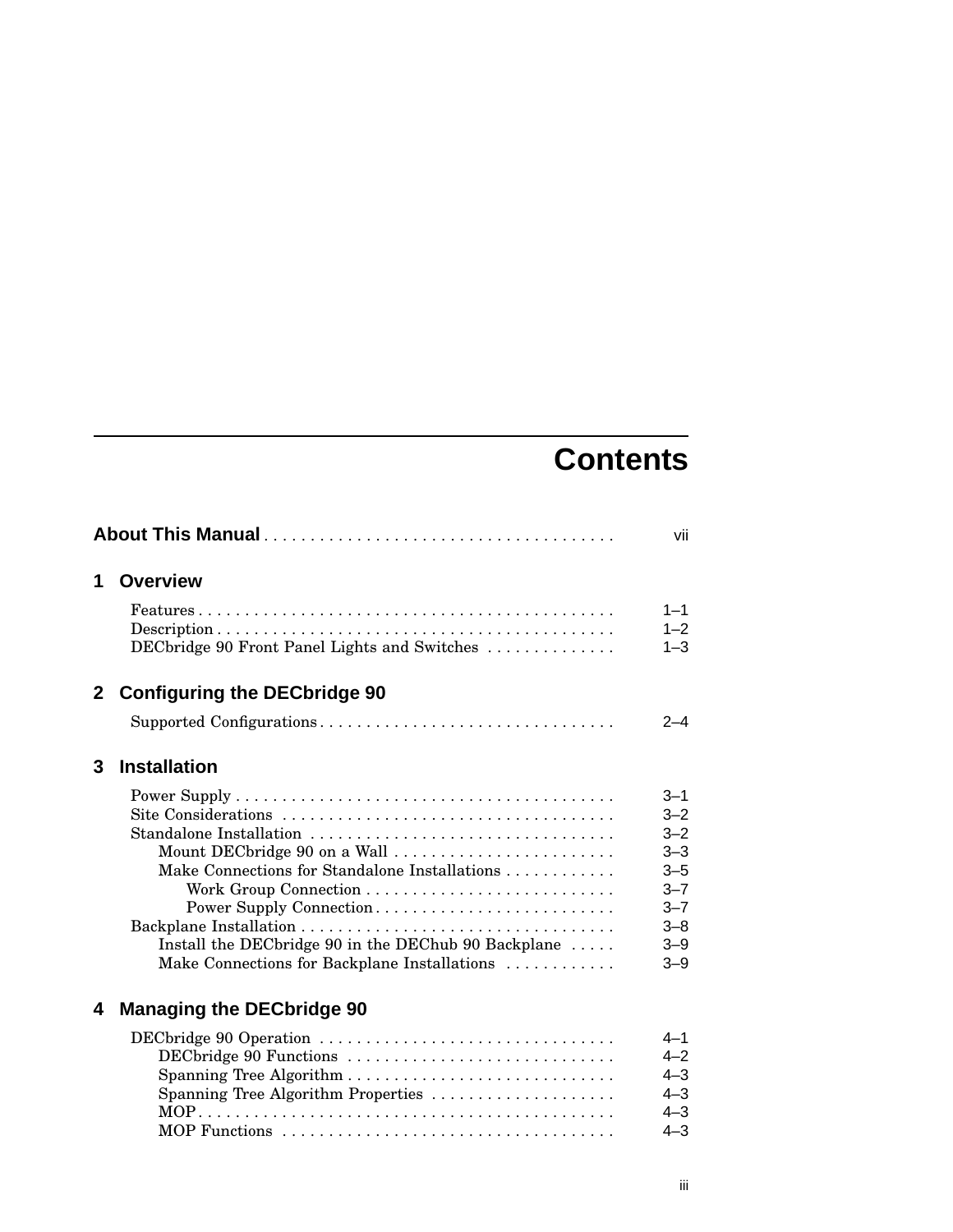# Contents

**About This Manual** . . . . . . . . . . . . . . . . . . . . . . . . . . . . . . . . . . . . . . vii

## 1 Overview

Features . . . . . . . . . . . . . . . . . . . . . . . . . . . . . . . . . . . . . . . . . . . . . 1–1
Description . . . . . . . . . . . . . . . . . . . . . . . . . . . . . . . . . . . . . . . . . . . 1–2
DECbridge 90 Front Panel Lights and Switches . . . . . . . . . . . . . . 1–3

## 2 Configuring the DECbridge 90

Supported Configurations . . . . . . . . . . . . . . . . . . . . . . . . . . . . . . . . 2–4

## 3 Installation

Power Supply . . . . . . . . . . . . . . . . . . . . . . . . . . . . . . . . . . . . . . . . . 3–1
Site Considerations . . . . . . . . . . . . . . . . . . . . . . . . . . . . . . . . . . . . 3–2
Standalone Installation . . . . . . . . . . . . . . . . . . . . . . . . . . . . . . . . . 3–2
    Mount DECbridge 90 on a Wall . . . . . . . . . . . . . . . . . . . . . . . . 3–3
    Make Connections for Standalone Installations . . . . . . . . . . . . 3–5
        Work Group Connection . . . . . . . . . . . . . . . . . . . . . . . . . . . 3–7
        Power Supply Connection . . . . . . . . . . . . . . . . . . . . . . . . . . 3–7
Backplane Installation . . . . . . . . . . . . . . . . . . . . . . . . . . . . . . . . . . 3–8
    Install the DECbridge 90 in the DEChub 90 Backplane . . . . . 3–9
    Make Connections for Backplane Installations . . . . . . . . . . . . 3–9

## 4 Managing the DECbridge 90

DECbridge 90 Operation . . . . . . . . . . . . . . . . . . . . . . . . . . . . . . . . 4–1
    DECbridge 90 Functions . . . . . . . . . . . . . . . . . . . . . . . . . . . . . 4–2
    Spanning Tree Algorithm . . . . . . . . . . . . . . . . . . . . . . . . . . . . 4–3
    Spanning Tree Algorithm Properties . . . . . . . . . . . . . . . . . . . . 4–3
    MOP . . . . . . . . . . . . . . . . . . . . . . . . . . . . . . . . . . . . . . . . . . . . . 4–3
    MOP Functions . . . . . . . . . . . . . . . . . . . . . . . . . . . . . . . . . . . . 4–3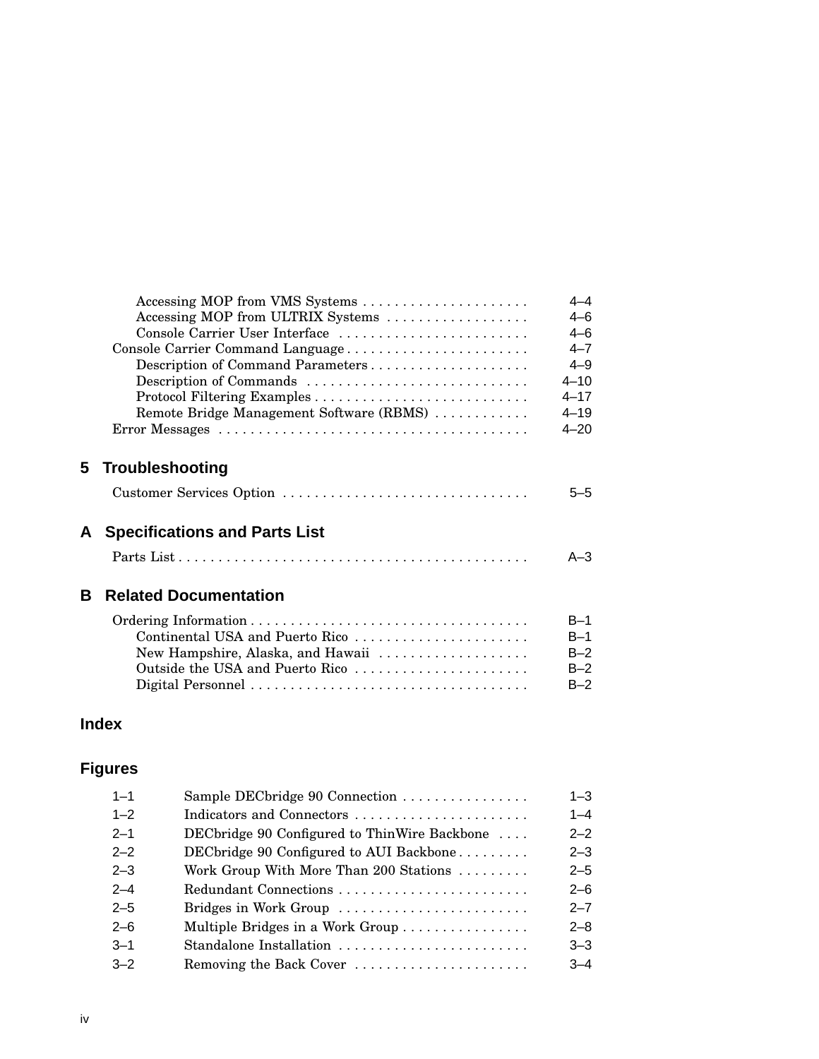| | |
|---|---|
| Accessing MOP from VMS Systems | 4–4 |
| Accessing MOP from ULTRIX Systems | 4–6 |
| Console Carrier User Interface | 4–6 |
| Console Carrier Command Language | 4–7 |
| Description of Command Parameters | 4–9 |
| Description of Commands | 4–10 |
| Protocol Filtering Examples | 4–17 |
| Remote Bridge Management Software (RBMS) | 4–19 |
| Error Messages | 4–20 |

## 5 Troubleshooting

| | |
|---|---|
| Customer Services Option | 5–5 |

## A Specifications and Parts List

| | |
|---|---|
| Parts List | A–3 |

## B Related Documentation

| | |
|---|---|
| Ordering Information | B–1 |
| Continental USA and Puerto Rico | B–1 |
| New Hampshire, Alaska, and Hawaii | B–2 |
| Outside the USA and Puerto Rico | B–2 |
| Digital Personnel | B–2 |

## Index

## Figures

| | | |
|---|---|---|
| 1–1 | Sample DECbridge 90 Connection | 1–3 |
| 1–2 | Indicators and Connectors | 1–4 |
| 2–1 | DECbridge 90 Configured to ThinWire Backbone | 2–2 |
| 2–2 | DECbridge 90 Configured to AUI Backbone | 2–3 |
| 2–3 | Work Group With More Than 200 Stations | 2–5 |
| 2–4 | Redundant Connections | 2–6 |
| 2–5 | Bridges in Work Group | 2–7 |
| 2–6 | Multiple Bridges in a Work Group | 2–8 |
| 3–1 | Standalone Installation | 3–3 |
| 3–2 | Removing the Back Cover | 3–4 |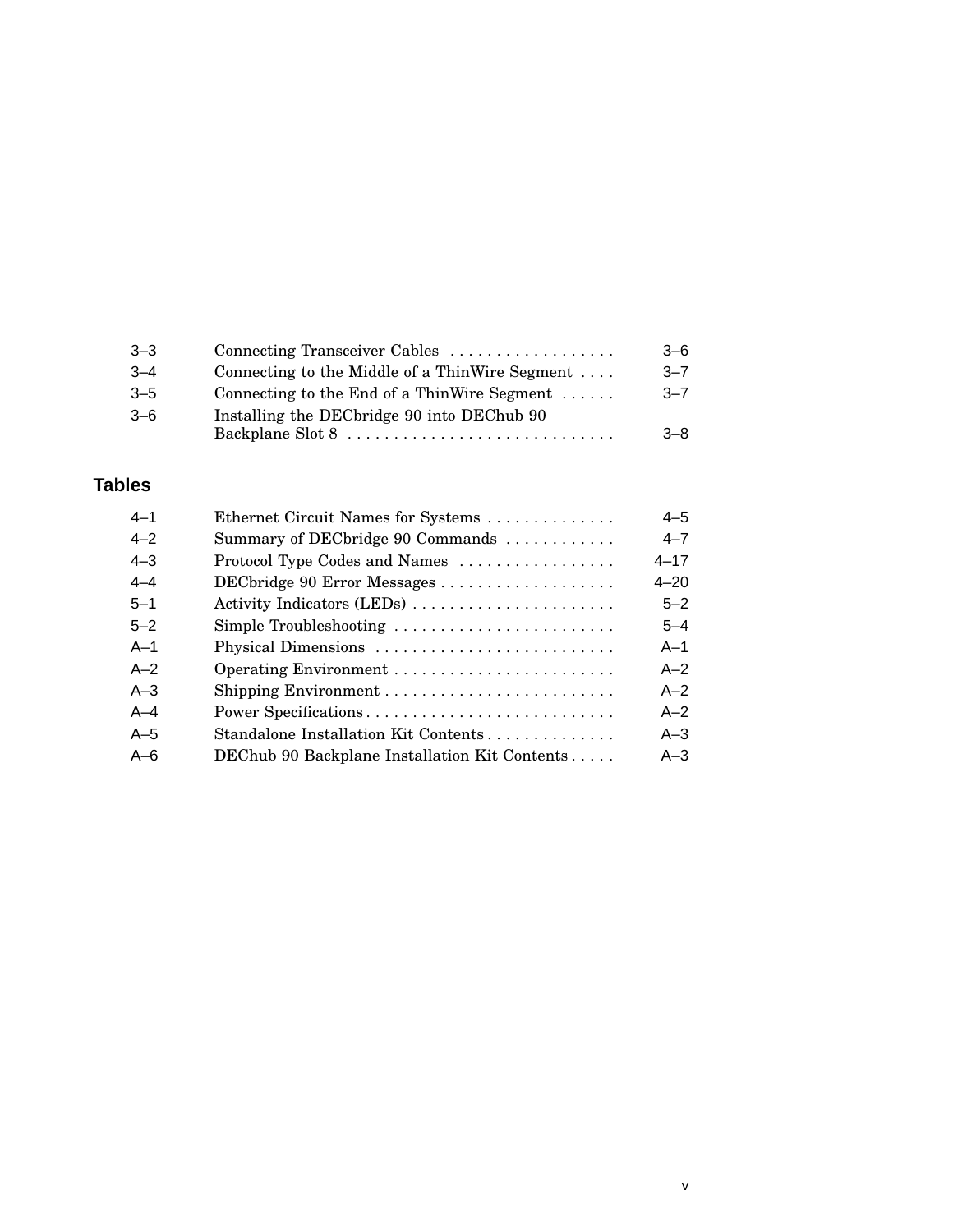| | | |
|---|---|---|
| 3–3 | Connecting Transceiver Cables | 3–6 |
| 3–4 | Connecting to the Middle of a ThinWire Segment | 3–7 |
| 3–5 | Connecting to the End of a ThinWire Segment | 3–7 |
| 3–6 | Installing the DECbridge 90 into DEChub 90 Backplane Slot 8 | 3–8 |

## Tables

| | | |
|---|---|---|
| 4–1 | Ethernet Circuit Names for Systems | 4–5 |
| 4–2 | Summary of DECbridge 90 Commands | 4–7 |
| 4–3 | Protocol Type Codes and Names | 4–17 |
| 4–4 | DECbridge 90 Error Messages | 4–20 |
| 5–1 | Activity Indicators (LEDs) | 5–2 |
| 5–2 | Simple Troubleshooting | 5–4 |
| A–1 | Physical Dimensions | A–1 |
| A–2 | Operating Environment | A–2 |
| A–3 | Shipping Environment | A–2 |
| A–4 | Power Specifications | A–2 |
| A–5 | Standalone Installation Kit Contents | A–3 |
| A–6 | DEChub 90 Backplane Installation Kit Contents | A–3 |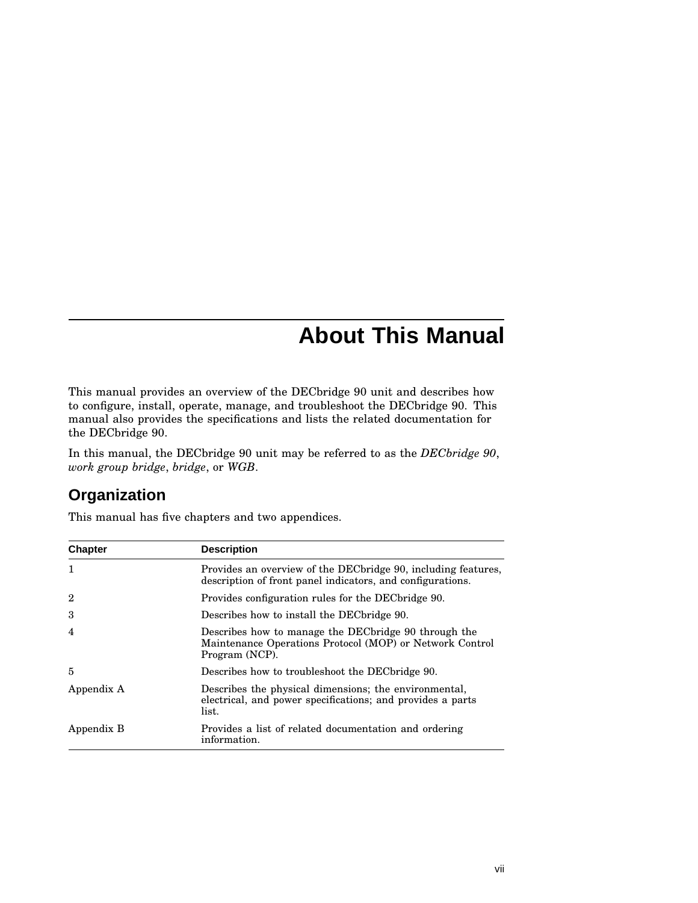# About This Manual

This manual provides an overview of the DECbridge 90 unit and describes how to configure, install, operate, manage, and troubleshoot the DECbridge 90. This manual also provides the specifications and lists the related documentation for the DECbridge 90.

In this manual, the DECbridge 90 unit may be referred to as the *DECbridge 90*, *work group bridge*, *bridge*, or *WGB*.

## Organization

This manual has five chapters and two appendices.

| Chapter | Description |
|---|---|
| 1 | Provides an overview of the DECbridge 90, including features, description of front panel indicators, and configurations. |
| 2 | Provides configuration rules for the DECbridge 90. |
| 3 | Describes how to install the DECbridge 90. |
| 4 | Describes how to manage the DECbridge 90 through the Maintenance Operations Protocol (MOP) or Network Control Program (NCP). |
| 5 | Describes how to troubleshoot the DECbridge 90. |
| Appendix A | Describes the physical dimensions; the environmental, electrical, and power specifications; and provides a parts list. |
| Appendix B | Provides a list of related documentation and ordering information. |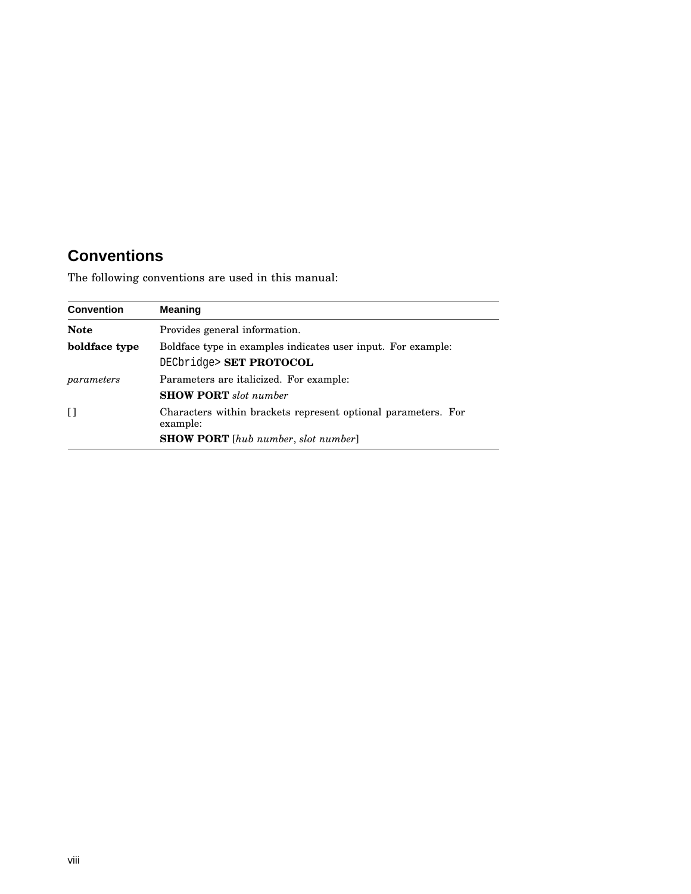## Conventions

The following conventions are used in this manual:

| Convention | Meaning |
| --- | --- |
| **Note** | Provides general information. |
| **boldface type** | Boldface type in examples indicates user input. For example:<br>`DECbridge>` **SET PROTOCOL** |
| *parameters* | Parameters are italicized. For example:<br>**SHOW PORT** *slot number* |
| [ ] | Characters within brackets represent optional parameters. For example:<br>**SHOW PORT** [*hub number*, *slot number*] |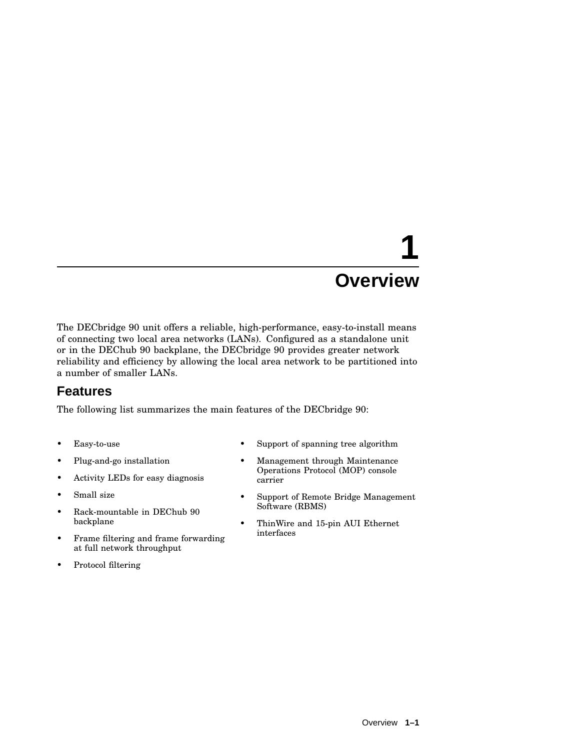# 1 Overview

The DECbridge 90 unit offers a reliable, high-performance, easy-to-install means of connecting two local area networks (LANs). Configured as a standalone unit or in the DEChub 90 backplane, the DECbridge 90 provides greater network reliability and efficiency by allowing the local area network to be partitioned into a number of smaller LANs.

## Features

The following list summarizes the main features of the DECbridge 90:

- Easy-to-use
- Plug-and-go installation
- Activity LEDs for easy diagnosis
- Small size
- Rack-mountable in DEChub 90 backplane
- Frame filtering and frame forwarding at full network throughput
- Protocol filtering
- Support of spanning tree algorithm
- Management through Maintenance Operations Protocol (MOP) console carrier
- Support of Remote Bridge Management Software (RBMS)
- ThinWire and 15-pin AUI Ethernet interfaces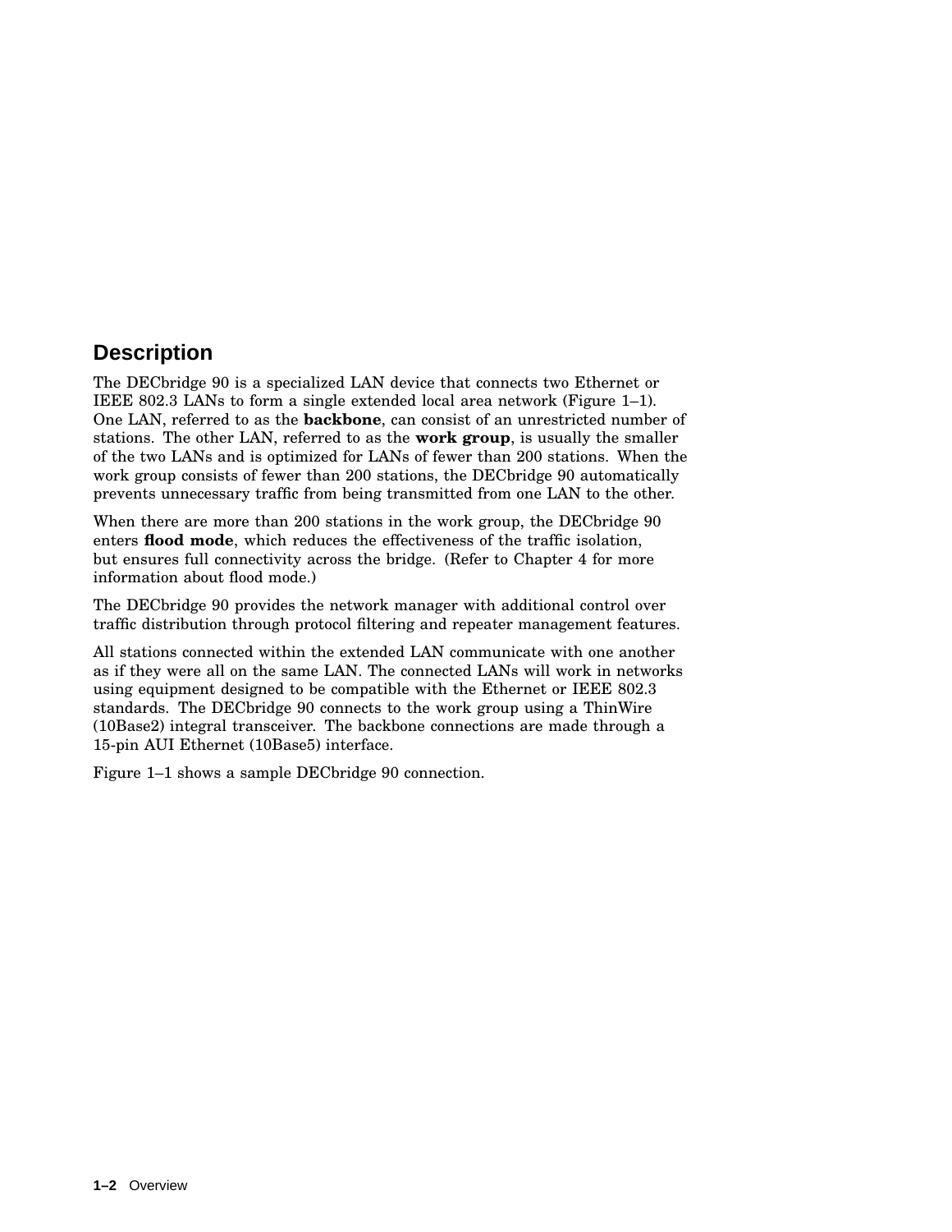## Description

The DECbridge 90 is a specialized LAN device that connects two Ethernet or IEEE 802.3 LANs to form a single extended local area network (Figure 1–1). One LAN, referred to as the **backbone**, can consist of an unrestricted number of stations. The other LAN, referred to as the **work group**, is usually the smaller of the two LANs and is optimized for LANs of fewer than 200 stations. When the work group consists of fewer than 200 stations, the DECbridge 90 automatically prevents unnecessary traffic from being transmitted from one LAN to the other.

When there are more than 200 stations in the work group, the DECbridge 90 enters **flood mode**, which reduces the effectiveness of the traffic isolation, but ensures full connectivity across the bridge. (Refer to Chapter 4 for more information about flood mode.)

The DECbridge 90 provides the network manager with additional control over traffic distribution through protocol filtering and repeater management features.

All stations connected within the extended LAN communicate with one another as if they were all on the same LAN. The connected LANs will work in networks using equipment designed to be compatible with the Ethernet or IEEE 802.3 standards. The DECbridge 90 connects to the work group using a ThinWire (10Base2) integral transceiver. The backbone connections are made through a 15-pin AUI Ethernet (10Base5) interface.

Figure 1–1 shows a sample DECbridge 90 connection.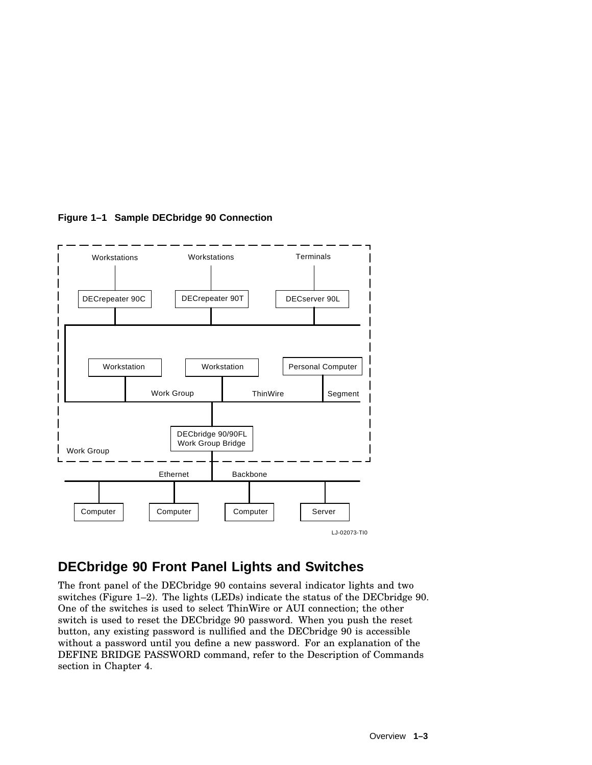**Figure 1–1 Sample DECbridge 90 Connection**

## DECbridge 90 Front Panel Lights and Switches

The front panel of the DECbridge 90 contains several indicator lights and two switches (Figure 1–2). The lights (LEDs) indicate the status of the DECbridge 90. One of the switches is used to select ThinWire or AUI connection; the other switch is used to reset the DECbridge 90 password. When you push the reset button, any existing password is nullified and the DECbridge 90 is accessible without a password until you define a new password. For an explanation of the DEFINE BRIDGE PASSWORD command, refer to the Description of Commands section in Chapter 4.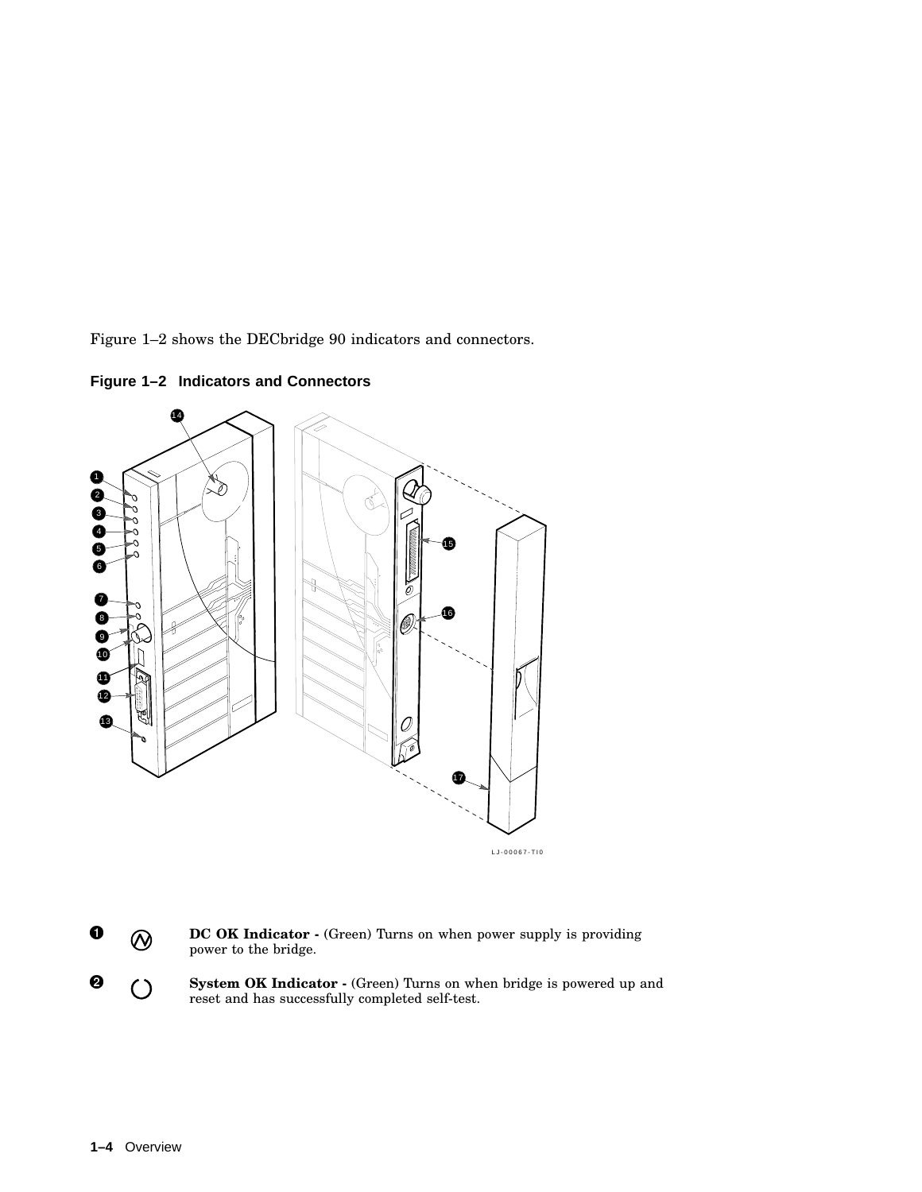Figure 1–2 shows the DECbridge 90 indicators and connectors.

**Figure 1–2 Indicators and Connectors**

LJ-00067-TI0

❶ **DC OK Indicator -** (Green) Turns on when power supply is providing power to the bridge.

❷ **System OK Indicator -** (Green) Turns on when bridge is powered up and reset and has successfully completed self-test.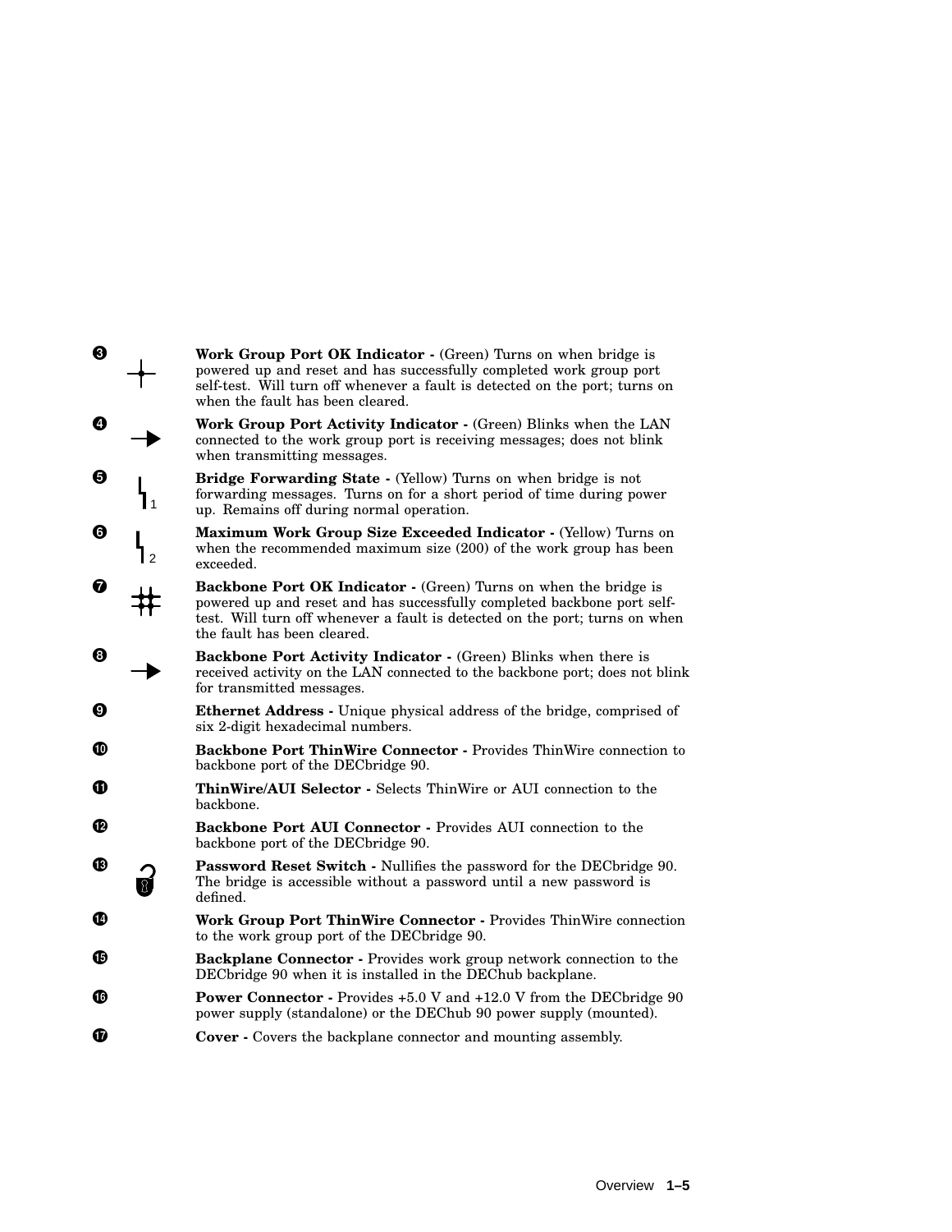❸ **Work Group Port OK Indicator -** (Green) Turns on when bridge is powered up and reset and has successfully completed work group port self-test. Will turn off whenever a fault is detected on the port; turns on when the fault has been cleared.

❹ **Work Group Port Activity Indicator -** (Green) Blinks when the LAN connected to the work group port is receiving messages; does not blink when transmitting messages.

❺ **Bridge Forwarding State -** (Yellow) Turns on when bridge is not forwarding messages. Turns on for a short period of time during power up. Remains off during normal operation.

❻ **Maximum Work Group Size Exceeded Indicator -** (Yellow) Turns on when the recommended maximum size (200) of the work group has been exceeded.

❼ **Backbone Port OK Indicator -** (Green) Turns on when the bridge is powered up and reset and has successfully completed backbone port self-test. Will turn off whenever a fault is detected on the port; turns on when the fault has been cleared.

❽ **Backbone Port Activity Indicator -** (Green) Blinks when there is received activity on the LAN connected to the backbone port; does not blink for transmitted messages.

❾ **Ethernet Address -** Unique physical address of the bridge, comprised of six 2-digit hexadecimal numbers.

❿ **Backbone Port ThinWire Connector -** Provides ThinWire connection to backbone port of the DECbridge 90.

⓫ **ThinWire/AUI Selector -** Selects ThinWire or AUI connection to the backbone.

⓬ **Backbone Port AUI Connector -** Provides AUI connection to the backbone port of the DECbridge 90.

⓭ **Password Reset Switch -** Nullifies the password for the DECbridge 90. The bridge is accessible without a password until a new password is defined.

⓮ **Work Group Port ThinWire Connector -** Provides ThinWire connection to the work group port of the DECbridge 90.

⓯ **Backplane Connector -** Provides work group network connection to the DECbridge 90 when it is installed in the DEChub backplane.

⓰ **Power Connector -** Provides +5.0 V and +12.0 V from the DECbridge 90 power supply (standalone) or the DEChub 90 power supply (mounted).

⓱ **Cover -** Covers the backplane connector and mounting assembly.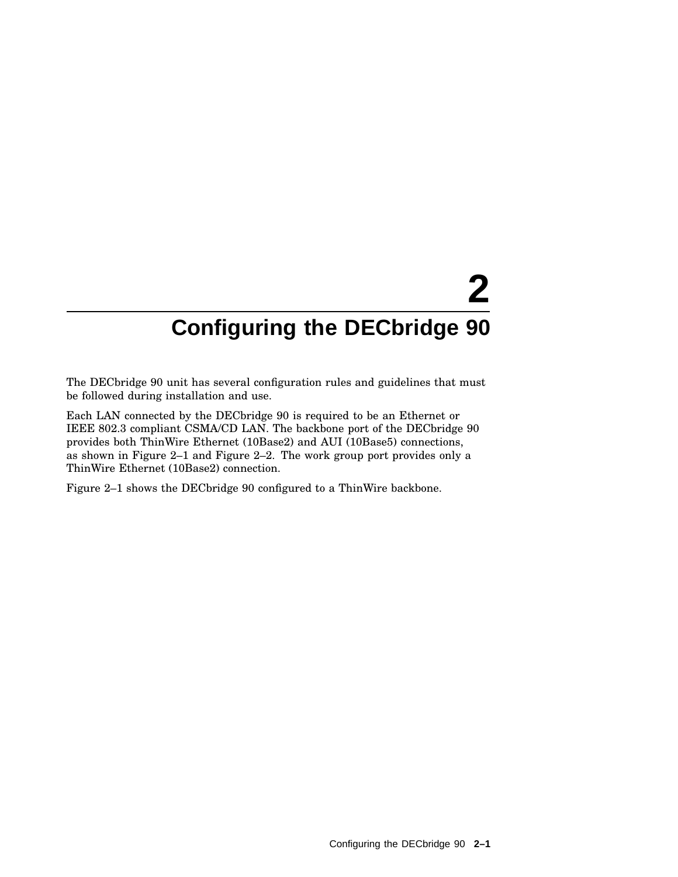# 2 Configuring the DECbridge 90

The DECbridge 90 unit has several configuration rules and guidelines that must be followed during installation and use.

Each LAN connected by the DECbridge 90 is required to be an Ethernet or IEEE 802.3 compliant CSMA/CD LAN. The backbone port of the DECbridge 90 provides both ThinWire Ethernet (10Base2) and AUI (10Base5) connections, as shown in Figure 2–1 and Figure 2–2. The work group port provides only a ThinWire Ethernet (10Base2) connection.

Figure 2–1 shows the DECbridge 90 configured to a ThinWire backbone.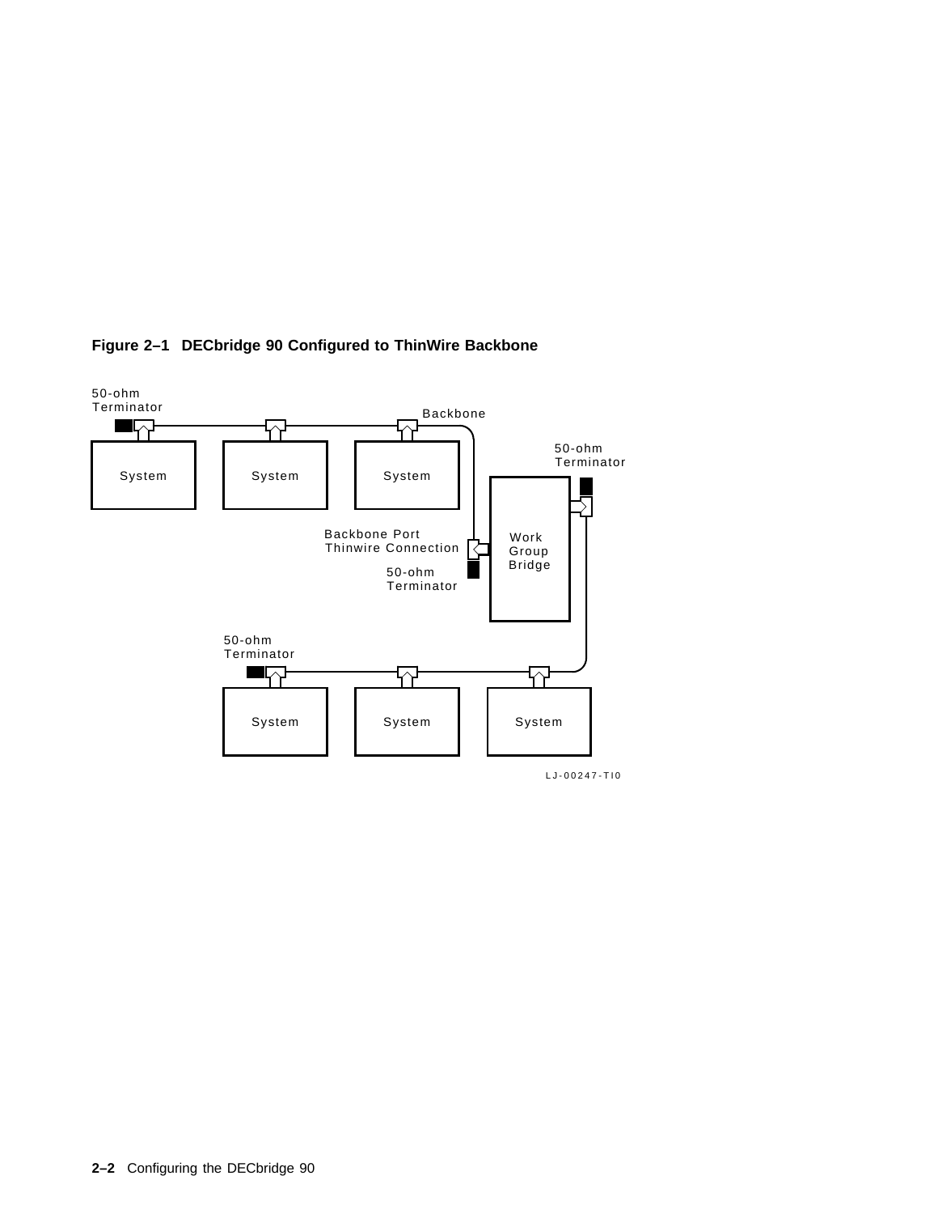**Figure 2–1 DECbridge 90 Configured to ThinWire Backbone**

50-ohm Terminator

Backbone

System

System

System

50-ohm Terminator

Work Group Bridge

Backbone Port Thinwire Connection

50-ohm Terminator

50-ohm Terminator

System

System

System

LJ-00247-TI0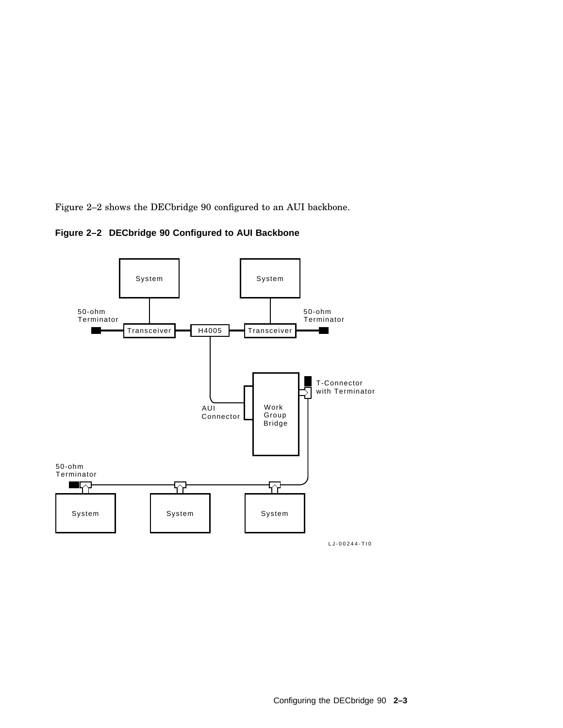Figure 2–2 shows the DECbridge 90 configured to an AUI backbone.

**Figure 2–2 DECbridge 90 Configured to AUI Backbone**

System

System

50-ohm Terminator

Transceiver

H4005

Transceiver

50-ohm Terminator

T-Connector with Terminator

AUI Connector

Work Group Bridge

50-ohm Terminator

System

System

System

LJ-00244-TI0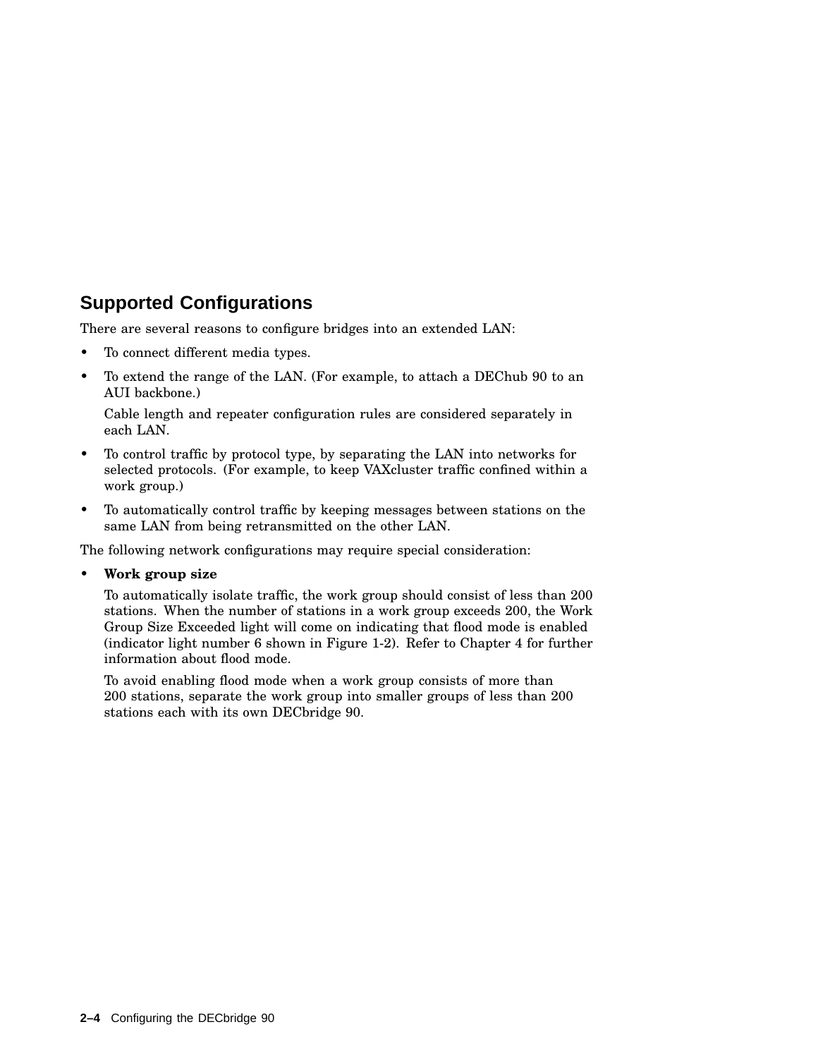## Supported Configurations

There are several reasons to configure bridges into an extended LAN:

- To connect different media types.
- To extend the range of the LAN. (For example, to attach a DEChub 90 to an AUI backbone.)

  Cable length and repeater configuration rules are considered separately in each LAN.
- To control traffic by protocol type, by separating the LAN into networks for selected protocols. (For example, to keep VAXcluster traffic confined within a work group.)
- To automatically control traffic by keeping messages between stations on the same LAN from being retransmitted on the other LAN.

The following network configurations may require special consideration:

- **Work group size**

  To automatically isolate traffic, the work group should consist of less than 200 stations. When the number of stations in a work group exceeds 200, the Work Group Size Exceeded light will come on indicating that flood mode is enabled (indicator light number 6 shown in Figure 1-2). Refer to Chapter 4 for further information about flood mode.

  To avoid enabling flood mode when a work group consists of more than 200 stations, separate the work group into smaller groups of less than 200 stations each with its own DECbridge 90.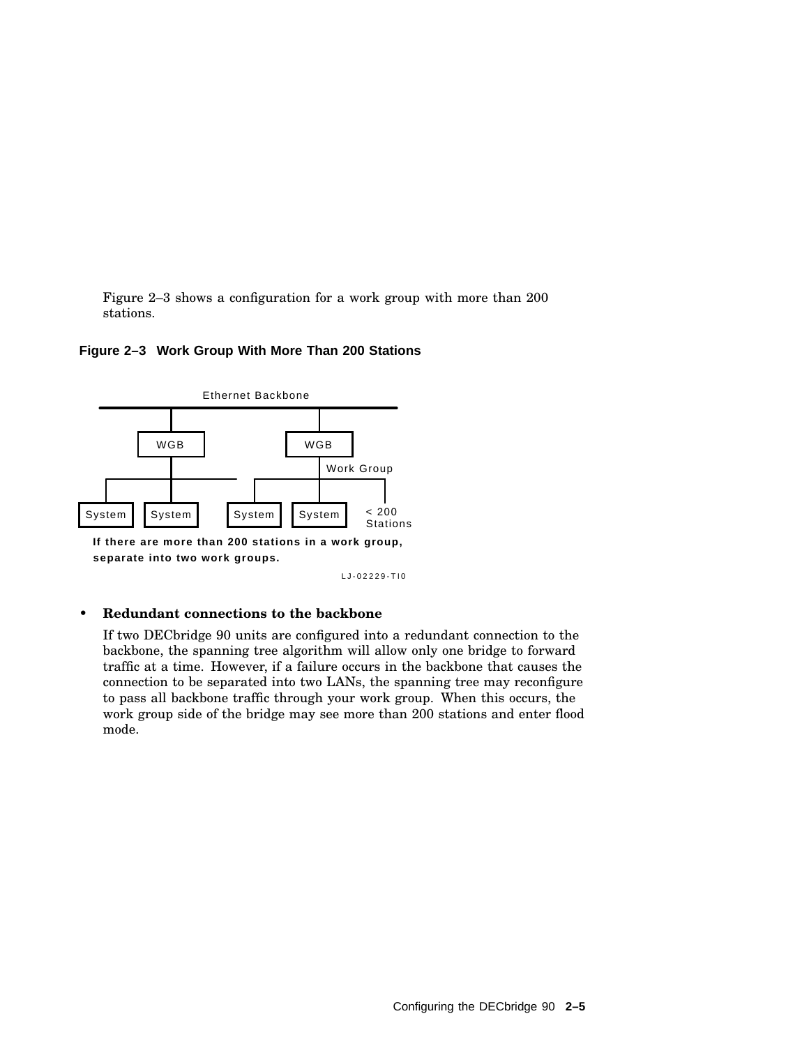Figure 2–3 shows a configuration for a work group with more than 200 stations.

**Figure 2–3 Work Group With More Than 200 Stations**

Ethernet Backbone

WGB WGB

Work Group

System System System System < 200 Stations

**If there are more than 200 stations in a work group, separate into two work groups.**

LJ-02229-TI0

- **Redundant connections to the backbone**

  If two DECbridge 90 units are configured into a redundant connection to the backbone, the spanning tree algorithm will allow only one bridge to forward traffic at a time. However, if a failure occurs in the backbone that causes the connection to be separated into two LANs, the spanning tree may reconfigure to pass all backbone traffic through your work group. When this occurs, the work group side of the bridge may see more than 200 stations and enter flood mode.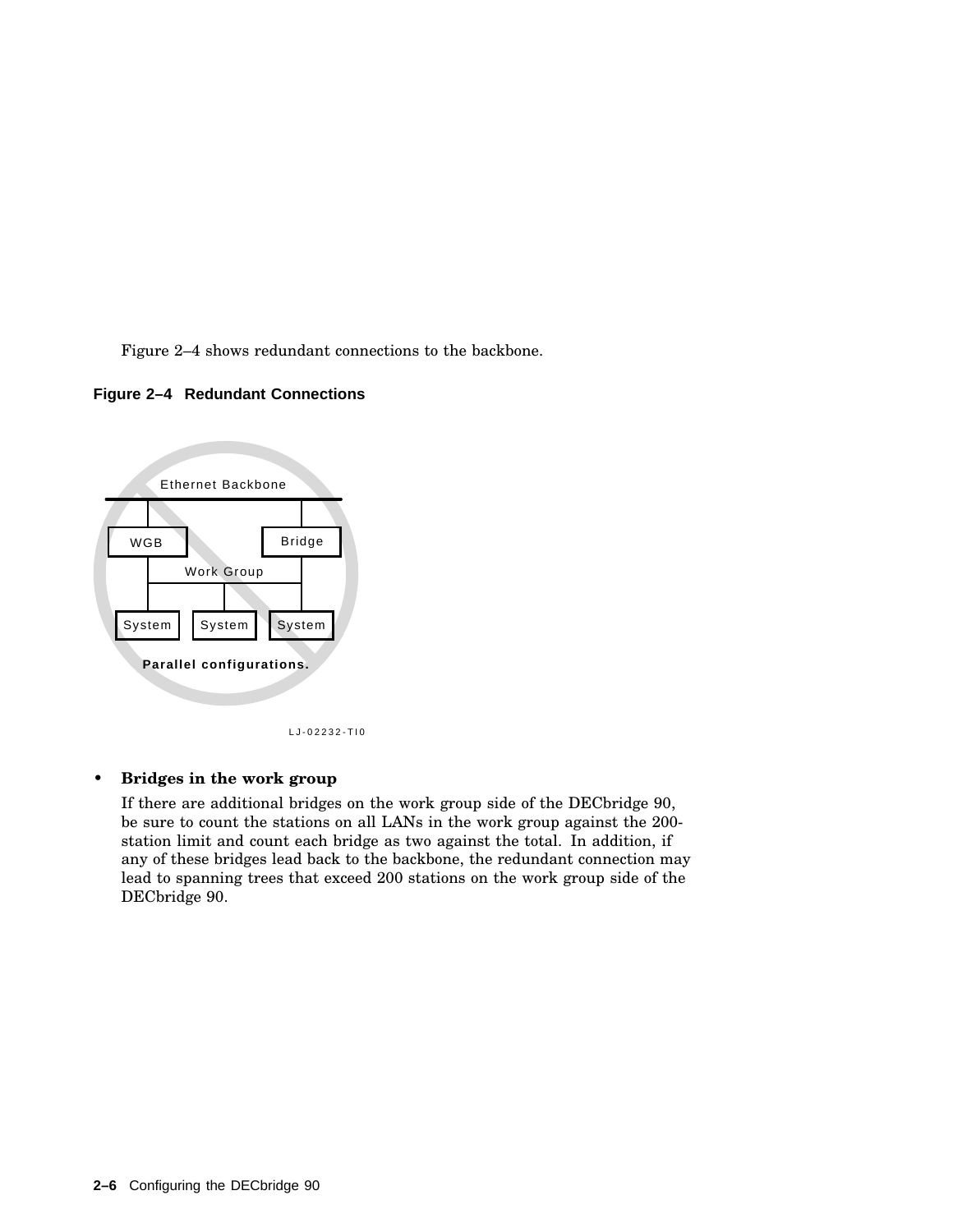Figure 2–4 shows redundant connections to the backbone.

**Figure 2–4 Redundant Connections**

Ethernet Backbone

WGB

Bridge

Work Group

System System System

**Parallel configurations.**

LJ-02232-TI0

- **Bridges in the work group**

  If there are additional bridges on the work group side of the DECbridge 90, be sure to count the stations on all LANs in the work group against the 200-station limit and count each bridge as two against the total. In addition, if any of these bridges lead back to the backbone, the redundant connection may lead to spanning trees that exceed 200 stations on the work group side of the DECbridge 90.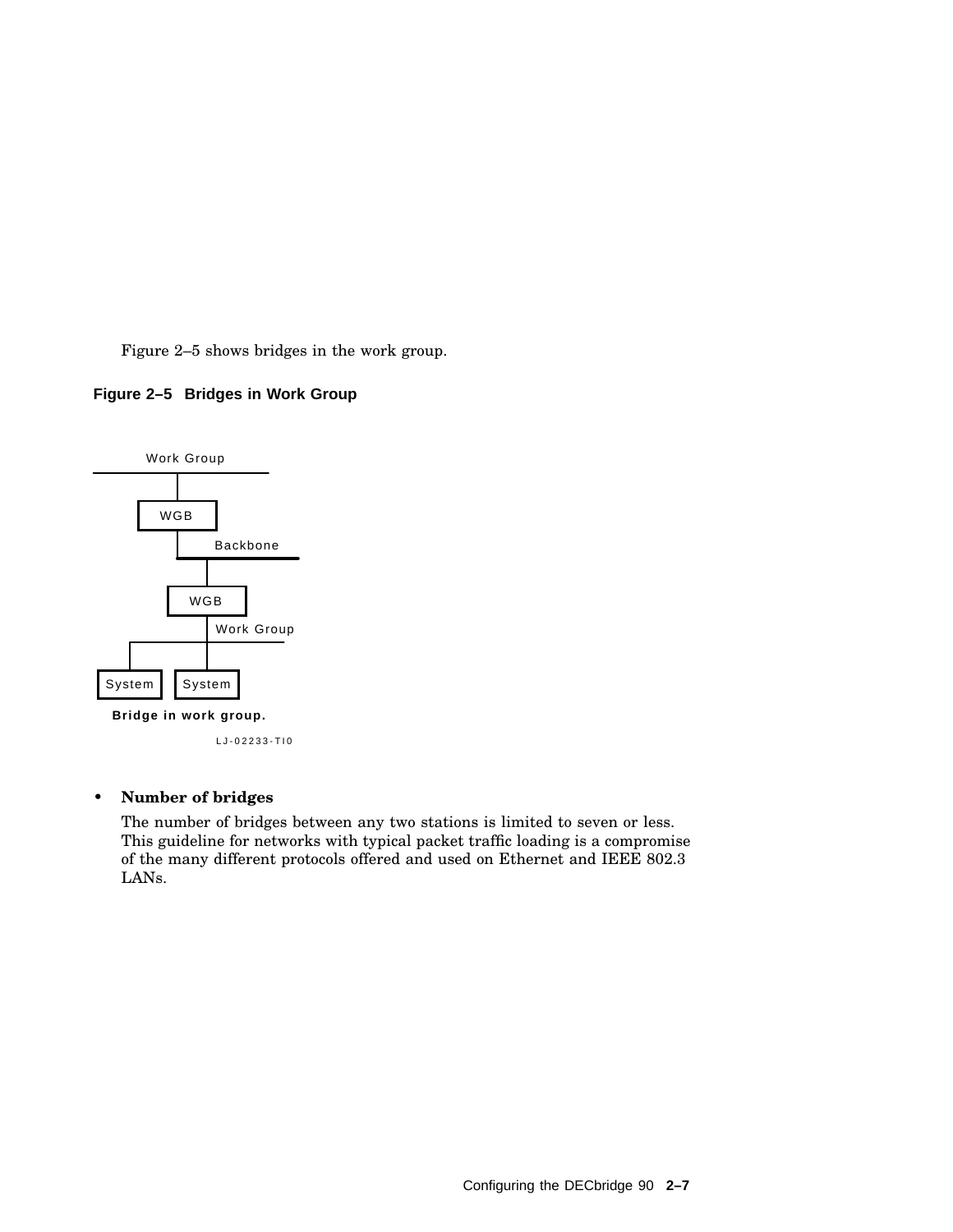Figure 2–5 shows bridges in the work group.

**Figure 2–5 Bridges in Work Group**

Bridge in work group.

LJ-02233-TI0

- **Number of bridges**

  The number of bridges between any two stations is limited to seven or less. This guideline for networks with typical packet traffic loading is a compromise of the many different protocols offered and used on Ethernet and IEEE 802.3 LANs.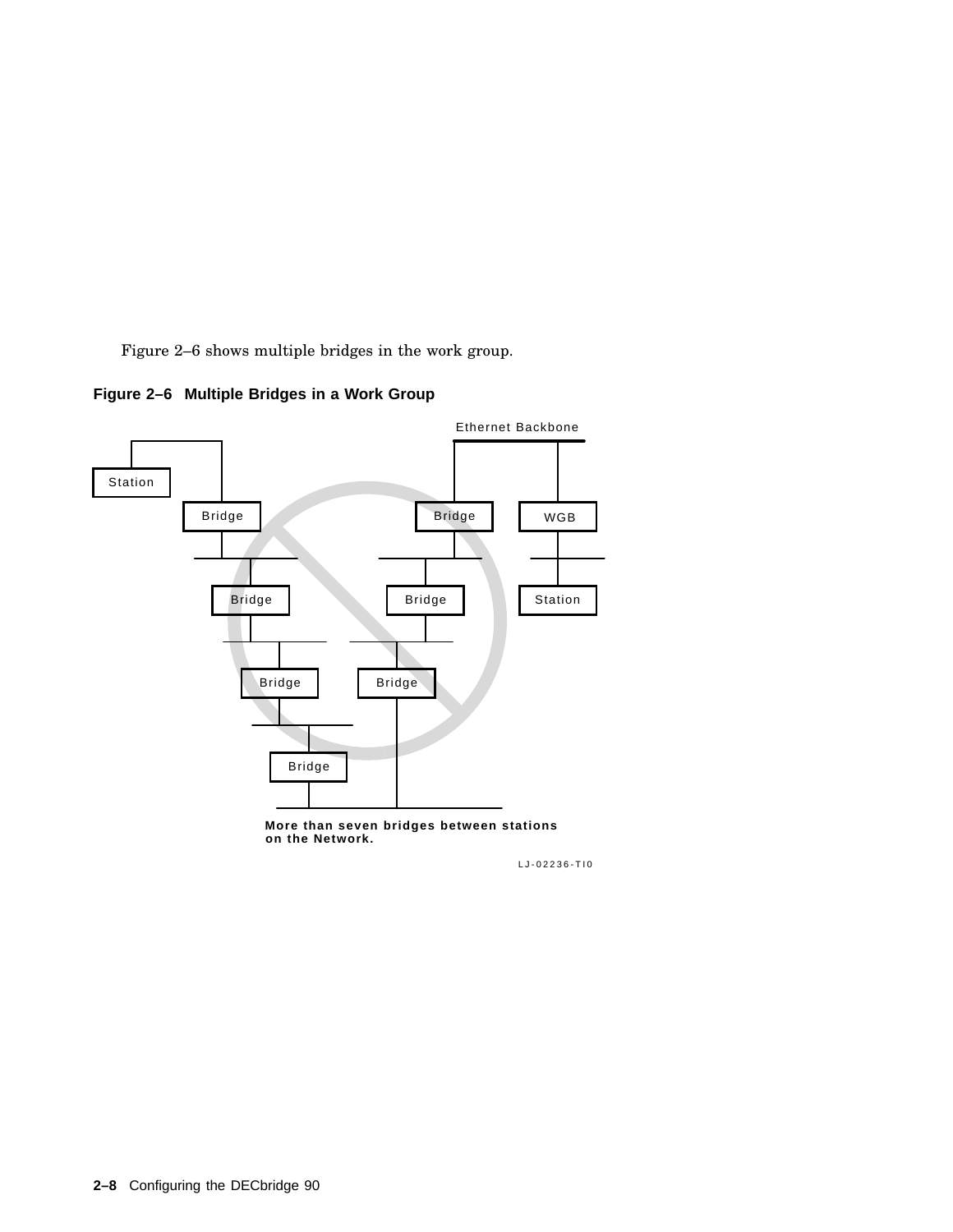Figure 2–6 shows multiple bridges in the work group.

**Figure 2–6 Multiple Bridges in a Work Group**

Ethernet Backbone

Station

Bridge

Bridge

WGB

Bridge

Bridge

Station

Bridge

Bridge

Bridge

**More than seven bridges between stations on the Network.**

LJ-02236-TI0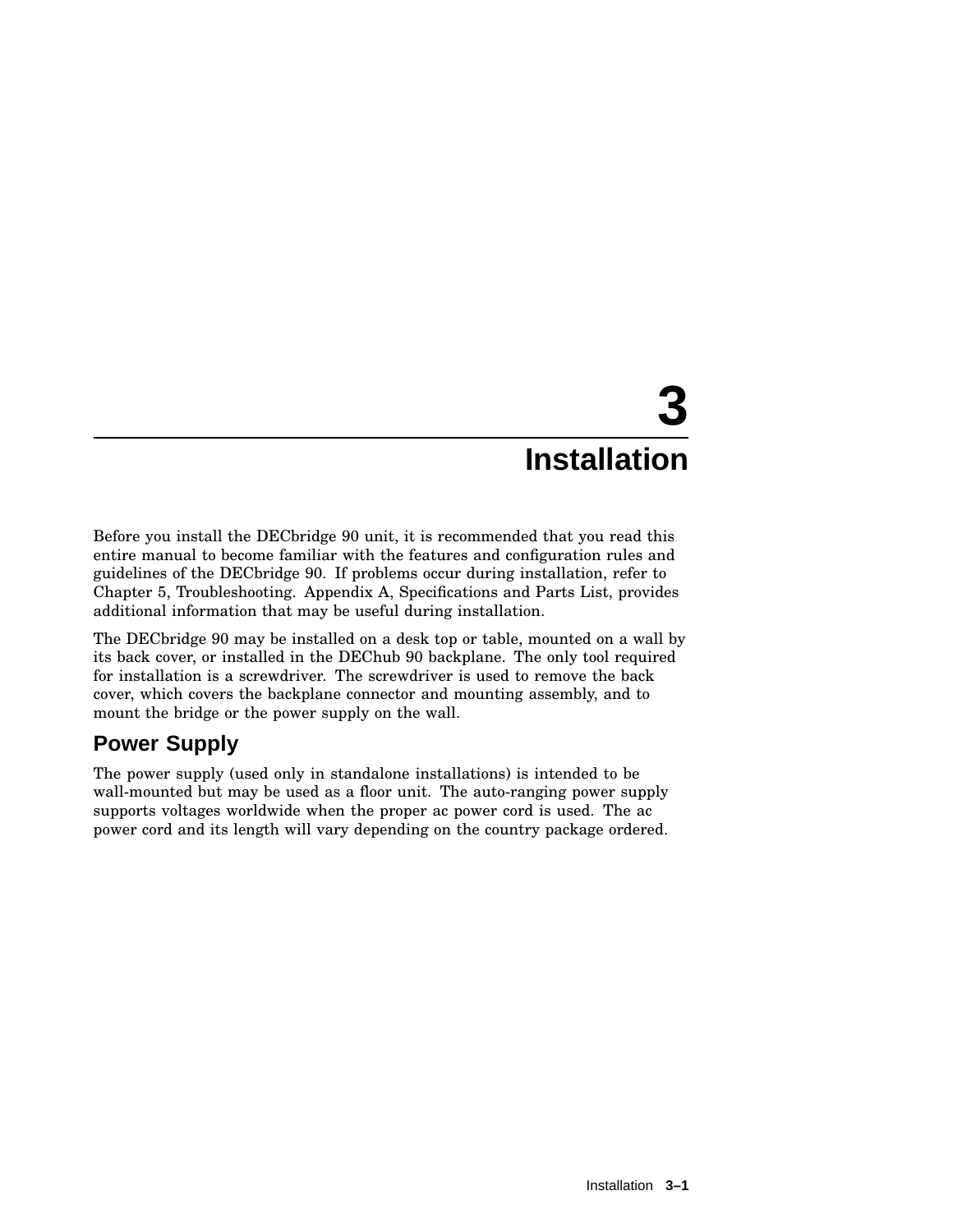# 3 Installation

Before you install the DECbridge 90 unit, it is recommended that you read this entire manual to become familiar with the features and configuration rules and guidelines of the DECbridge 90. If problems occur during installation, refer to Chapter 5, Troubleshooting. Appendix A, Specifications and Parts List, provides additional information that may be useful during installation.

The DECbridge 90 may be installed on a desk top or table, mounted on a wall by its back cover, or installed in the DEChub 90 backplane. The only tool required for installation is a screwdriver. The screwdriver is used to remove the back cover, which covers the backplane connector and mounting assembly, and to mount the bridge or the power supply on the wall.

## Power Supply

The power supply (used only in standalone installations) is intended to be wall-mounted but may be used as a floor unit. The auto-ranging power supply supports voltages worldwide when the proper ac power cord is used. The ac power cord and its length will vary depending on the country package ordered.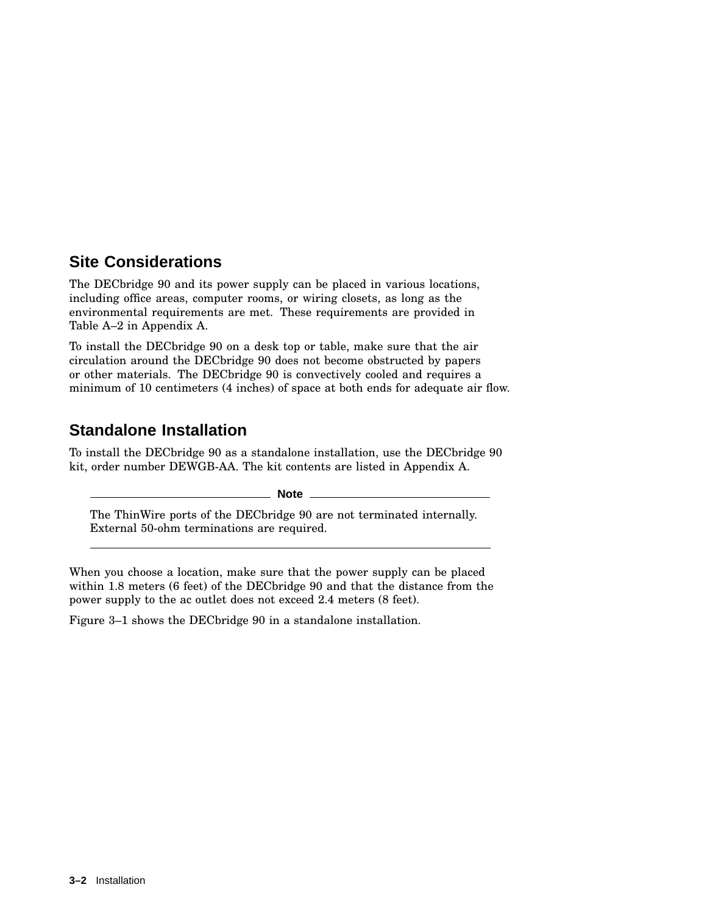## Site Considerations

The DECbridge 90 and its power supply can be placed in various locations, including office areas, computer rooms, or wiring closets, as long as the environmental requirements are met. These requirements are provided in Table A–2 in Appendix A.

To install the DECbridge 90 on a desk top or table, make sure that the air circulation around the DECbridge 90 does not become obstructed by papers or other materials. The DECbridge 90 is convectively cooled and requires a minimum of 10 centimeters (4 inches) of space at both ends for adequate air flow.

## Standalone Installation

To install the DECbridge 90 as a standalone installation, use the DECbridge 90 kit, order number DEWGB-AA. The kit contents are listed in Appendix A.

---

**Note**

The ThinWire ports of the DECbridge 90 are not terminated internally. External 50-ohm terminations are required.

---

When you choose a location, make sure that the power supply can be placed within 1.8 meters (6 feet) of the DECbridge 90 and that the distance from the power supply to the ac outlet does not exceed 2.4 meters (8 feet).

Figure 3–1 shows the DECbridge 90 in a standalone installation.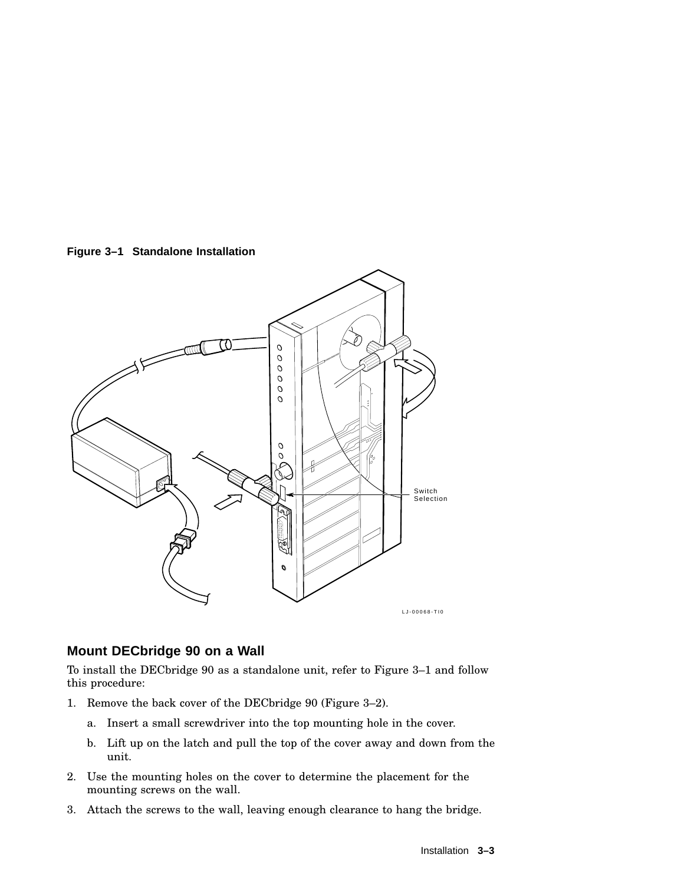**Figure 3–1 Standalone Installation**

## Mount DECbridge 90 on a Wall

To install the DECbridge 90 as a standalone unit, refer to Figure 3–1 and follow this procedure:

1. Remove the back cover of the DECbridge 90 (Figure 3–2).
   a. Insert a small screwdriver into the top mounting hole in the cover.
   b. Lift up on the latch and pull the top of the cover away and down from the unit.
2. Use the mounting holes on the cover to determine the placement for the mounting screws on the wall.
3. Attach the screws to the wall, leaving enough clearance to hang the bridge.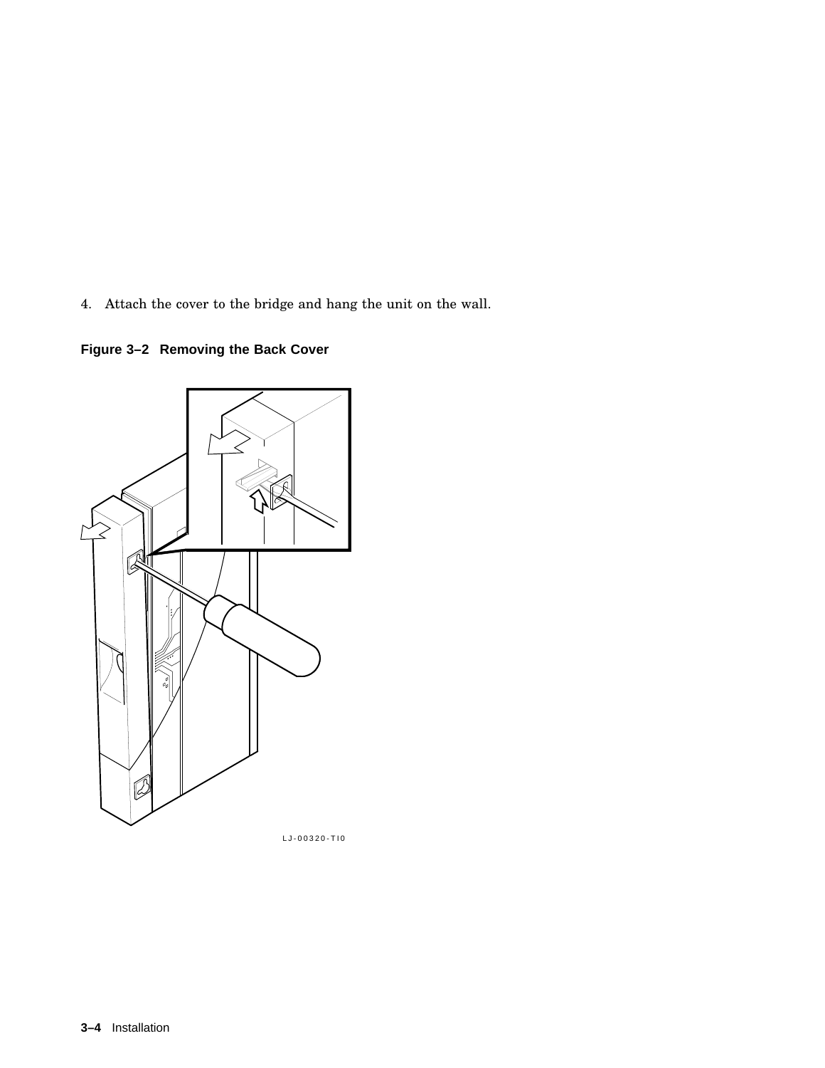4. Attach the cover to the bridge and hang the unit on the wall.

**Figure 3–2 Removing the Back Cover**

LJ-00320-TI0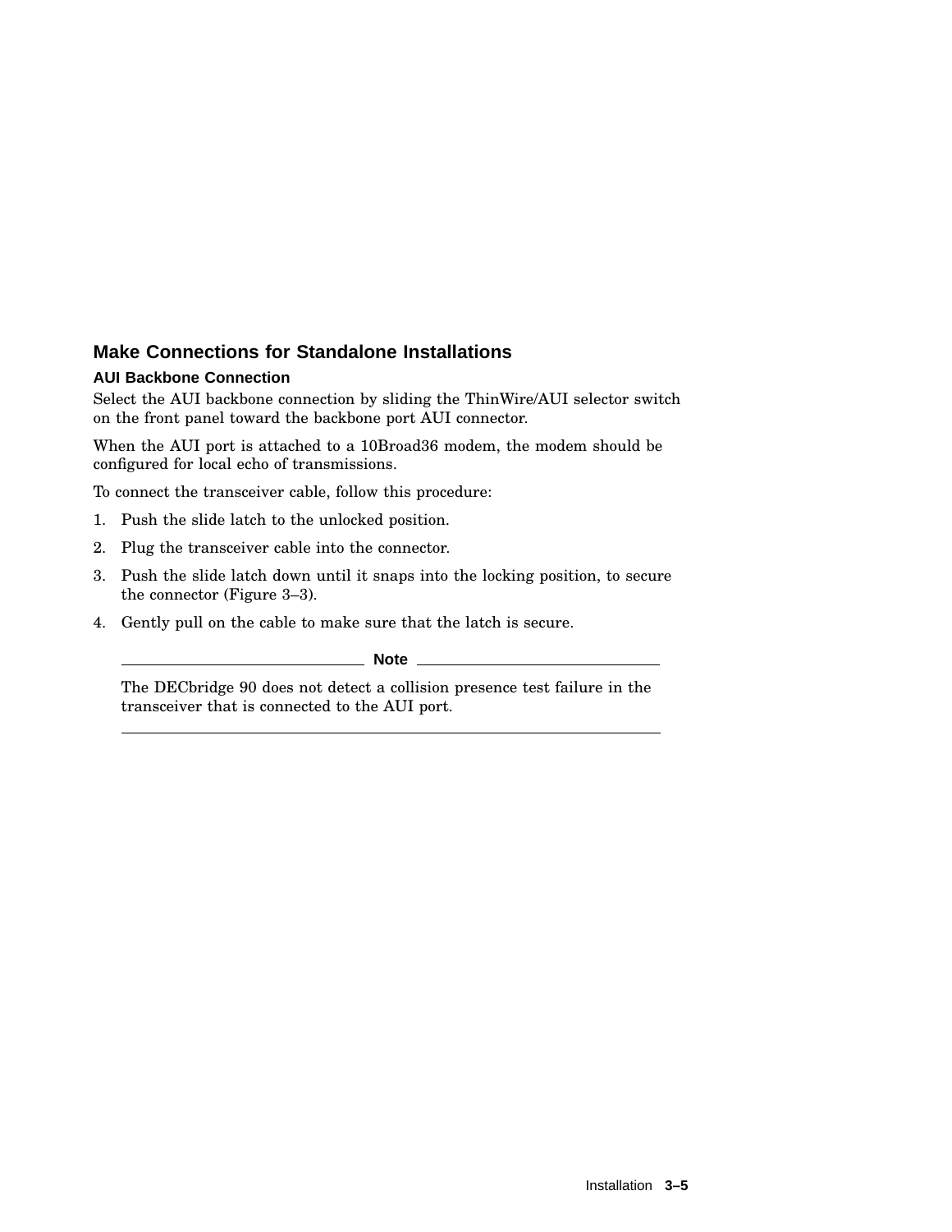## Make Connections for Standalone Installations

### AUI Backbone Connection

Select the AUI backbone connection by sliding the ThinWire/AUI selector switch on the front panel toward the backbone port AUI connector.

When the AUI port is attached to a 10Broad36 modem, the modem should be configured for local echo of transmissions.

To connect the transceiver cable, follow this procedure:

1. Push the slide latch to the unlocked position.
2. Plug the transceiver cable into the connector.
3. Push the slide latch down until it snaps into the locking position, to secure the connector (Figure 3–3).
4. Gently pull on the cable to make sure that the latch is secure.

---

**Note**

The DECbridge 90 does not detect a collision presence test failure in the transceiver that is connected to the AUI port.

---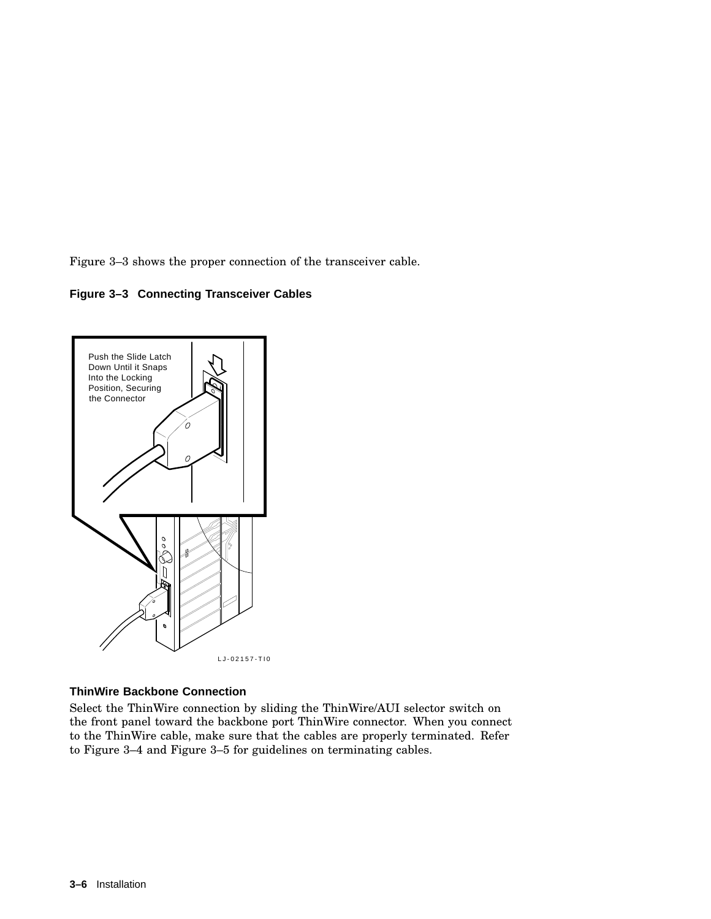Figure 3–3 shows the proper connection of the transceiver cable.

**Figure 3–3 Connecting Transceiver Cables**

### ThinWire Backbone Connection

Select the ThinWire connection by sliding the ThinWire/AUI selector switch on the front panel toward the backbone port ThinWire connector. When you connect to the ThinWire cable, make sure that the cables are properly terminated. Refer to Figure 3–4 and Figure 3–5 for guidelines on terminating cables.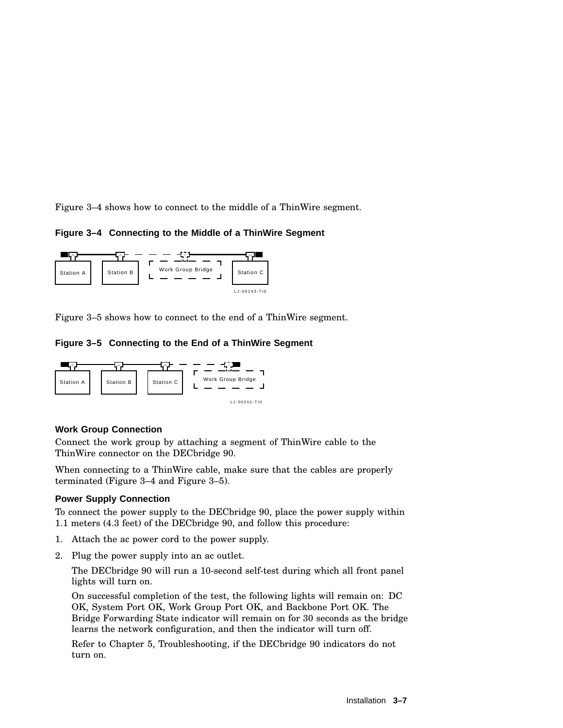Figure 3–4 shows how to connect to the middle of a ThinWire segment.

**Figure 3–4 Connecting to the Middle of a ThinWire Segment**

Station A Station B Work Group Bridge Station C

LJ-00243-TI0

Figure 3–5 shows how to connect to the end of a ThinWire segment.

**Figure 3–5 Connecting to the End of a ThinWire Segment**

Station A Station B Station C Work Group Bridge

LJ-00242-TI0

### Work Group Connection

Connect the work group by attaching a segment of ThinWire cable to the ThinWire connector on the DECbridge 90.

When connecting to a ThinWire cable, make sure that the cables are properly terminated (Figure 3–4 and Figure 3–5).

### Power Supply Connection

To connect the power supply to the DECbridge 90, place the power supply within 1.1 meters (4.3 feet) of the DECbridge 90, and follow this procedure:

1. Attach the ac power cord to the power supply.
2. Plug the power supply into an ac outlet.

   The DECbridge 90 will run a 10-second self-test during which all front panel lights will turn on.

   On successful completion of the test, the following lights will remain on: DC OK, System Port OK, Work Group Port OK, and Backbone Port OK. The Bridge Forwarding State indicator will remain on for 30 seconds as the bridge learns the network configuration, and then the indicator will turn off.

   Refer to Chapter 5, Troubleshooting, if the DECbridge 90 indicators do not turn on.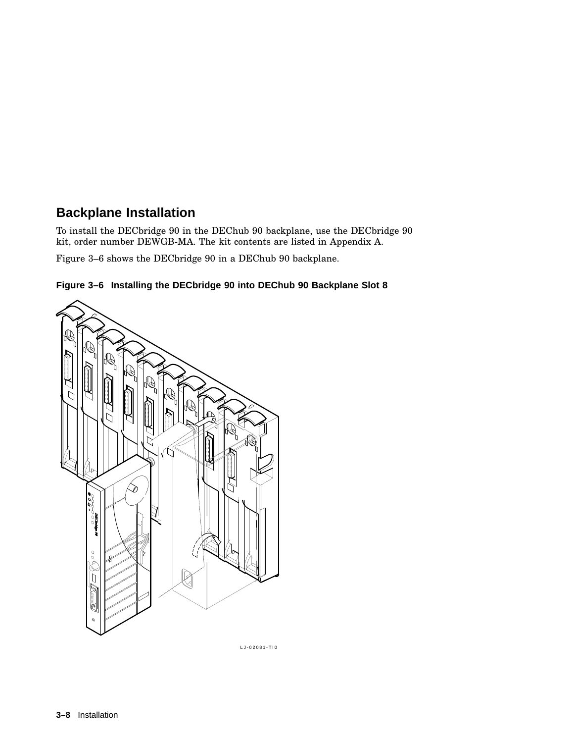## Backplane Installation

To install the DECbridge 90 in the DEChub 90 backplane, use the DECbridge 90 kit, order number DEWGB-MA. The kit contents are listed in Appendix A.

Figure 3–6 shows the DECbridge 90 in a DEChub 90 backplane.

**Figure 3–6 Installing the DECbridge 90 into DEChub 90 Backplane Slot 8**

LJ-02081-TI0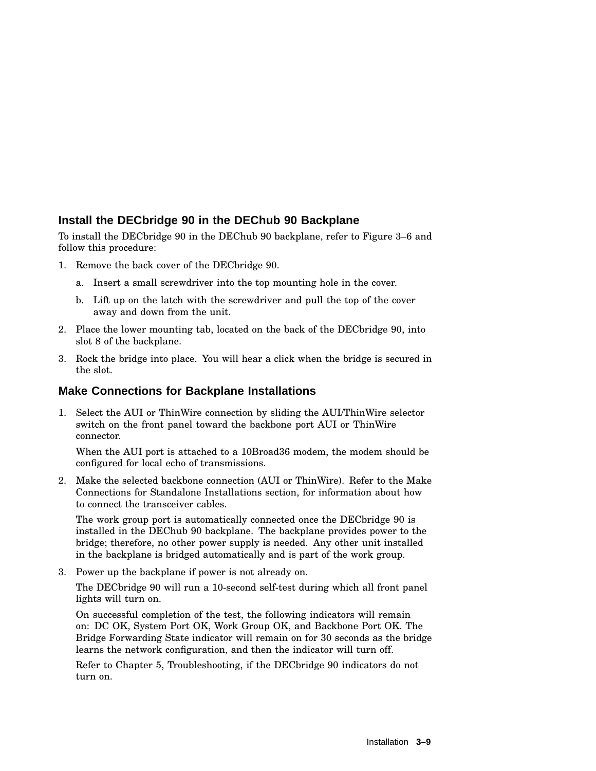### Install the DECbridge 90 in the DEChub 90 Backplane

To install the DECbridge 90 in the DEChub 90 backplane, refer to Figure 3–6 and follow this procedure:

1. Remove the back cover of the DECbridge 90.
   a. Insert a small screwdriver into the top mounting hole in the cover.
   b. Lift up on the latch with the screwdriver and pull the top of the cover away and down from the unit.
2. Place the lower mounting tab, located on the back of the DECbridge 90, into slot 8 of the backplane.
3. Rock the bridge into place. You will hear a click when the bridge is secured in the slot.

### Make Connections for Backplane Installations

1. Select the AUI or ThinWire connection by sliding the AUI/ThinWire selector switch on the front panel toward the backbone port AUI or ThinWire connector.

   When the AUI port is attached to a 10Broad36 modem, the modem should be configured for local echo of transmissions.

2. Make the selected backbone connection (AUI or ThinWire). Refer to the Make Connections for Standalone Installations section, for information about how to connect the transceiver cables.

   The work group port is automatically connected once the DECbridge 90 is installed in the DEChub 90 backplane. The backplane provides power to the bridge; therefore, no other power supply is needed. Any other unit installed in the backplane is bridged automatically and is part of the work group.

3. Power up the backplane if power is not already on.

   The DECbridge 90 will run a 10-second self-test during which all front panel lights will turn on.

   On successful completion of the test, the following indicators will remain on: DC OK, System Port OK, Work Group OK, and Backbone Port OK. The Bridge Forwarding State indicator will remain on for 30 seconds as the bridge learns the network configuration, and then the indicator will turn off.

   Refer to Chapter 5, Troubleshooting, if the DECbridge 90 indicators do not turn on.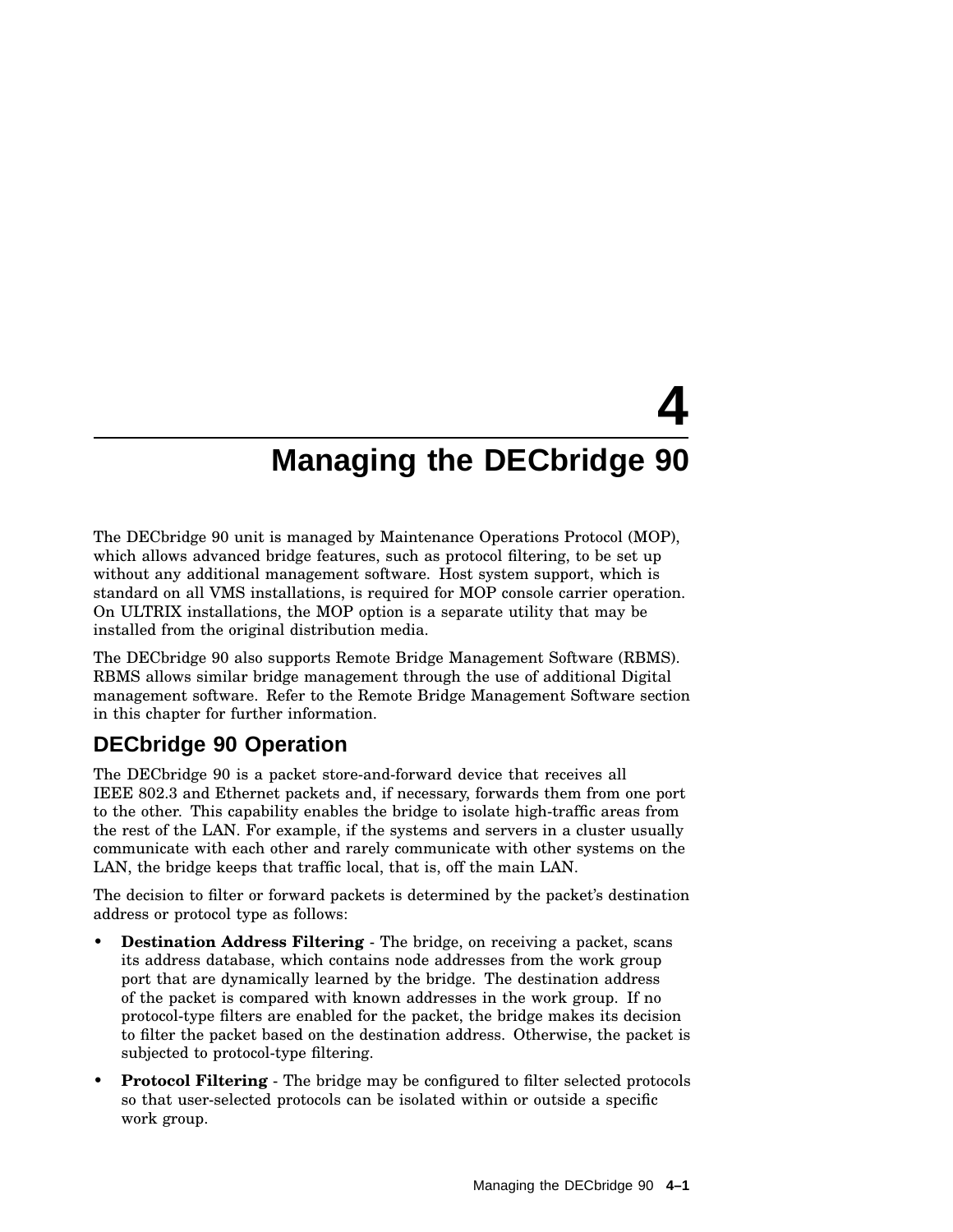# 4 Managing the DECbridge 90

The DECbridge 90 unit is managed by Maintenance Operations Protocol (MOP), which allows advanced bridge features, such as protocol filtering, to be set up without any additional management software. Host system support, which is standard on all VMS installations, is required for MOP console carrier operation. On ULTRIX installations, the MOP option is a separate utility that may be installed from the original distribution media.

The DECbridge 90 also supports Remote Bridge Management Software (RBMS). RBMS allows similar bridge management through the use of additional Digital management software. Refer to the Remote Bridge Management Software section in this chapter for further information.

## DECbridge 90 Operation

The DECbridge 90 is a packet store-and-forward device that receives all IEEE 802.3 and Ethernet packets and, if necessary, forwards them from one port to the other. This capability enables the bridge to isolate high-traffic areas from the rest of the LAN. For example, if the systems and servers in a cluster usually communicate with each other and rarely communicate with other systems on the LAN, the bridge keeps that traffic local, that is, off the main LAN.

The decision to filter or forward packets is determined by the packet's destination address or protocol type as follows:

- **Destination Address Filtering** - The bridge, on receiving a packet, scans its address database, which contains node addresses from the work group port that are dynamically learned by the bridge. The destination address of the packet is compared with known addresses in the work group. If no protocol-type filters are enabled for the packet, the bridge makes its decision to filter the packet based on the destination address. Otherwise, the packet is subjected to protocol-type filtering.
- **Protocol Filtering** - The bridge may be configured to filter selected protocols so that user-selected protocols can be isolated within or outside a specific work group.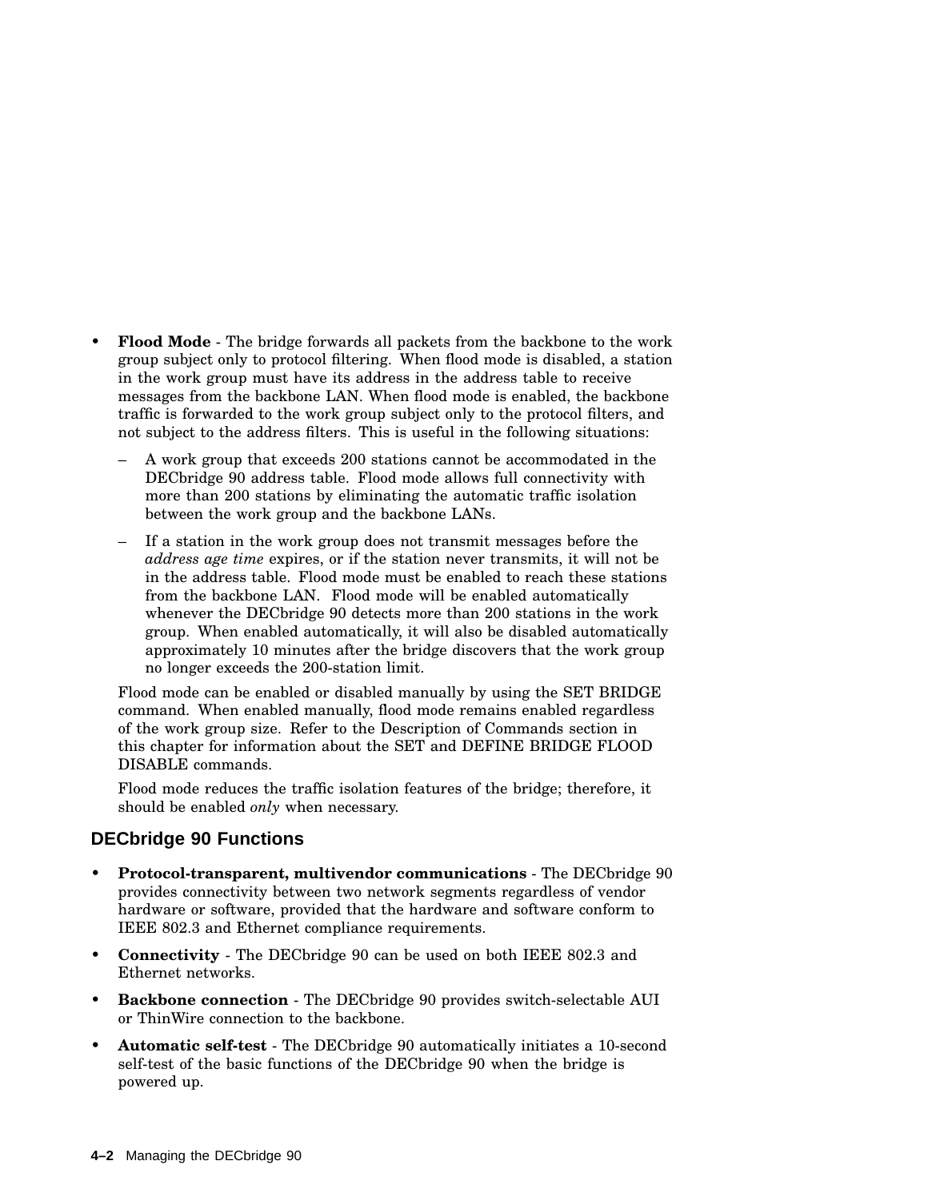- **Flood Mode** - The bridge forwards all packets from the backbone to the work group subject only to protocol filtering. When flood mode is disabled, a station in the work group must have its address in the address table to receive messages from the backbone LAN. When flood mode is enabled, the backbone traffic is forwarded to the work group subject only to the protocol filters, and not subject to the address filters. This is useful in the following situations:

  – A work group that exceeds 200 stations cannot be accommodated in the DECbridge 90 address table. Flood mode allows full connectivity with more than 200 stations by eliminating the automatic traffic isolation between the work group and the backbone LANs.

  – If a station in the work group does not transmit messages before the *address age time* expires, or if the station never transmits, it will not be in the address table. Flood mode must be enabled to reach these stations from the backbone LAN. Flood mode will be enabled automatically whenever the DECbridge 90 detects more than 200 stations in the work group. When enabled automatically, it will also be disabled automatically approximately 10 minutes after the bridge discovers that the work group no longer exceeds the 200-station limit.

  Flood mode can be enabled or disabled manually by using the SET BRIDGE command. When enabled manually, flood mode remains enabled regardless of the work group size. Refer to the Description of Commands section in this chapter for information about the SET and DEFINE BRIDGE FLOOD DISABLE commands.

  Flood mode reduces the traffic isolation features of the bridge; therefore, it should be enabled *only* when necessary.

### DECbridge 90 Functions

- **Protocol-transparent, multivendor communications** - The DECbridge 90 provides connectivity between two network segments regardless of vendor hardware or software, provided that the hardware and software conform to IEEE 802.3 and Ethernet compliance requirements.
- **Connectivity** - The DECbridge 90 can be used on both IEEE 802.3 and Ethernet networks.
- **Backbone connection** - The DECbridge 90 provides switch-selectable AUI or ThinWire connection to the backbone.
- **Automatic self-test** - The DECbridge 90 automatically initiates a 10-second self-test of the basic functions of the DECbridge 90 when the bridge is powered up.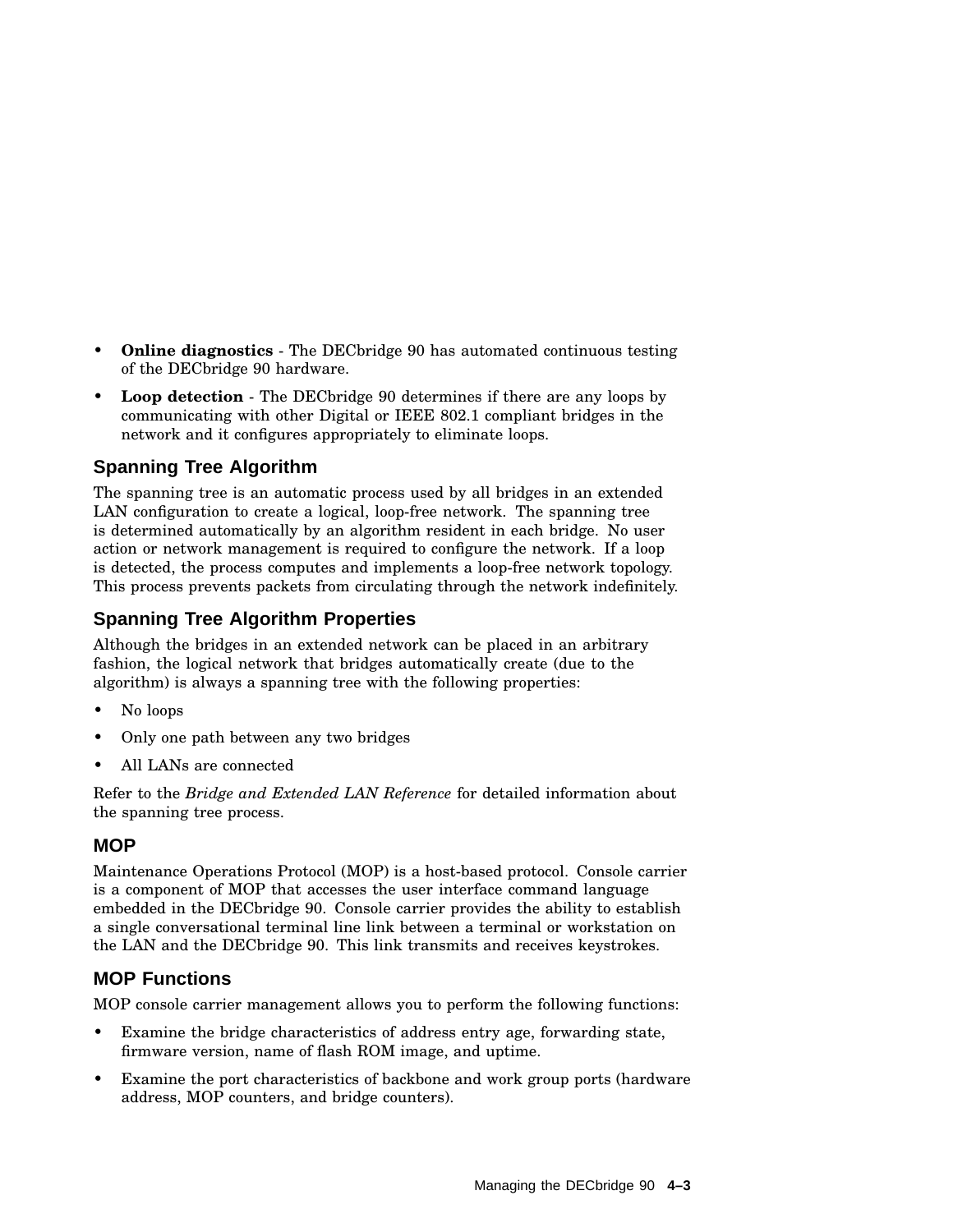- **Online diagnostics** - The DECbridge 90 has automated continuous testing of the DECbridge 90 hardware.
- **Loop detection** - The DECbridge 90 determines if there are any loops by communicating with other Digital or IEEE 802.1 compliant bridges in the network and it configures appropriately to eliminate loops.

### Spanning Tree Algorithm

The spanning tree is an automatic process used by all bridges in an extended LAN configuration to create a logical, loop-free network. The spanning tree is determined automatically by an algorithm resident in each bridge. No user action or network management is required to configure the network. If a loop is detected, the process computes and implements a loop-free network topology. This process prevents packets from circulating through the network indefinitely.

### Spanning Tree Algorithm Properties

Although the bridges in an extended network can be placed in an arbitrary fashion, the logical network that bridges automatically create (due to the algorithm) is always a spanning tree with the following properties:

- No loops
- Only one path between any two bridges
- All LANs are connected

Refer to the *Bridge and Extended LAN Reference* for detailed information about the spanning tree process.

### MOP

Maintenance Operations Protocol (MOP) is a host-based protocol. Console carrier is a component of MOP that accesses the user interface command language embedded in the DECbridge 90. Console carrier provides the ability to establish a single conversational terminal line link between a terminal or workstation on the LAN and the DECbridge 90. This link transmits and receives keystrokes.

### MOP Functions

MOP console carrier management allows you to perform the following functions:

- Examine the bridge characteristics of address entry age, forwarding state, firmware version, name of flash ROM image, and uptime.
- Examine the port characteristics of backbone and work group ports (hardware address, MOP counters, and bridge counters).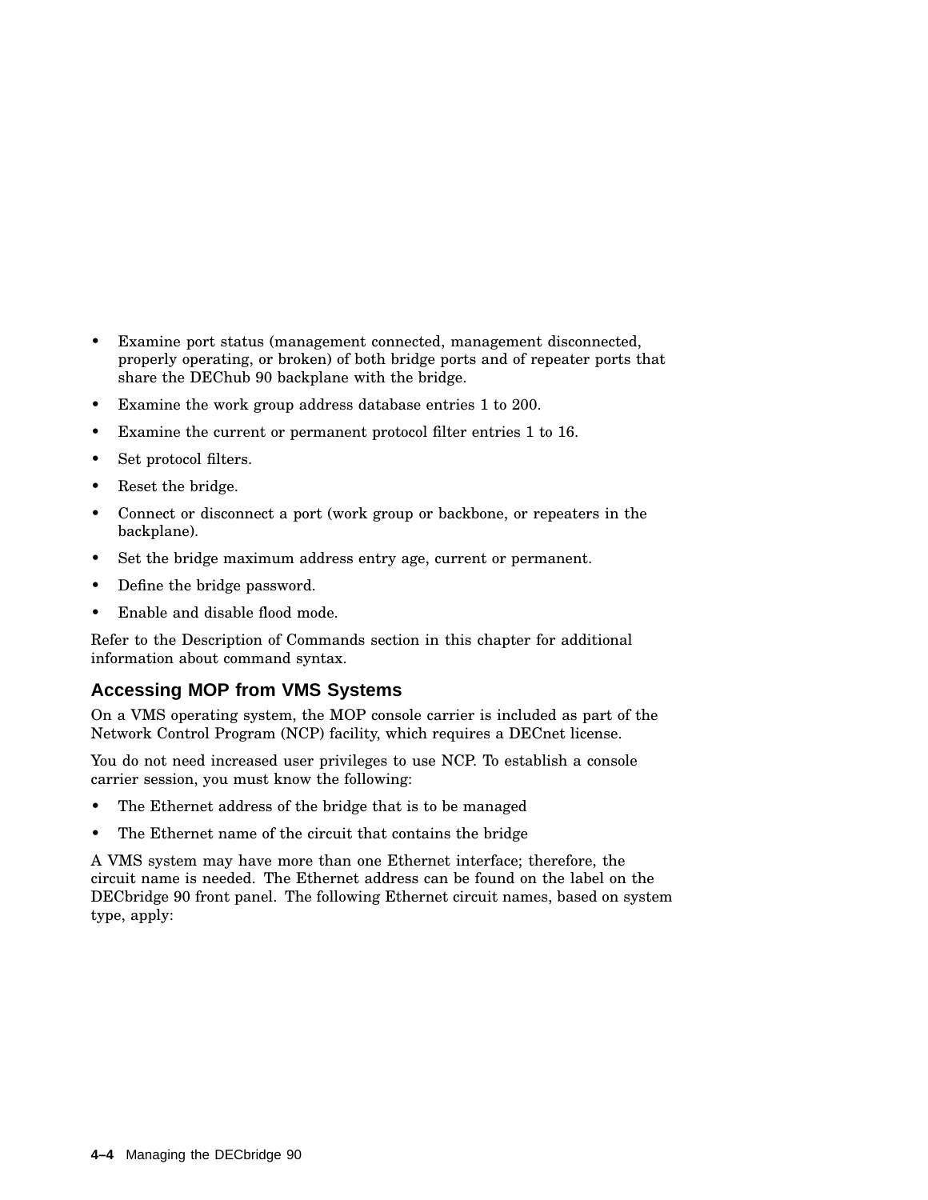- Examine port status (management connected, management disconnected, properly operating, or broken) of both bridge ports and of repeater ports that share the DEChub 90 backplane with the bridge.
- Examine the work group address database entries 1 to 200.
- Examine the current or permanent protocol filter entries 1 to 16.
- Set protocol filters.
- Reset the bridge.
- Connect or disconnect a port (work group or backbone, or repeaters in the backplane).
- Set the bridge maximum address entry age, current or permanent.
- Define the bridge password.
- Enable and disable flood mode.

Refer to the Description of Commands section in this chapter for additional information about command syntax.

### Accessing MOP from VMS Systems

On a VMS operating system, the MOP console carrier is included as part of the Network Control Program (NCP) facility, which requires a DECnet license.

You do not need increased user privileges to use NCP. To establish a console carrier session, you must know the following:

- The Ethernet address of the bridge that is to be managed
- The Ethernet name of the circuit that contains the bridge

A VMS system may have more than one Ethernet interface; therefore, the circuit name is needed. The Ethernet address can be found on the label on the DECbridge 90 front panel. The following Ethernet circuit names, based on system type, apply: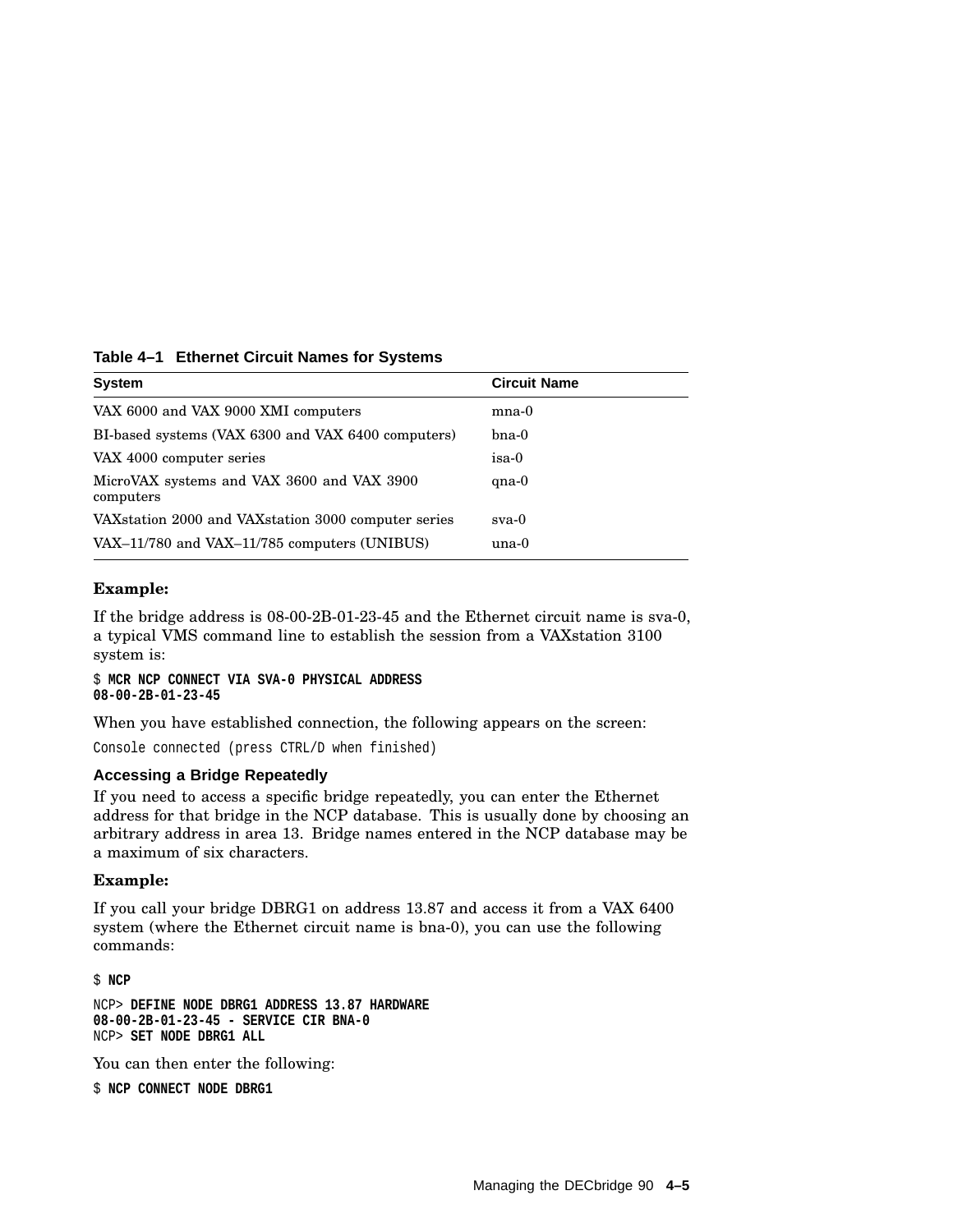**Table 4–1 Ethernet Circuit Names for Systems**

| System | Circuit Name |
|---|---|
| VAX 6000 and VAX 9000 XMI computers | mna-0 |
| BI-based systems (VAX 6300 and VAX 6400 computers) | bna-0 |
| VAX 4000 computer series | isa-0 |
| MicroVAX systems and VAX 3600 and VAX 3900 computers | qna-0 |
| VAXstation 2000 and VAXstation 3000 computer series | sva-0 |
| VAX–11/780 and VAX–11/785 computers (UNIBUS) | una-0 |

**Example:**

If the bridge address is 08-00-2B-01-23-45 and the Ethernet circuit name is sva-0, a typical VMS command line to establish the session from a VAXstation 3100 system is:

```
$ MCR NCP CONNECT VIA SVA-0 PHYSICAL ADDRESS
08-00-2B-01-23-45
```

When you have established connection, the following appears on the screen:

```
Console connected (press CTRL/D when finished)
```

### Accessing a Bridge Repeatedly

If you need to access a specific bridge repeatedly, you can enter the Ethernet address for that bridge in the NCP database. This is usually done by choosing an arbitrary address in area 13. Bridge names entered in the NCP database may be a maximum of six characters.

**Example:**

If you call your bridge DBRG1 on address 13.87 and access it from a VAX 6400 system (where the Ethernet circuit name is bna-0), you can use the following commands:

```
$ NCP

NCP> DEFINE NODE DBRG1 ADDRESS 13.87 HARDWARE
08-00-2B-01-23-45 - SERVICE CIR BNA-0
NCP> SET NODE DBRG1 ALL
```

You can then enter the following:

```
$ NCP CONNECT NODE DBRG1
```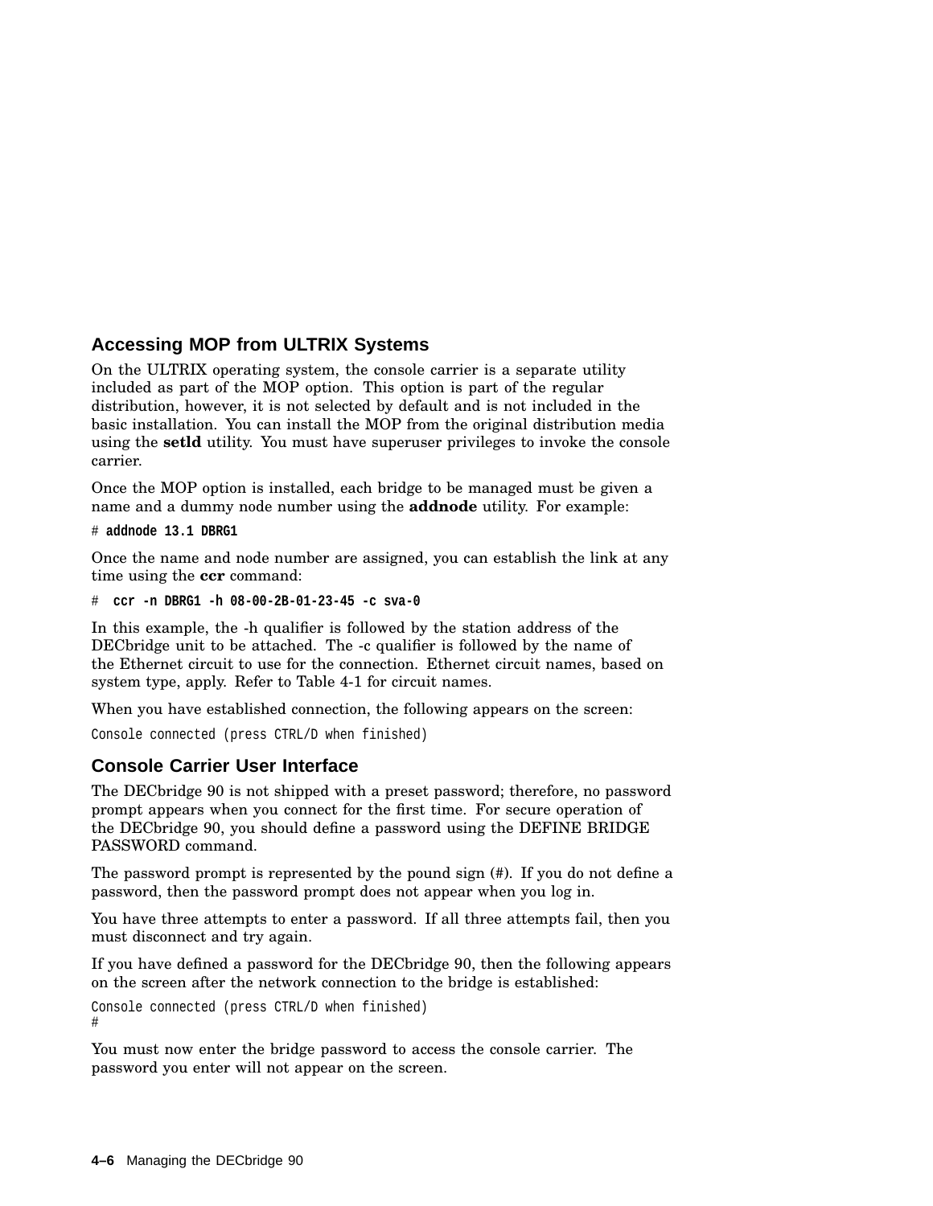## Accessing MOP from ULTRIX Systems

On the ULTRIX operating system, the console carrier is a separate utility included as part of the MOP option. This option is part of the regular distribution, however, it is not selected by default and is not included in the basic installation. You can install the MOP from the original distribution media using the **setld** utility. You must have superuser privileges to invoke the console carrier.

Once the MOP option is installed, each bridge to be managed must be given a name and a dummy node number using the **addnode** utility. For example:

```
# addnode 13.1 DBRG1
```

Once the name and node number are assigned, you can establish the link at any time using the **ccr** command:

```
# ccr -n DBRG1 -h 08-00-2B-01-23-45 -c sva-0
```

In this example, the -h qualifier is followed by the station address of the DECbridge unit to be attached. The -c qualifier is followed by the name of the Ethernet circuit to use for the connection. Ethernet circuit names, based on system type, apply. Refer to Table 4-1 for circuit names.

When you have established connection, the following appears on the screen:

```
Console connected (press CTRL/D when finished)
```

## Console Carrier User Interface

The DECbridge 90 is not shipped with a preset password; therefore, no password prompt appears when you connect for the first time. For secure operation of the DECbridge 90, you should define a password using the DEFINE BRIDGE PASSWORD command.

The password prompt is represented by the pound sign (#). If you do not define a password, then the password prompt does not appear when you log in.

You have three attempts to enter a password. If all three attempts fail, then you must disconnect and try again.

If you have defined a password for the DECbridge 90, then the following appears on the screen after the network connection to the bridge is established:

```
Console connected (press CTRL/D when finished)
#
```

You must now enter the bridge password to access the console carrier. The password you enter will not appear on the screen.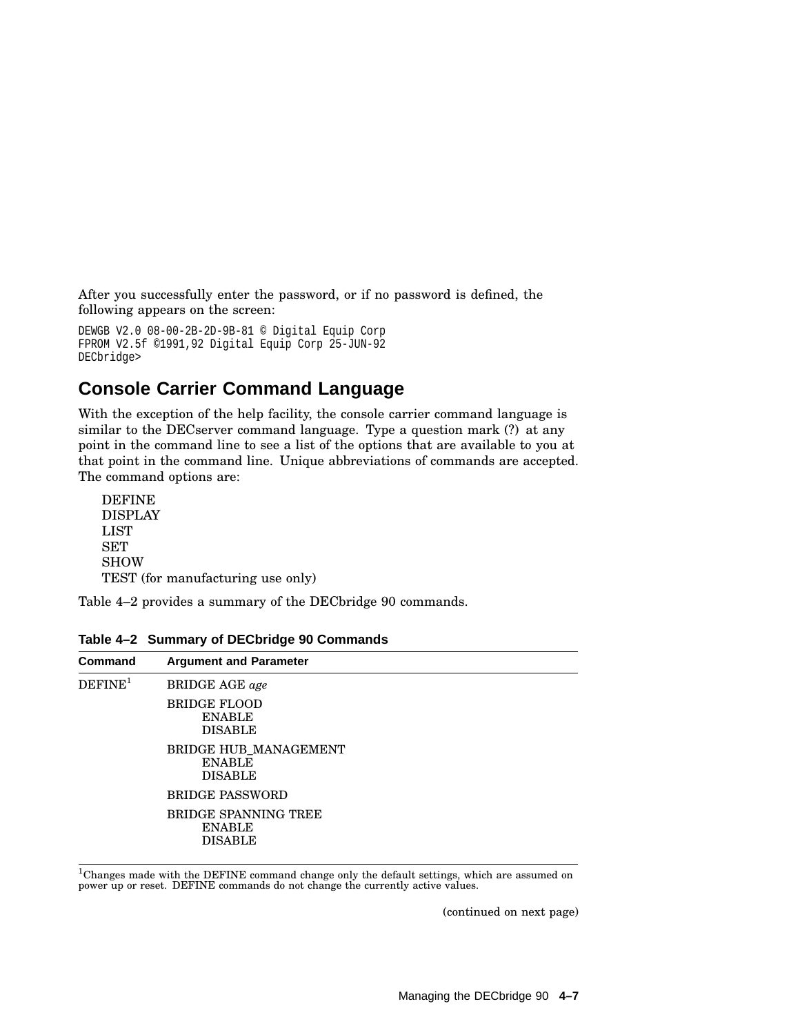After you successfully enter the password, or if no password is defined, the following appears on the screen:

```
DEWGB V2.0 08-00-2B-2D-9B-81 © Digital Equip Corp
FPROM V2.5f ©1991,92 Digital Equip Corp 25-JUN-92
DECbridge>
```

## Console Carrier Command Language

With the exception of the help facility, the console carrier command language is similar to the DECserver command language. Type a question mark (?) at any point in the command line to see a list of the options that are available to you at that point in the command line. Unique abbreviations of commands are accepted. The command options are:

DEFINE
DISPLAY
LIST
SET
SHOW
TEST (for manufacturing use only)

Table 4–2 provides a summary of the DECbridge 90 commands.

**Table 4–2 Summary of DECbridge 90 Commands**

| Command | Argument and Parameter |
|---|---|
| DEFINE[1] | BRIDGE AGE *age* |
| | BRIDGE FLOOD<br>ENABLE<br>DISABLE |
| | BRIDGE HUB_MANAGEMENT<br>ENABLE<br>DISABLE |
| | BRIDGE PASSWORD |
| | BRIDGE SPANNING TREE<br>ENABLE<br>DISABLE |

[1]Changes made with the DEFINE command change only the default settings, which are assumed on power up or reset. DEFINE commands do not change the currently active values.

(continued on next page)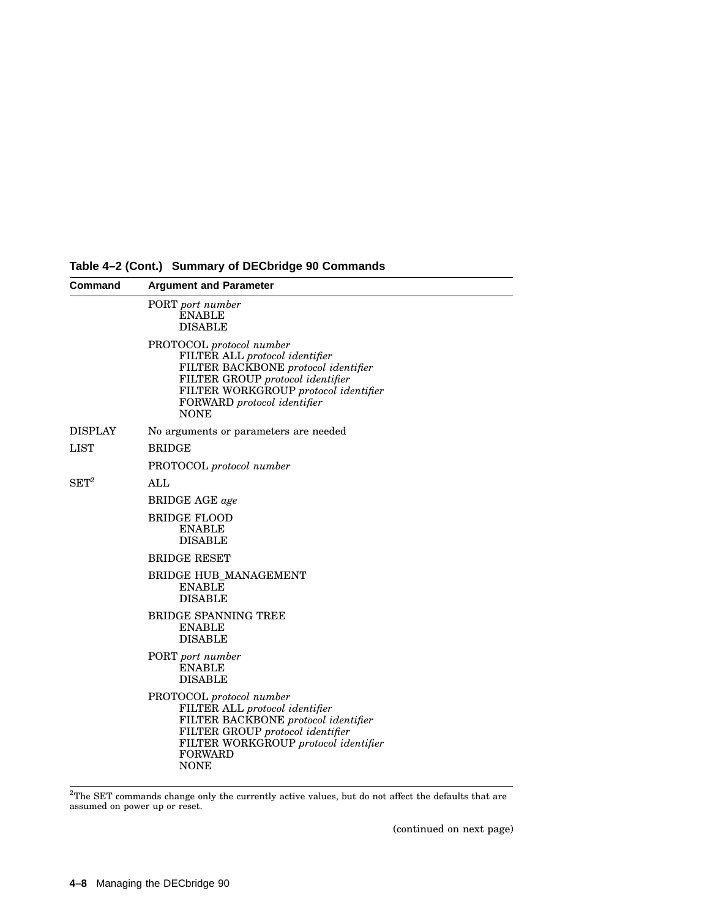**Table 4–2 (Cont.) Summary of DECbridge 90 Commands**

| Command | Argument and Parameter |
|---|---|
| | PORT *port number*<br>ENABLE<br>DISABLE |
| | PROTOCOL *protocol number*<br>FILTER ALL *protocol identifier*<br>FILTER BACKBONE *protocol identifier*<br>FILTER GROUP *protocol identifier*<br>FILTER WORKGROUP *protocol identifier*<br>FORWARD *protocol identifier*<br>NONE |
| DISPLAY | No arguments or parameters are needed |
| LIST | BRIDGE |
| | PROTOCOL *protocol number* |
| SET[2] | ALL |
| | BRIDGE AGE *age* |
| | BRIDGE FLOOD<br>ENABLE<br>DISABLE |
| | BRIDGE RESET |
| | BRIDGE HUB_MANAGEMENT<br>ENABLE<br>DISABLE |
| | BRIDGE SPANNING TREE<br>ENABLE<br>DISABLE |
| | PORT *port number*<br>ENABLE<br>DISABLE |
| | PROTOCOL *protocol number*<br>FILTER ALL *protocol identifier*<br>FILTER BACKBONE *protocol identifier*<br>FILTER GROUP *protocol identifier*<br>FILTER WORKGROUP *protocol identifier*<br>FORWARD<br>NONE |

[2]The SET commands change only the currently active values, but do not affect the defaults that are assumed on power up or reset.

(continued on next page)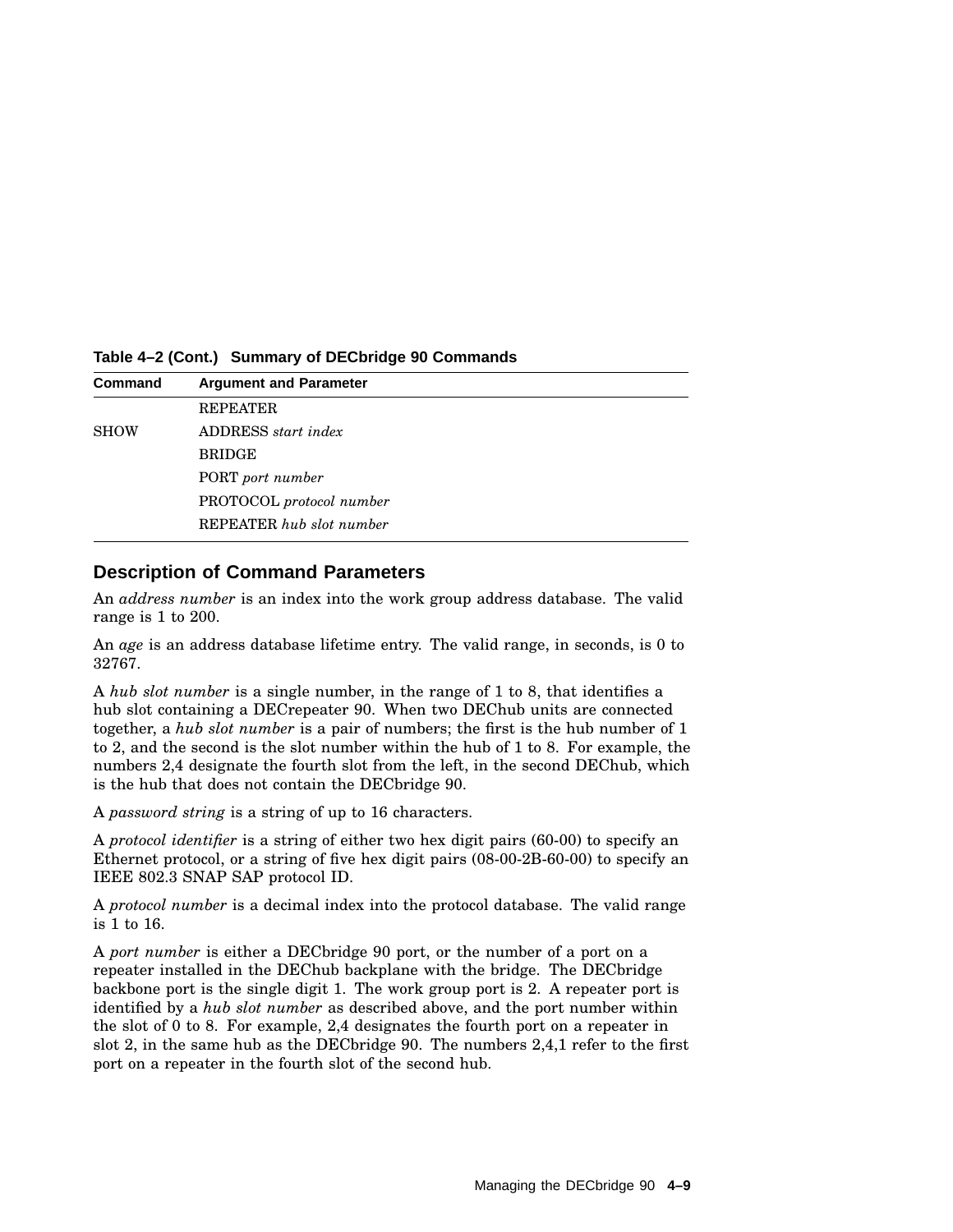**Table 4–2 (Cont.) Summary of DECbridge 90 Commands**

| Command | Argument and Parameter |
|---|---|
| | REPEATER |
| SHOW | ADDRESS *start index* |
| | BRIDGE |
| | PORT *port number* |
| | PROTOCOL *protocol number* |
| | REPEATER *hub slot number* |

## Description of Command Parameters

An *address number* is an index into the work group address database. The valid range is 1 to 200.

An *age* is an address database lifetime entry. The valid range, in seconds, is 0 to 32767.

A *hub slot number* is a single number, in the range of 1 to 8, that identifies a hub slot containing a DECrepeater 90. When two DEChub units are connected together, a *hub slot number* is a pair of numbers; the first is the hub number of 1 to 2, and the second is the slot number within the hub of 1 to 8. For example, the numbers 2,4 designate the fourth slot from the left, in the second DEChub, which is the hub that does not contain the DECbridge 90.

A *password string* is a string of up to 16 characters.

A *protocol identifier* is a string of either two hex digit pairs (60-00) to specify an Ethernet protocol, or a string of five hex digit pairs (08-00-2B-60-00) to specify an IEEE 802.3 SNAP SAP protocol ID.

A *protocol number* is a decimal index into the protocol database. The valid range is 1 to 16.

A *port number* is either a DECbridge 90 port, or the number of a port on a repeater installed in the DEChub backplane with the bridge. The DECbridge backbone port is the single digit 1. The work group port is 2. A repeater port is identified by a *hub slot number* as described above, and the port number within the slot of 0 to 8. For example, 2,4 designates the fourth port on a repeater in slot 2, in the same hub as the DECbridge 90. The numbers 2,4,1 refer to the first port on a repeater in the fourth slot of the second hub.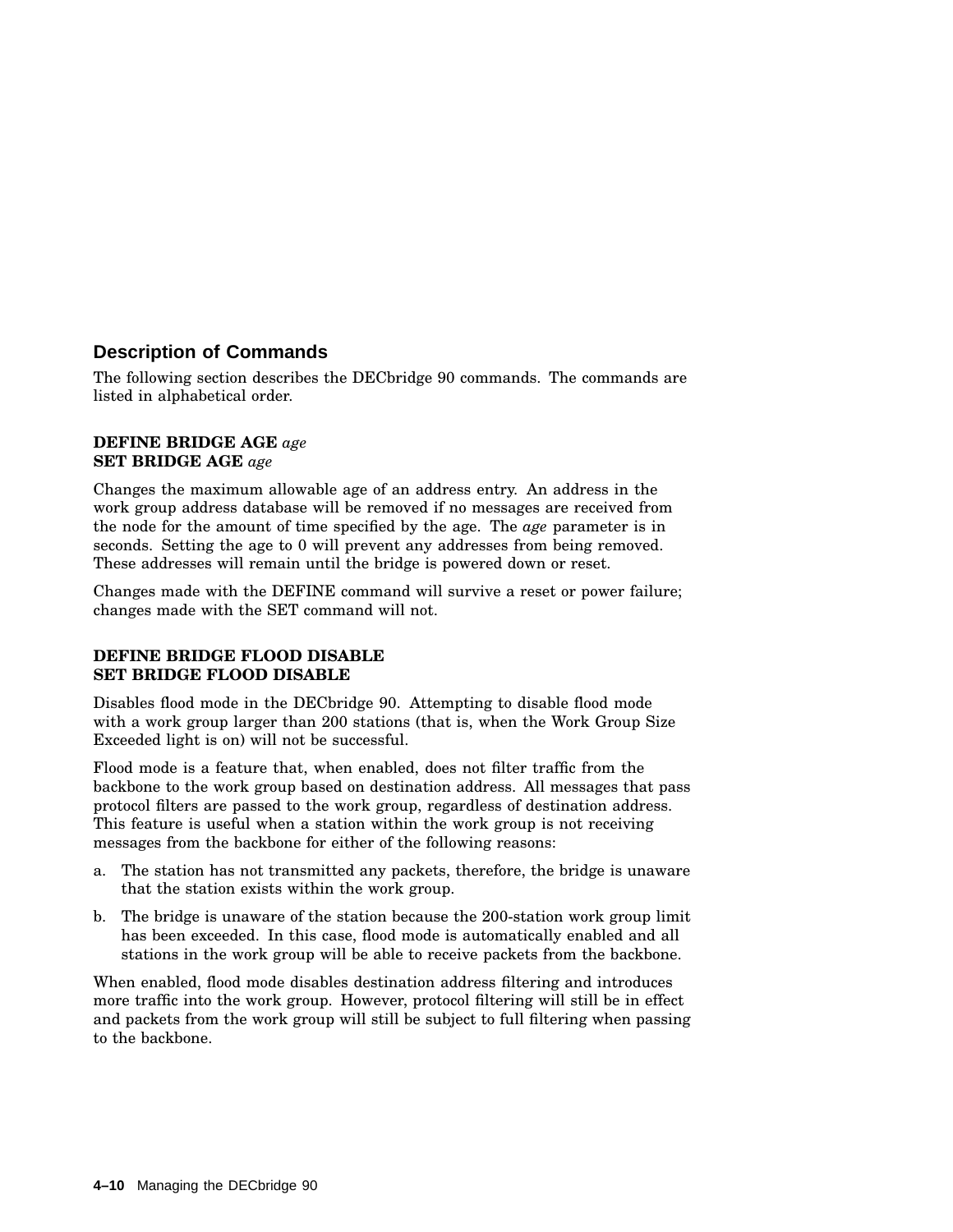## Description of Commands

The following section describes the DECbridge 90 commands. The commands are listed in alphabetical order.

**DEFINE BRIDGE AGE** *age*
**SET BRIDGE AGE** *age*

Changes the maximum allowable age of an address entry. An address in the work group address database will be removed if no messages are received from the node for the amount of time specified by the age. The *age* parameter is in seconds. Setting the age to 0 will prevent any addresses from being removed. These addresses will remain until the bridge is powered down or reset.

Changes made with the DEFINE command will survive a reset or power failure; changes made with the SET command will not.

**DEFINE BRIDGE FLOOD DISABLE**
**SET BRIDGE FLOOD DISABLE**

Disables flood mode in the DECbridge 90. Attempting to disable flood mode with a work group larger than 200 stations (that is, when the Work Group Size Exceeded light is on) will not be successful.

Flood mode is a feature that, when enabled, does not filter traffic from the backbone to the work group based on destination address. All messages that pass protocol filters are passed to the work group, regardless of destination address. This feature is useful when a station within the work group is not receiving messages from the backbone for either of the following reasons:

a. The station has not transmitted any packets, therefore, the bridge is unaware that the station exists within the work group.

b. The bridge is unaware of the station because the 200-station work group limit has been exceeded. In this case, flood mode is automatically enabled and all stations in the work group will be able to receive packets from the backbone.

When enabled, flood mode disables destination address filtering and introduces more traffic into the work group. However, protocol filtering will still be in effect and packets from the work group will still be subject to full filtering when passing to the backbone.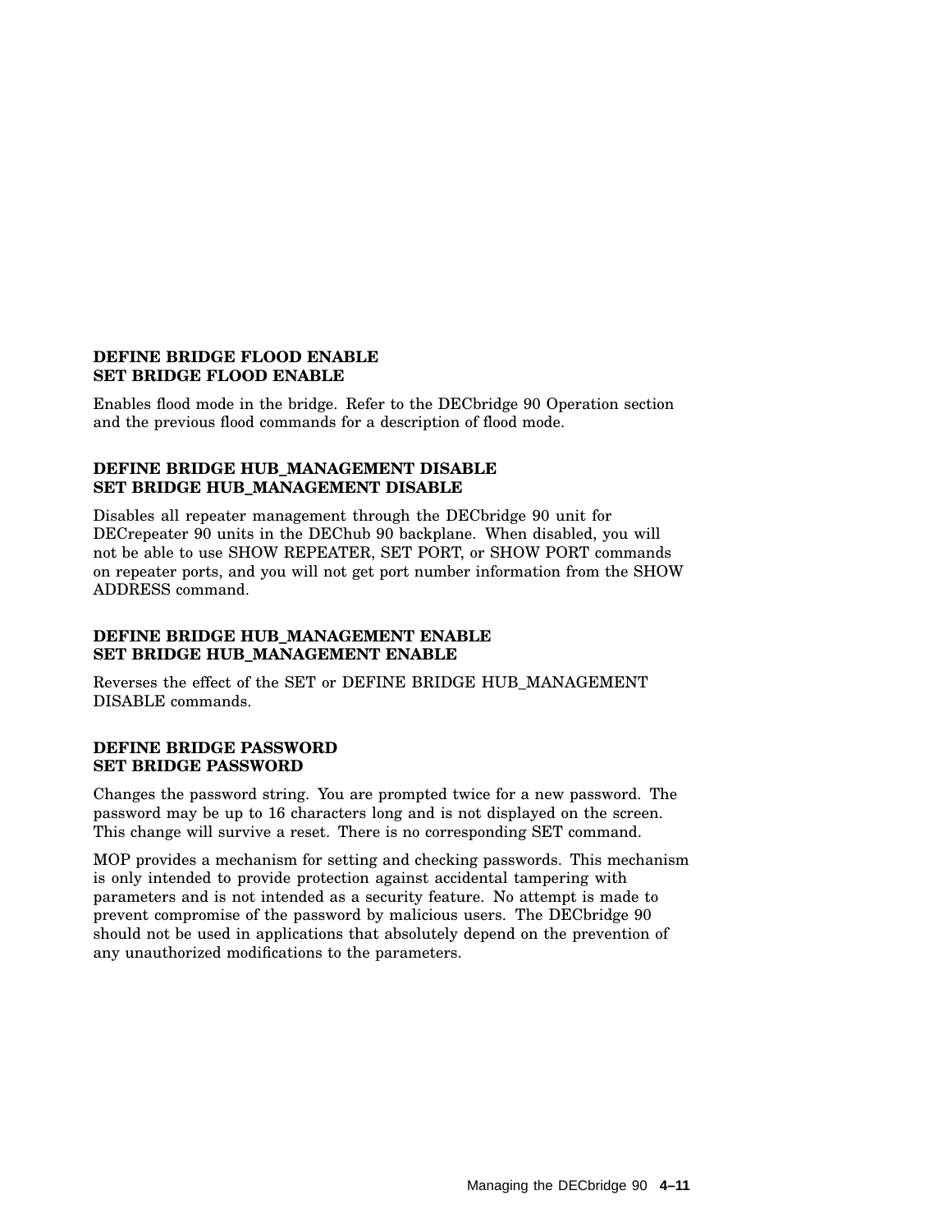**DEFINE BRIDGE FLOOD ENABLE**
**SET BRIDGE FLOOD ENABLE**

Enables flood mode in the bridge. Refer to the DECbridge 90 Operation section and the previous flood commands for a description of flood mode.

**DEFINE BRIDGE HUB_MANAGEMENT DISABLE**
**SET BRIDGE HUB_MANAGEMENT DISABLE**

Disables all repeater management through the DECbridge 90 unit for DECrepeater 90 units in the DEChub 90 backplane. When disabled, you will not be able to use SHOW REPEATER, SET PORT, or SHOW PORT commands on repeater ports, and you will not get port number information from the SHOW ADDRESS command.

**DEFINE BRIDGE HUB_MANAGEMENT ENABLE**
**SET BRIDGE HUB_MANAGEMENT ENABLE**

Reverses the effect of the SET or DEFINE BRIDGE HUB_MANAGEMENT DISABLE commands.

**DEFINE BRIDGE PASSWORD**
**SET BRIDGE PASSWORD**

Changes the password string. You are prompted twice for a new password. The password may be up to 16 characters long and is not displayed on the screen. This change will survive a reset. There is no corresponding SET command.

MOP provides a mechanism for setting and checking passwords. This mechanism is only intended to provide protection against accidental tampering with parameters and is not intended as a security feature. No attempt is made to prevent compromise of the password by malicious users. The DECbridge 90 should not be used in applications that absolutely depend on the prevention of any unauthorized modifications to the parameters.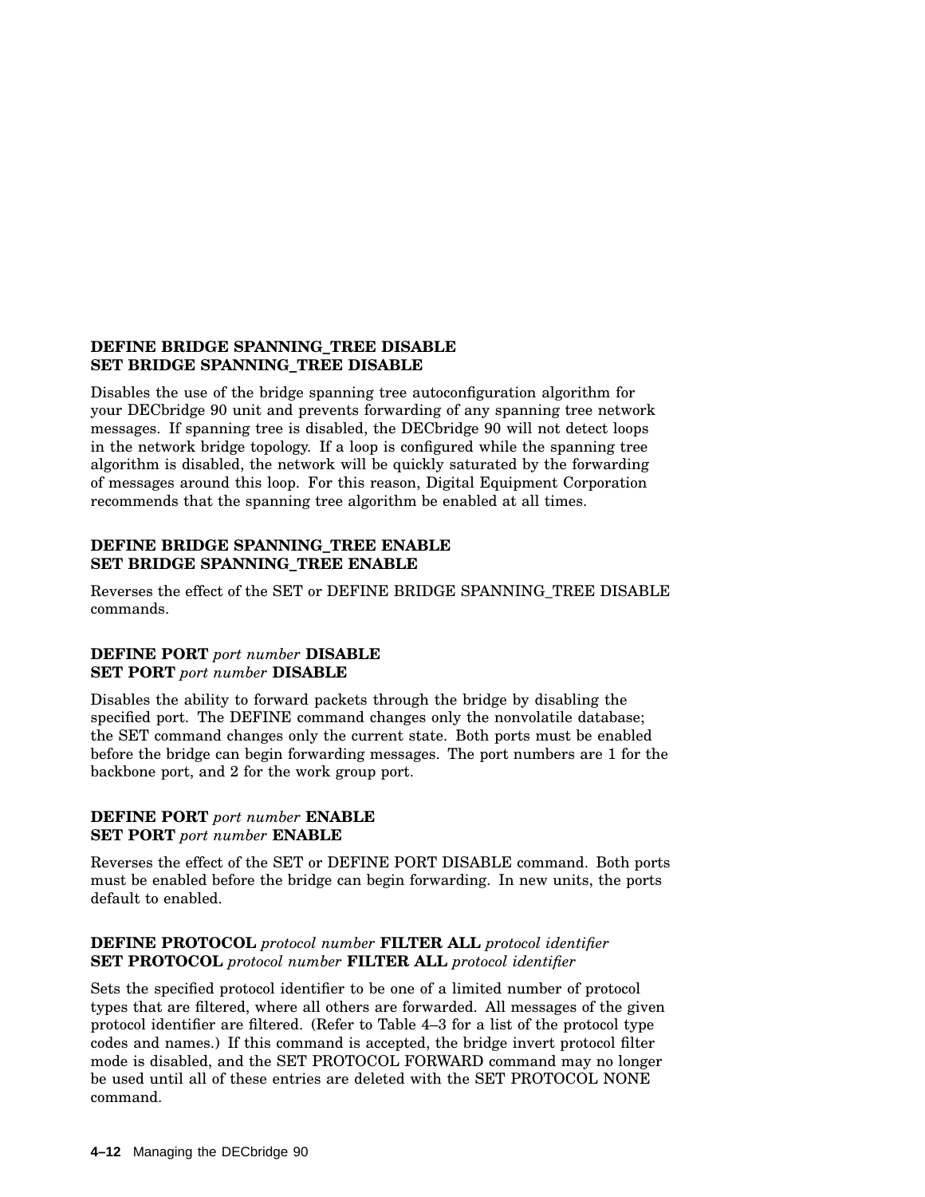**DEFINE BRIDGE SPANNING_TREE DISABLE**
**SET BRIDGE SPANNING_TREE DISABLE**

Disables the use of the bridge spanning tree autoconfiguration algorithm for your DECbridge 90 unit and prevents forwarding of any spanning tree network messages. If spanning tree is disabled, the DECbridge 90 will not detect loops in the network bridge topology. If a loop is configured while the spanning tree algorithm is disabled, the network will be quickly saturated by the forwarding of messages around this loop. For this reason, Digital Equipment Corporation recommends that the spanning tree algorithm be enabled at all times.

**DEFINE BRIDGE SPANNING_TREE ENABLE**
**SET BRIDGE SPANNING_TREE ENABLE**

Reverses the effect of the SET or DEFINE BRIDGE SPANNING_TREE DISABLE commands.

**DEFINE PORT** *port number* **DISABLE**
**SET PORT** *port number* **DISABLE**

Disables the ability to forward packets through the bridge by disabling the specified port. The DEFINE command changes only the nonvolatile database; the SET command changes only the current state. Both ports must be enabled before the bridge can begin forwarding messages. The port numbers are 1 for the backbone port, and 2 for the work group port.

**DEFINE PORT** *port number* **ENABLE**
**SET PORT** *port number* **ENABLE**

Reverses the effect of the SET or DEFINE PORT DISABLE command. Both ports must be enabled before the bridge can begin forwarding. In new units, the ports default to enabled.

**DEFINE PROTOCOL** *protocol number* **FILTER ALL** *protocol identifier*
**SET PROTOCOL** *protocol number* **FILTER ALL** *protocol identifier*

Sets the specified protocol identifier to be one of a limited number of protocol types that are filtered, where all others are forwarded. All messages of the given protocol identifier are filtered. (Refer to Table 4–3 for a list of the protocol type codes and names.) If this command is accepted, the bridge invert protocol filter mode is disabled, and the SET PROTOCOL FORWARD command may no longer be used until all of these entries are deleted with the SET PROTOCOL NONE command.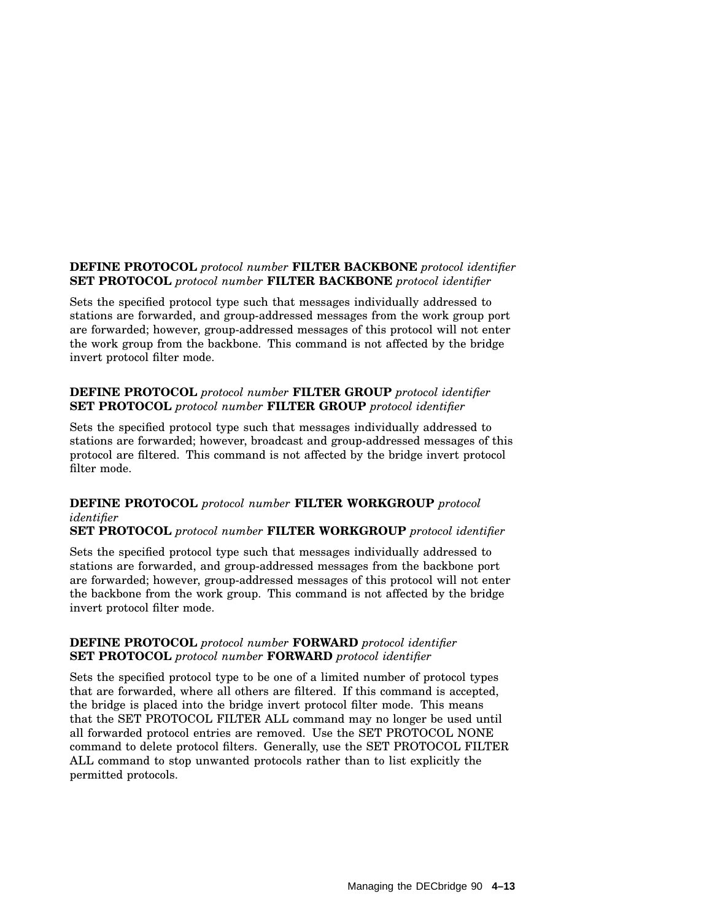**DEFINE PROTOCOL** *protocol number* **FILTER BACKBONE** *protocol identifier*
**SET PROTOCOL** *protocol number* **FILTER BACKBONE** *protocol identifier*

Sets the specified protocol type such that messages individually addressed to stations are forwarded, and group-addressed messages from the work group port are forwarded; however, group-addressed messages of this protocol will not enter the work group from the backbone. This command is not affected by the bridge invert protocol filter mode.

**DEFINE PROTOCOL** *protocol number* **FILTER GROUP** *protocol identifier*
**SET PROTOCOL** *protocol number* **FILTER GROUP** *protocol identifier*

Sets the specified protocol type such that messages individually addressed to stations are forwarded; however, broadcast and group-addressed messages of this protocol are filtered. This command is not affected by the bridge invert protocol filter mode.

**DEFINE PROTOCOL** *protocol number* **FILTER WORKGROUP** *protocol identifier*
**SET PROTOCOL** *protocol number* **FILTER WORKGROUP** *protocol identifier*

Sets the specified protocol type such that messages individually addressed to stations are forwarded, and group-addressed messages from the backbone port are forwarded; however, group-addressed messages of this protocol will not enter the backbone from the work group. This command is not affected by the bridge invert protocol filter mode.

**DEFINE PROTOCOL** *protocol number* **FORWARD** *protocol identifier*
**SET PROTOCOL** *protocol number* **FORWARD** *protocol identifier*

Sets the specified protocol type to be one of a limited number of protocol types that are forwarded, where all others are filtered. If this command is accepted, the bridge is placed into the bridge invert protocol filter mode. This means that the SET PROTOCOL FILTER ALL command may no longer be used until all forwarded protocol entries are removed. Use the SET PROTOCOL NONE command to delete protocol filters. Generally, use the SET PROTOCOL FILTER ALL command to stop unwanted protocols rather than to list explicitly the permitted protocols.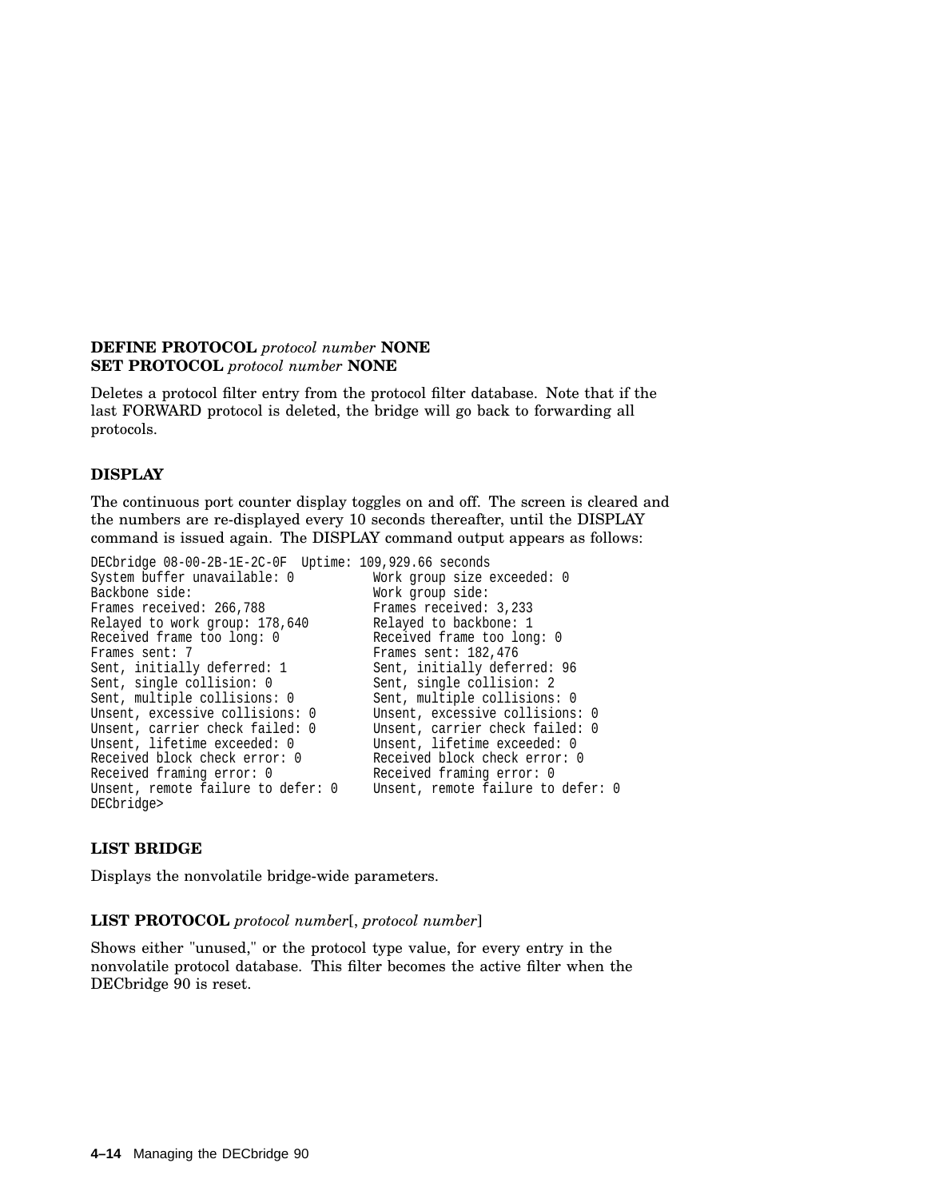**DEFINE PROTOCOL** *protocol number* **NONE**
**SET PROTOCOL** *protocol number* **NONE**

Deletes a protocol filter entry from the protocol filter database. Note that if the last FORWARD protocol is deleted, the bridge will go back to forwarding all protocols.

### DISPLAY

The continuous port counter display toggles on and off. The screen is cleared and the numbers are re-displayed every 10 seconds thereafter, until the DISPLAY command is issued again. The DISPLAY command output appears as follows:

```
DECbridge 08-00-2B-1E-2C-0F  Uptime: 109,929.66 seconds
System buffer unavailable: 0          Work group size exceeded: 0
Backbone side:                        Work group side:
Frames received: 266,788              Frames received: 3,233
Relayed to work group: 178,640        Relayed to backbone: 1
Received frame too long: 0            Received frame too long: 0
Frames sent: 7                        Frames sent: 182,476
Sent, initially deferred: 1           Sent, initially deferred: 96
Sent, single collision: 0             Sent, single collision: 2
Sent, multiple collisions: 0          Sent, multiple collisions: 0
Unsent, excessive collisions: 0       Unsent, excessive collisions: 0
Unsent, carrier check failed: 0       Unsent, carrier check failed: 0
Unsent, lifetime exceeded: 0          Unsent, lifetime exceeded: 0
Received block check error: 0         Received block check error: 0
Received framing error: 0             Received framing error: 0
Unsent, remote failure to defer: 0    Unsent, remote failure to defer: 0
DECbridge>
```

### LIST BRIDGE

Displays the nonvolatile bridge-wide parameters.

**LIST PROTOCOL** *protocol number*[, *protocol number*]

Shows either "unused," or the protocol type value, for every entry in the nonvolatile protocol database. This filter becomes the active filter when the DECbridge 90 is reset.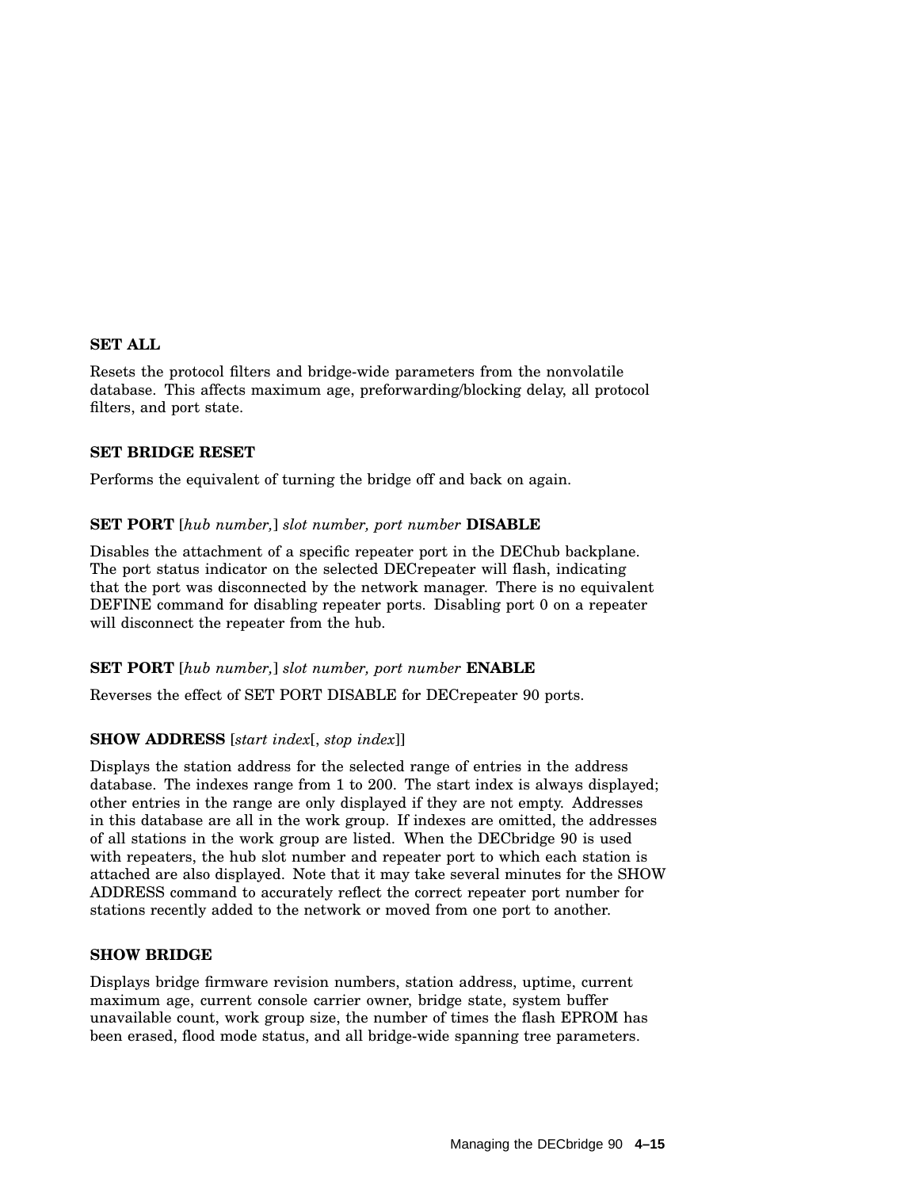**SET ALL**

Resets the protocol filters and bridge-wide parameters from the nonvolatile database. This affects maximum age, preforwarding/blocking delay, all protocol filters, and port state.

**SET BRIDGE RESET**

Performs the equivalent of turning the bridge off and back on again.

**SET PORT** [*hub number,*] *slot number, port number* **DISABLE**

Disables the attachment of a specific repeater port in the DEChub backplane. The port status indicator on the selected DECrepeater will flash, indicating that the port was disconnected by the network manager. There is no equivalent DEFINE command for disabling repeater ports. Disabling port 0 on a repeater will disconnect the repeater from the hub.

**SET PORT** [*hub number,*] *slot number, port number* **ENABLE**

Reverses the effect of SET PORT DISABLE for DECrepeater 90 ports.

**SHOW ADDRESS** [*start index*[, *stop index*]]

Displays the station address for the selected range of entries in the address database. The indexes range from 1 to 200. The start index is always displayed; other entries in the range are only displayed if they are not empty. Addresses in this database are all in the work group. If indexes are omitted, the addresses of all stations in the work group are listed. When the DECbridge 90 is used with repeaters, the hub slot number and repeater port to which each station is attached are also displayed. Note that it may take several minutes for the SHOW ADDRESS command to accurately reflect the correct repeater port number for stations recently added to the network or moved from one port to another.

**SHOW BRIDGE**

Displays bridge firmware revision numbers, station address, uptime, current maximum age, current console carrier owner, bridge state, system buffer unavailable count, work group size, the number of times the flash EPROM has been erased, flood mode status, and all bridge-wide spanning tree parameters.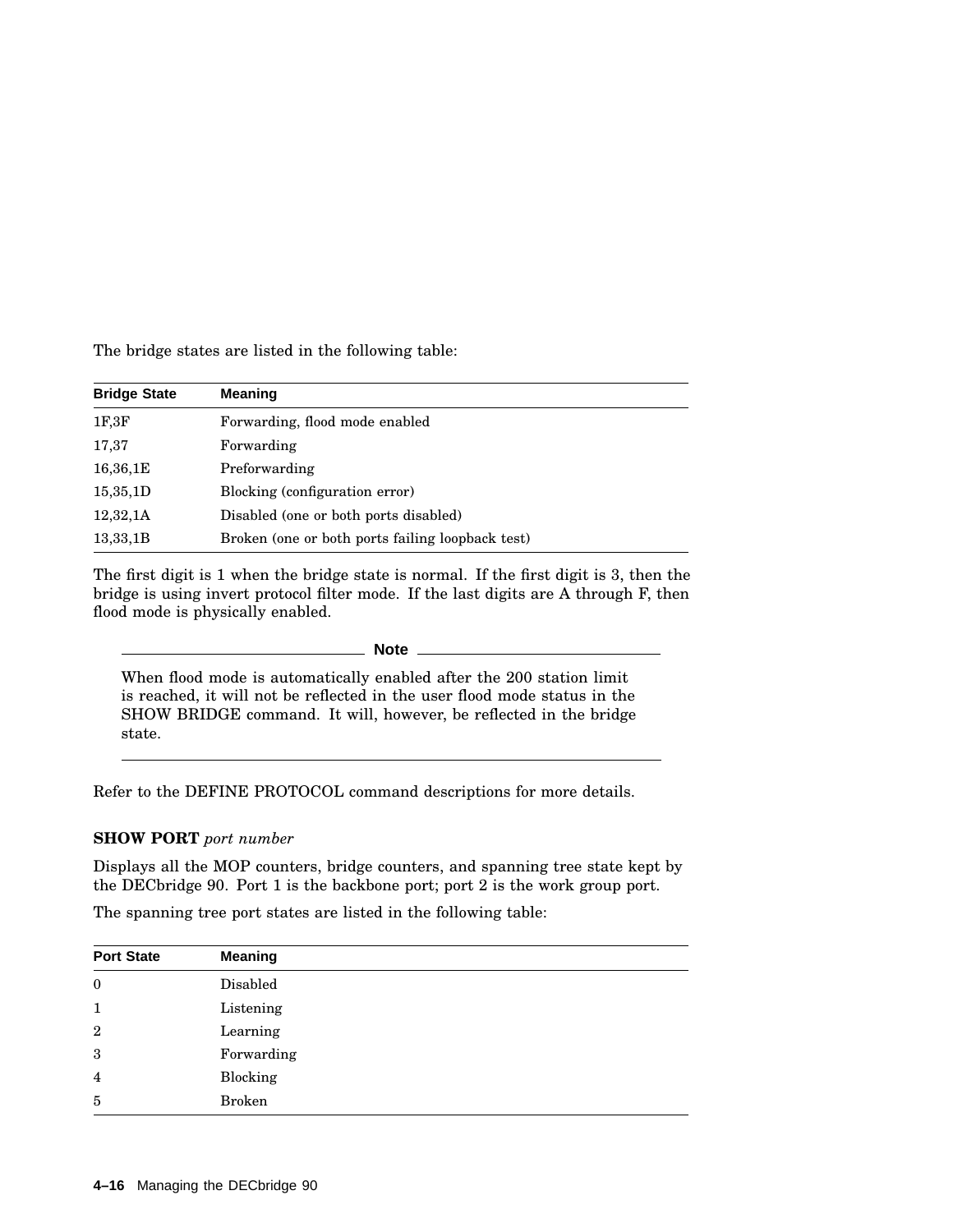The bridge states are listed in the following table:

| Bridge State | Meaning |
|---|---|
| 1F,3F | Forwarding, flood mode enabled |
| 17,37 | Forwarding |
| 16,36,1E | Preforwarding |
| 15,35,1D | Blocking (configuration error) |
| 12,32,1A | Disabled (one or both ports disabled) |
| 13,33,1B | Broken (one or both ports failing loopback test) |

The first digit is 1 when the bridge state is normal. If the first digit is 3, then the bridge is using invert protocol filter mode. If the last digits are A through F, then flood mode is physically enabled.

**Note**

When flood mode is automatically enabled after the 200 station limit is reached, it will not be reflected in the user flood mode status in the SHOW BRIDGE command. It will, however, be reflected in the bridge state.

Refer to the DEFINE PROTOCOL command descriptions for more details.

**SHOW PORT** *port number*

Displays all the MOP counters, bridge counters, and spanning tree state kept by the DECbridge 90. Port 1 is the backbone port; port 2 is the work group port.

The spanning tree port states are listed in the following table:

| Port State | Meaning |
|---|---|
| 0 | Disabled |
| 1 | Listening |
| 2 | Learning |
| 3 | Forwarding |
| 4 | Blocking |
| 5 | Broken |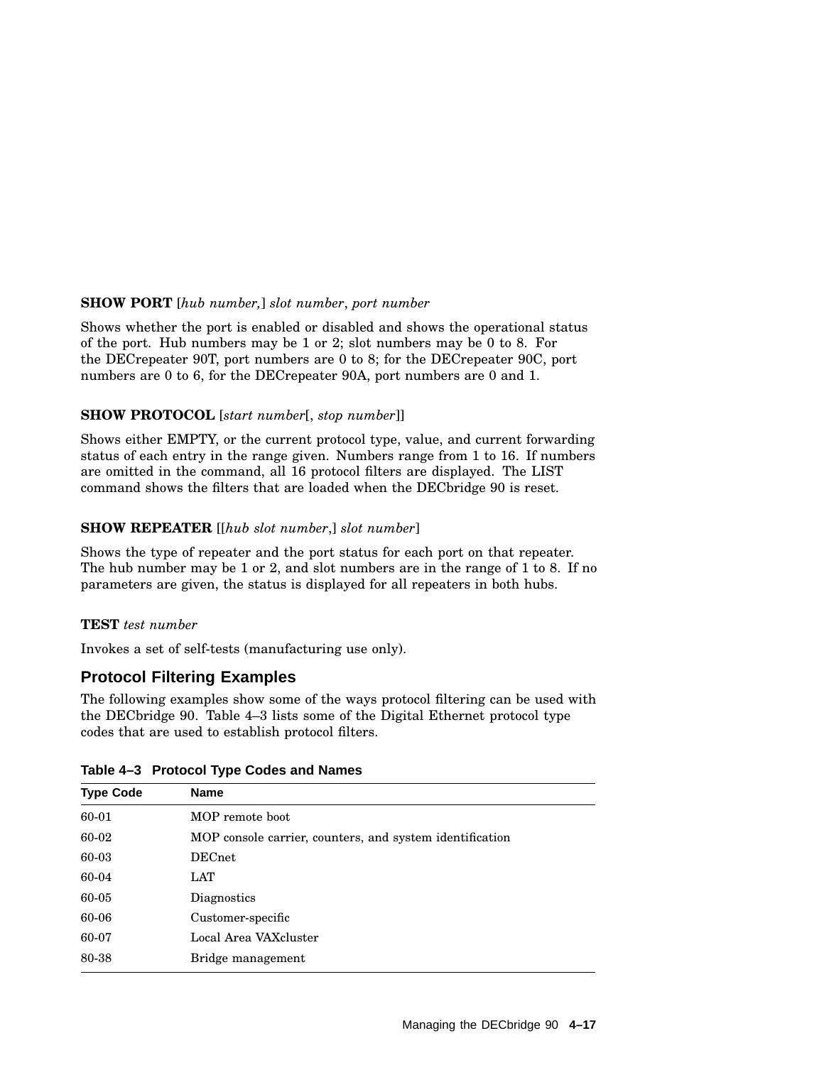**SHOW PORT** [*hub number,*] *slot number*, *port number*

Shows whether the port is enabled or disabled and shows the operational status of the port. Hub numbers may be 1 or 2; slot numbers may be 0 to 8. For the DECrepeater 90T, port numbers are 0 to 8; for the DECrepeater 90C, port numbers are 0 to 6, for the DECrepeater 90A, port numbers are 0 and 1.

**SHOW PROTOCOL** [*start number*[, *stop number*]]

Shows either EMPTY, or the current protocol type, value, and current forwarding status of each entry in the range given. Numbers range from 1 to 16. If numbers are omitted in the command, all 16 protocol filters are displayed. The LIST command shows the filters that are loaded when the DECbridge 90 is reset.

**SHOW REPEATER** [[*hub slot number*,] *slot number*]

Shows the type of repeater and the port status for each port on that repeater. The hub number may be 1 or 2, and slot numbers are in the range of 1 to 8. If no parameters are given, the status is displayed for all repeaters in both hubs.

**TEST** *test number*

Invokes a set of self-tests (manufacturing use only).

## Protocol Filtering Examples

The following examples show some of the ways protocol filtering can be used with the DECbridge 90. Table 4–3 lists some of the Digital Ethernet protocol type codes that are used to establish protocol filters.

**Table 4–3 Protocol Type Codes and Names**

| Type Code | Name |
|---|---|
| 60-01 | MOP remote boot |
| 60-02 | MOP console carrier, counters, and system identification |
| 60-03 | DECnet |
| 60-04 | LAT |
| 60-05 | Diagnostics |
| 60-06 | Customer-specific |
| 60-07 | Local Area VAXcluster |
| 80-38 | Bridge management |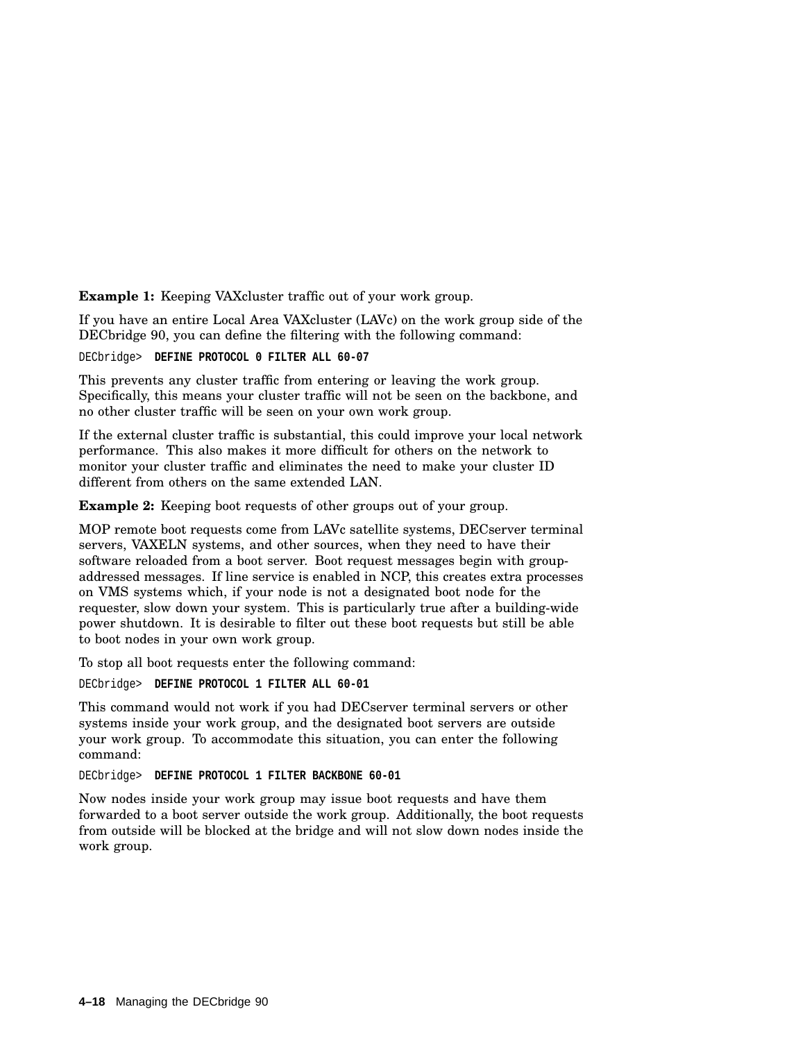**Example 1:** Keeping VAXcluster traffic out of your work group.

If you have an entire Local Area VAXcluster (LAVc) on the work group side of the DECbridge 90, you can define the filtering with the following command:

```
DECbridge> DEFINE PROTOCOL 0 FILTER ALL 60-07
```

This prevents any cluster traffic from entering or leaving the work group. Specifically, this means your cluster traffic will not be seen on the backbone, and no other cluster traffic will be seen on your own work group.

If the external cluster traffic is substantial, this could improve your local network performance. This also makes it more difficult for others on the network to monitor your cluster traffic and eliminates the need to make your cluster ID different from others on the same extended LAN.

**Example 2:** Keeping boot requests of other groups out of your group.

MOP remote boot requests come from LAVc satellite systems, DECserver terminal servers, VAXELN systems, and other sources, when they need to have their software reloaded from a boot server. Boot request messages begin with group-addressed messages. If line service is enabled in NCP, this creates extra processes on VMS systems which, if your node is not a designated boot node for the requester, slow down your system. This is particularly true after a building-wide power shutdown. It is desirable to filter out these boot requests but still be able to boot nodes in your own work group.

To stop all boot requests enter the following command:

```
DECbridge> DEFINE PROTOCOL 1 FILTER ALL 60-01
```

This command would not work if you had DECserver terminal servers or other systems inside your work group, and the designated boot servers are outside your work group. To accommodate this situation, you can enter the following command:

```
DECbridge> DEFINE PROTOCOL 1 FILTER BACKBONE 60-01
```

Now nodes inside your work group may issue boot requests and have them forwarded to a boot server outside the work group. Additionally, the boot requests from outside will be blocked at the bridge and will not slow down nodes inside the work group.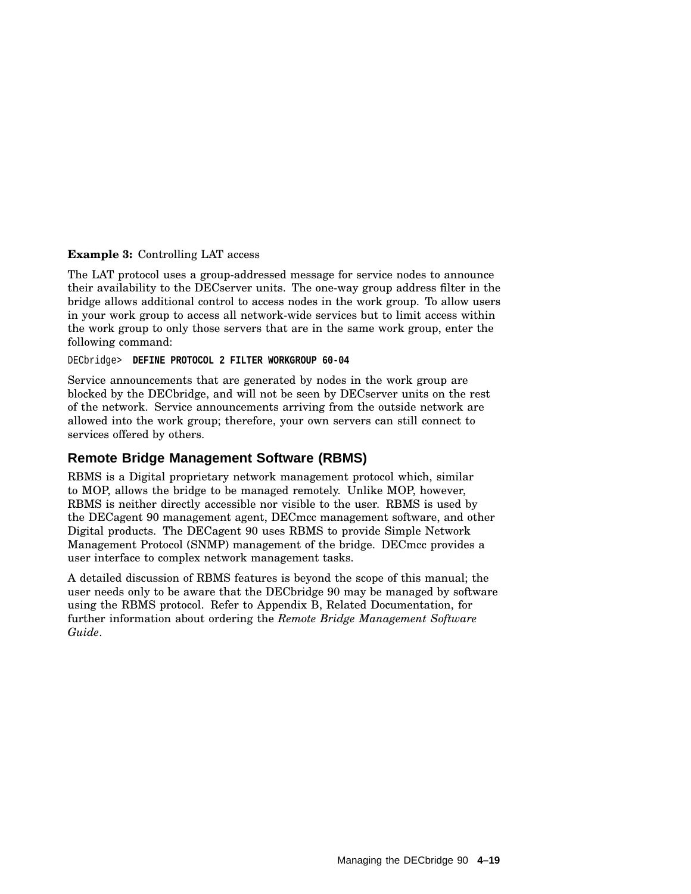**Example 3:** Controlling LAT access

The LAT protocol uses a group-addressed message for service nodes to announce their availability to the DECserver units. The one-way group address filter in the bridge allows additional control to access nodes in the work group. To allow users in your work group to access all network-wide services but to limit access within the work group to only those servers that are in the same work group, enter the following command:

```
DECbridge>  DEFINE PROTOCOL 2 FILTER WORKGROUP 60-04
```

Service announcements that are generated by nodes in the work group are blocked by the DECbridge, and will not be seen by DECserver units on the rest of the network. Service announcements arriving from the outside network are allowed into the work group; therefore, your own servers can still connect to services offered by others.

## Remote Bridge Management Software (RBMS)

RBMS is a Digital proprietary network management protocol which, similar to MOP, allows the bridge to be managed remotely. Unlike MOP, however, RBMS is neither directly accessible nor visible to the user. RBMS is used by the DECagent 90 management agent, DECmcc management software, and other Digital products. The DECagent 90 uses RBMS to provide Simple Network Management Protocol (SNMP) management of the bridge. DECmcc provides a user interface to complex network management tasks.

A detailed discussion of RBMS features is beyond the scope of this manual; the user needs only to be aware that the DECbridge 90 may be managed by software using the RBMS protocol. Refer to Appendix B, Related Documentation, for further information about ordering the *Remote Bridge Management Software Guide*.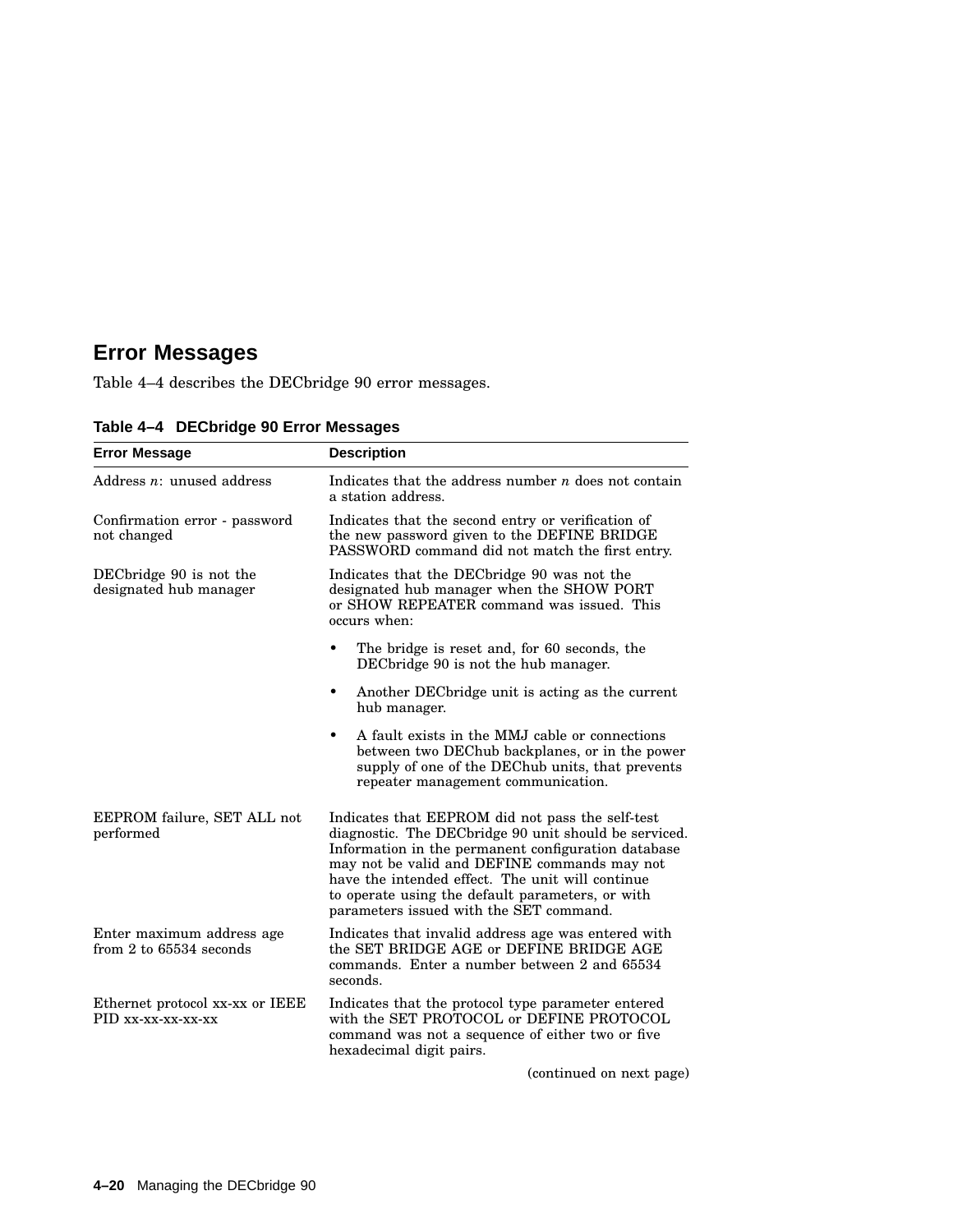## Error Messages

Table 4–4 describes the DECbridge 90 error messages.

**Table 4–4 DECbridge 90 Error Messages**

| Error Message | Description |
|---|---|
| Address *n*: unused address | Indicates that the address number *n* does not contain a station address. |
| Confirmation error - password not changed | Indicates that the second entry or verification of the new password given to the DEFINE BRIDGE PASSWORD command did not match the first entry. |
| DECbridge 90 is not the designated hub manager | Indicates that the DECbridge 90 was not the designated hub manager when the SHOW PORT or SHOW REPEATER command was issued. This occurs when:<br>• The bridge is reset and, for 60 seconds, the DECbridge 90 is not the hub manager.<br>• Another DECbridge unit is acting as the current hub manager.<br>• A fault exists in the MMJ cable or connections between two DEChub backplanes, or in the power supply of one of the DEChub units, that prevents repeater management communication. |
| EEPROM failure, SET ALL not performed | Indicates that EEPROM did not pass the self-test diagnostic. The DECbridge 90 unit should be serviced. Information in the permanent configuration database may not be valid and DEFINE commands may not have the intended effect. The unit will continue to operate using the default parameters, or with parameters issued with the SET command. |
| Enter maximum address age from 2 to 65534 seconds | Indicates that invalid address age was entered with the SET BRIDGE AGE or DEFINE BRIDGE AGE commands. Enter a number between 2 and 65534 seconds. |
| Ethernet protocol xx-xx or IEEE PID xx-xx-xx-xx-xx | Indicates that the protocol type parameter entered with the SET PROTOCOL or DEFINE PROTOCOL command was not a sequence of either two or five hexadecimal digit pairs. |

(continued on next page)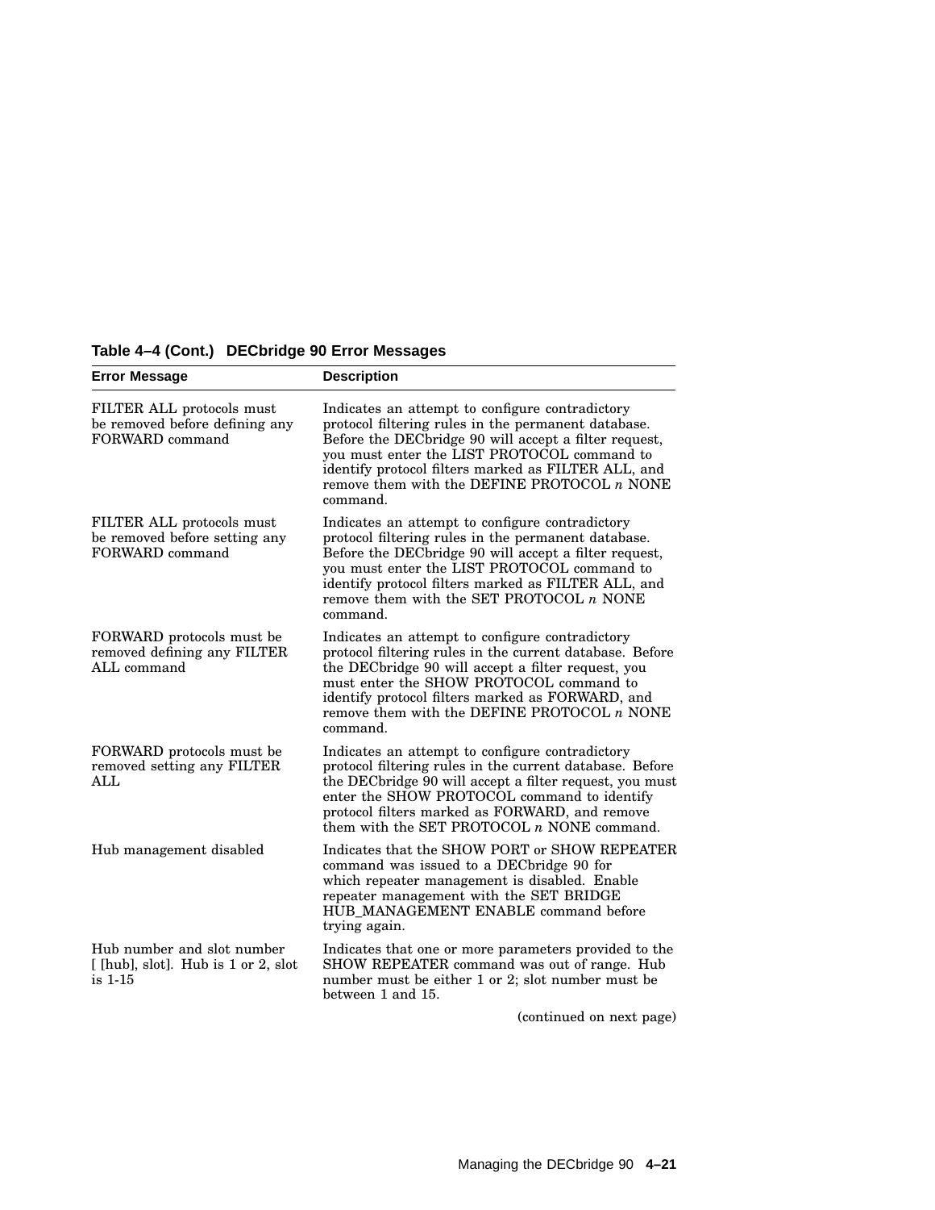**Table 4–4 (Cont.) DECbridge 90 Error Messages**

| Error Message | Description |
|---|---|
| FILTER ALL protocols must be removed before defining any FORWARD command | Indicates an attempt to configure contradictory protocol filtering rules in the permanent database. Before the DECbridge 90 will accept a filter request, you must enter the LIST PROTOCOL command to identify protocol filters marked as FILTER ALL, and remove them with the DEFINE PROTOCOL *n* NONE command. |
| FILTER ALL protocols must be removed before setting any FORWARD command | Indicates an attempt to configure contradictory protocol filtering rules in the permanent database. Before the DECbridge 90 will accept a filter request, you must enter the LIST PROTOCOL command to identify protocol filters marked as FILTER ALL, and remove them with the SET PROTOCOL *n* NONE command. |
| FORWARD protocols must be removed defining any FILTER ALL command | Indicates an attempt to configure contradictory protocol filtering rules in the current database. Before the DECbridge 90 will accept a filter request, you must enter the SHOW PROTOCOL command to identify protocol filters marked as FORWARD, and remove them with the DEFINE PROTOCOL *n* NONE command. |
| FORWARD protocols must be removed setting any FILTER ALL | Indicates an attempt to configure contradictory protocol filtering rules in the current database. Before the DECbridge 90 will accept a filter request, you must enter the SHOW PROTOCOL command to identify protocol filters marked as FORWARD, and remove them with the SET PROTOCOL *n* NONE command. |
| Hub management disabled | Indicates that the SHOW PORT or SHOW REPEATER command was issued to a DECbridge 90 for which repeater management is disabled. Enable repeater management with the SET BRIDGE HUB_MANAGEMENT ENABLE command before trying again. |
| Hub number and slot number [ [hub], slot]. Hub is 1 or 2, slot is 1-15 | Indicates that one or more parameters provided to the SHOW REPEATER command was out of range. Hub number must be either 1 or 2; slot number must be between 1 and 15. |

(continued on next page)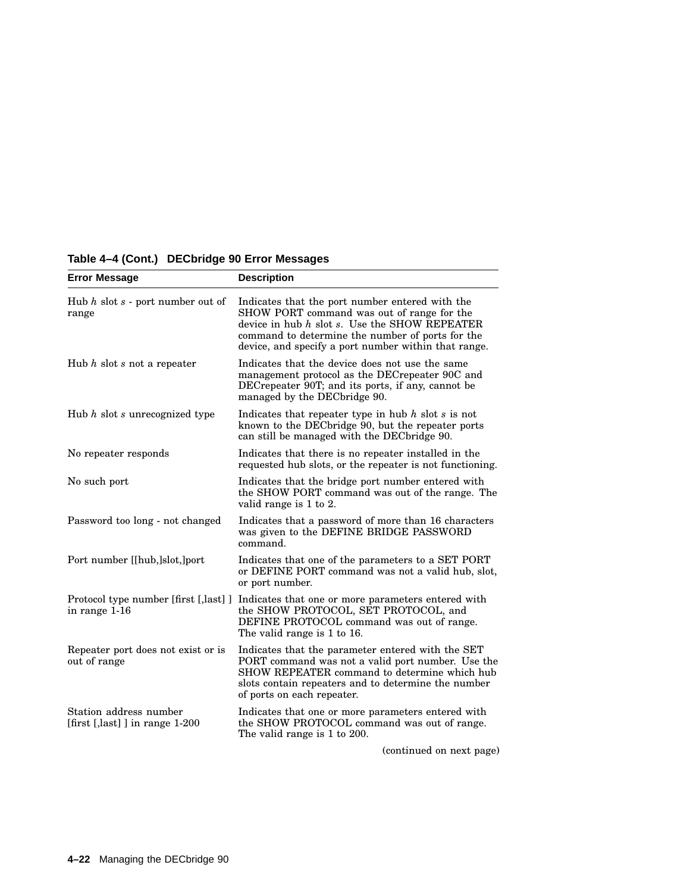**Table 4–4 (Cont.) DECbridge 90 Error Messages**

| Error Message | Description |
|---|---|
| Hub *h* slot *s* - port number out of range | Indicates that the port number entered with the SHOW PORT command was out of range for the device in hub *h* slot *s*. Use the SHOW REPEATER command to determine the number of ports for the device, and specify a port number within that range. |
| Hub *h* slot *s* not a repeater | Indicates that the device does not use the same management protocol as the DECrepeater 90C and DECrepeater 90T; and its ports, if any, cannot be managed by the DECbridge 90. |
| Hub *h* slot *s* unrecognized type | Indicates that repeater type in hub *h* slot *s* is not known to the DECbridge 90, but the repeater ports can still be managed with the DECbridge 90. |
| No repeater responds | Indicates that there is no repeater installed in the requested hub slots, or the repeater is not functioning. |
| No such port | Indicates that the bridge port number entered with the SHOW PORT command was out of the range. The valid range is 1 to 2. |
| Password too long - not changed | Indicates that a password of more than 16 characters was given to the DEFINE BRIDGE PASSWORD command. |
| Port number [[hub,]slot,]port | Indicates that one of the parameters to a SET PORT or DEFINE PORT command was not a valid hub, slot, or port number. |
| Protocol type number [first [,last] ] in range 1-16 | Indicates that one or more parameters entered with the SHOW PROTOCOL, SET PROTOCOL, and DEFINE PROTOCOL command was out of range. The valid range is 1 to 16. |
| Repeater port does not exist or is out of range | Indicates that the parameter entered with the SET PORT command was not a valid port number. Use the SHOW REPEATER command to determine which hub slots contain repeaters and to determine the number of ports on each repeater. |
| Station address number [first [,last] ] in range 1-200 | Indicates that one or more parameters entered with the SHOW PROTOCOL command was out of range. The valid range is 1 to 200. |

(continued on next page)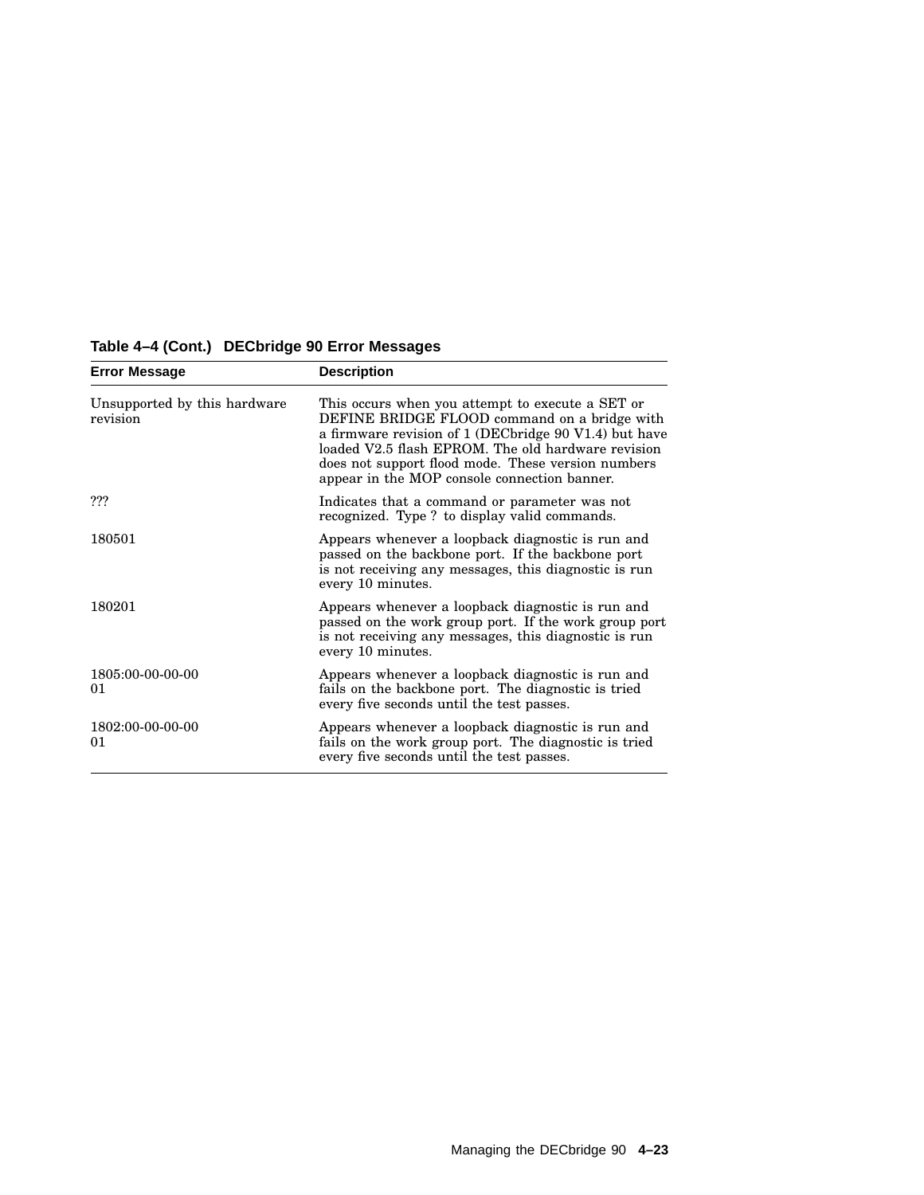**Table 4–4 (Cont.) DECbridge 90 Error Messages**

| Error Message | Description |
| --- | --- |
| Unsupported by this hardware revision | This occurs when you attempt to execute a SET or DEFINE BRIDGE FLOOD command on a bridge with a firmware revision of 1 (DECbridge 90 V1.4) but have loaded V2.5 flash EPROM. The old hardware revision does not support flood mode. These version numbers appear in the MOP console connection banner. |
| ??? | Indicates that a command or parameter was not recognized. Type ? to display valid commands. |
| 180501 | Appears whenever a loopback diagnostic is run and passed on the backbone port. If the backbone port is not receiving any messages, this diagnostic is run every 10 minutes. |
| 180201 | Appears whenever a loopback diagnostic is run and passed on the work group port. If the work group port is not receiving any messages, this diagnostic is run every 10 minutes. |
| 1805:00-00-00-00 01 | Appears whenever a loopback diagnostic is run and fails on the backbone port. The diagnostic is tried every five seconds until the test passes. |
| 1802:00-00-00-00 01 | Appears whenever a loopback diagnostic is run and fails on the work group port. The diagnostic is tried every five seconds until the test passes. |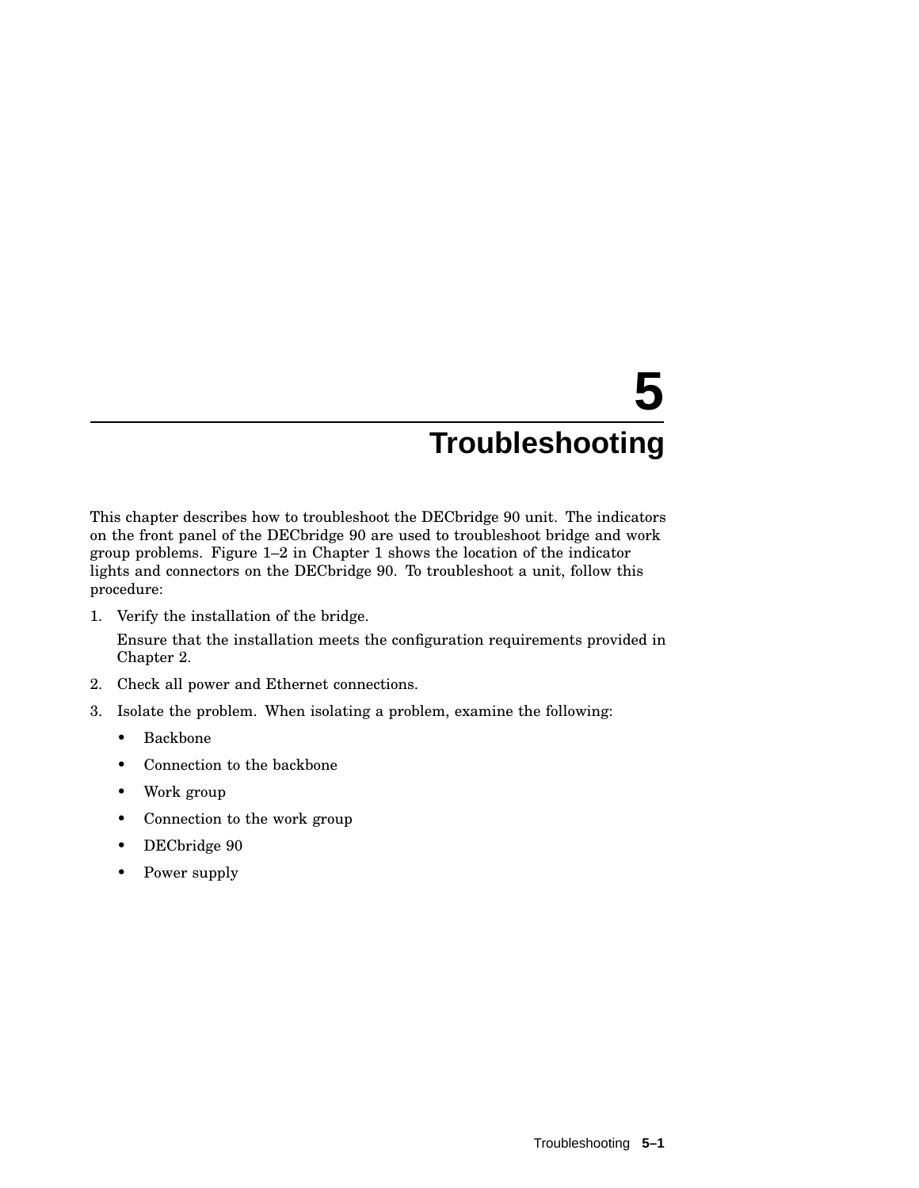# 5 Troubleshooting

This chapter describes how to troubleshoot the DECbridge 90 unit. The indicators on the front panel of the DECbridge 90 are used to troubleshoot bridge and work group problems. Figure 1–2 in Chapter 1 shows the location of the indicator lights and connectors on the DECbridge 90. To troubleshoot a unit, follow this procedure:

1. Verify the installation of the bridge.

   Ensure that the installation meets the configuration requirements provided in Chapter 2.

2. Check all power and Ethernet connections.

3. Isolate the problem. When isolating a problem, examine the following:

   - Backbone
   - Connection to the backbone
   - Work group
   - Connection to the work group
   - DECbridge 90
   - Power supply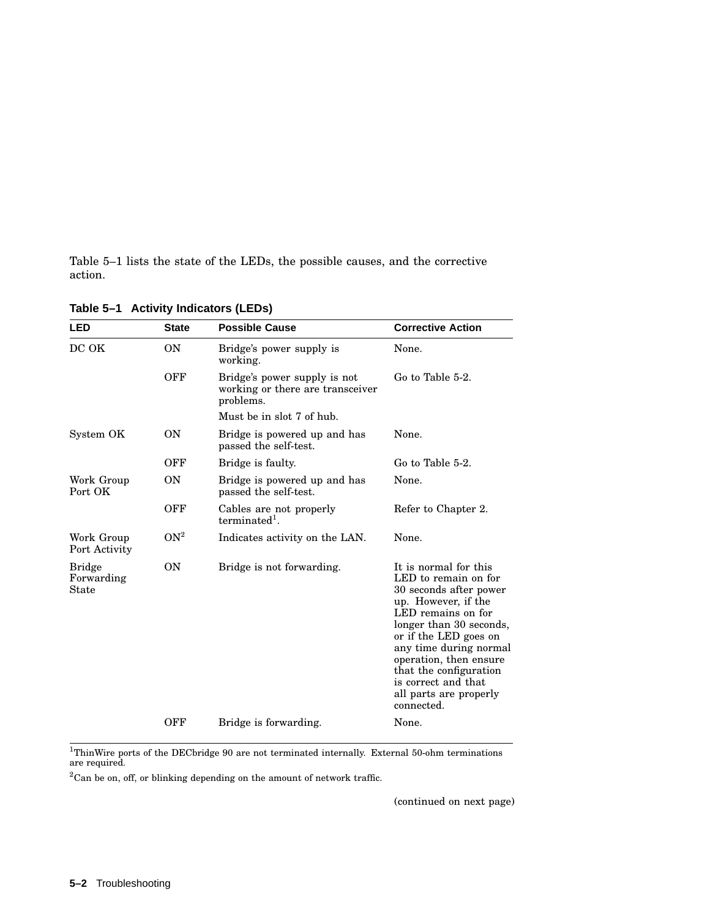Table 5–1 lists the state of the LEDs, the possible causes, and the corrective action.

**Table 5–1 Activity Indicators (LEDs)**

| LED | State | Possible Cause | Corrective Action |
|---|---|---|---|
| DC OK | ON | Bridge's power supply is working. | None. |
| | OFF | Bridge's power supply is not working or there are transceiver problems.<br>Must be in slot 7 of hub. | Go to Table 5-2. |
| System OK | ON | Bridge is powered up and has passed the self-test. | None. |
| | OFF | Bridge is faulty. | Go to Table 5-2. |
| Work Group Port OK | ON | Bridge is powered up and has passed the self-test. | None. |
| | OFF | Cables are not properly terminated[1]. | Refer to Chapter 2. |
| Work Group Port Activity | ON[2] | Indicates activity on the LAN. | None. |
| Bridge Forwarding State | ON | Bridge is not forwarding. | It is normal for this LED to remain on for 30 seconds after power up. However, if the LED remains on for longer than 30 seconds, or if the LED goes on any time during normal operation, then ensure that the configuration is correct and that all parts are properly connected. |
| | OFF | Bridge is forwarding. | None. |

[1]ThinWire ports of the DECbridge 90 are not terminated internally. External 50-ohm terminations are required.

[2]Can be on, off, or blinking depending on the amount of network traffic.

(continued on next page)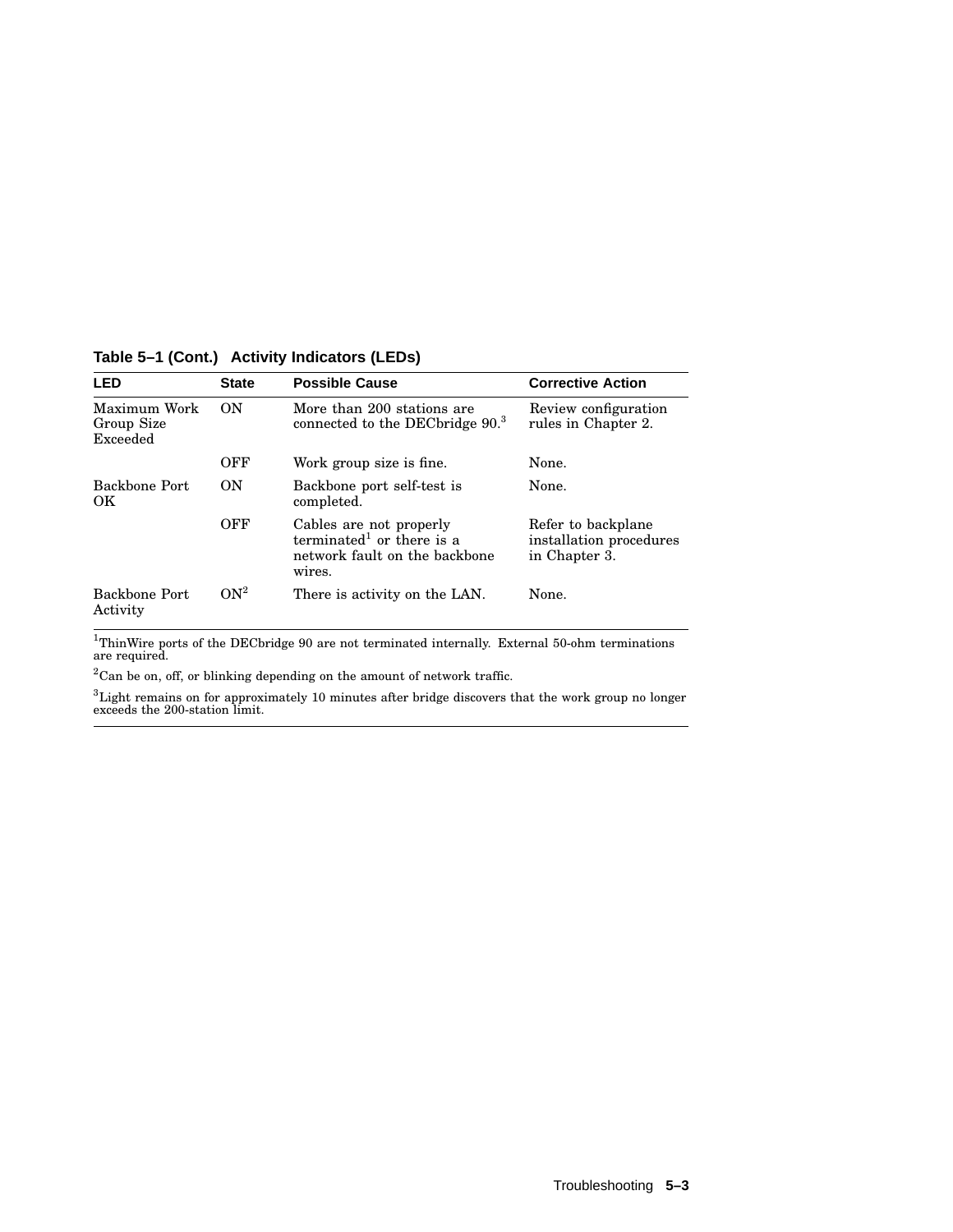**Table 5–1 (Cont.) Activity Indicators (LEDs)**

| LED | State | Possible Cause | Corrective Action |
|---|---|---|---|
| Maximum Work Group Size Exceeded | ON | More than 200 stations are connected to the DECbridge 90.[3] | Review configuration rules in Chapter 2. |
| | OFF | Work group size is fine. | None. |
| Backbone Port OK | ON | Backbone port self-test is completed. | None. |
| | OFF | Cables are not properly terminated[1] or there is a network fault on the backbone wires. | Refer to backplane installation procedures in Chapter 3. |
| Backbone Port Activity | ON[2] | There is activity on the LAN. | None. |

[1]ThinWire ports of the DECbridge 90 are not terminated internally. External 50-ohm terminations are required.

[2]Can be on, off, or blinking depending on the amount of network traffic.

[3]Light remains on for approximately 10 minutes after bridge discovers that the work group no longer exceeds the 200-station limit.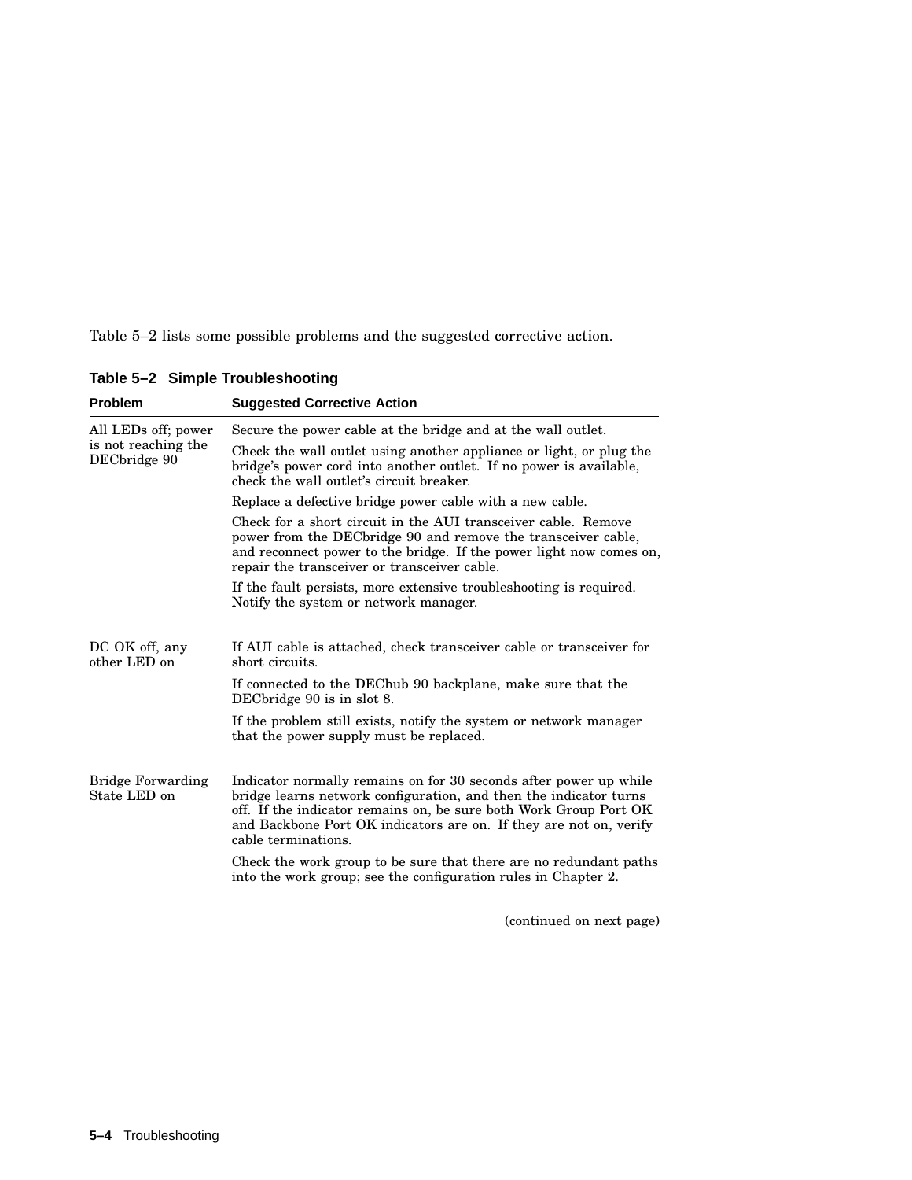Table 5–2 lists some possible problems and the suggested corrective action.

**Table 5–2 Simple Troubleshooting**

| Problem | Suggested Corrective Action |
|---|---|
| All LEDs off; power is not reaching the DECbridge 90 | Secure the power cable at the bridge and at the wall outlet. |
| | Check the wall outlet using another appliance or light, or plug the bridge's power cord into another outlet. If no power is available, check the wall outlet's circuit breaker. |
| | Replace a defective bridge power cable with a new cable. |
| | Check for a short circuit in the AUI transceiver cable. Remove power from the DECbridge 90 and remove the transceiver cable, and reconnect power to the bridge. If the power light now comes on, repair the transceiver or transceiver cable. |
| | If the fault persists, more extensive troubleshooting is required. Notify the system or network manager. |
| DC OK off, any other LED on | If AUI cable is attached, check transceiver cable or transceiver for short circuits. |
| | If connected to the DEChub 90 backplane, make sure that the DECbridge 90 is in slot 8. |
| | If the problem still exists, notify the system or network manager that the power supply must be replaced. |
| Bridge Forwarding State LED on | Indicator normally remains on for 30 seconds after power up while bridge learns network configuration, and then the indicator turns off. If the indicator remains on, be sure both Work Group Port OK and Backbone Port OK indicators are on. If they are not on, verify cable terminations. |
| | Check the work group to be sure that there are no redundant paths into the work group; see the configuration rules in Chapter 2. |

(continued on next page)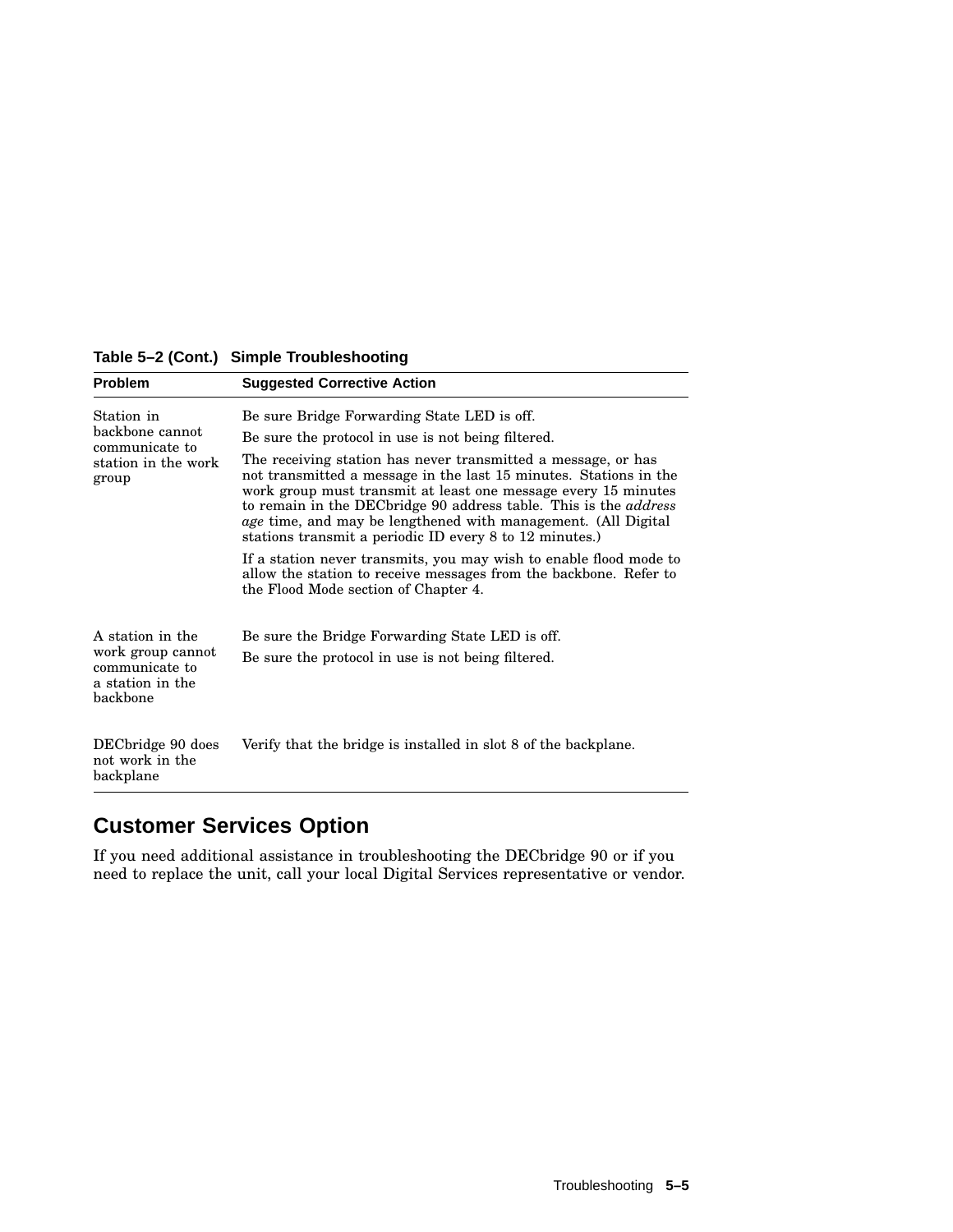**Table 5–2 (Cont.) Simple Troubleshooting**

| Problem | Suggested Corrective Action |
| --- | --- |
| Station in backbone cannot communicate to station in the work group | Be sure Bridge Forwarding State LED is off.<br><br>Be sure the protocol in use is not being filtered.<br><br>The receiving station has never transmitted a message, or has not transmitted a message in the last 15 minutes. Stations in the work group must transmit at least one message every 15 minutes to remain in the DECbridge 90 address table. This is the *address age* time, and may be lengthened with management. (All Digital stations transmit a periodic ID every 8 to 12 minutes.)<br><br>If a station never transmits, you may wish to enable flood mode to allow the station to receive messages from the backbone. Refer to the Flood Mode section of Chapter 4. |
| A station in the work group cannot communicate to a station in the backbone | Be sure the Bridge Forwarding State LED is off.<br><br>Be sure the protocol in use is not being filtered. |
| DECbridge 90 does not work in the backplane | Verify that the bridge is installed in slot 8 of the backplane. |

## Customer Services Option

If you need additional assistance in troubleshooting the DECbridge 90 or if you need to replace the unit, call your local Digital Services representative or vendor.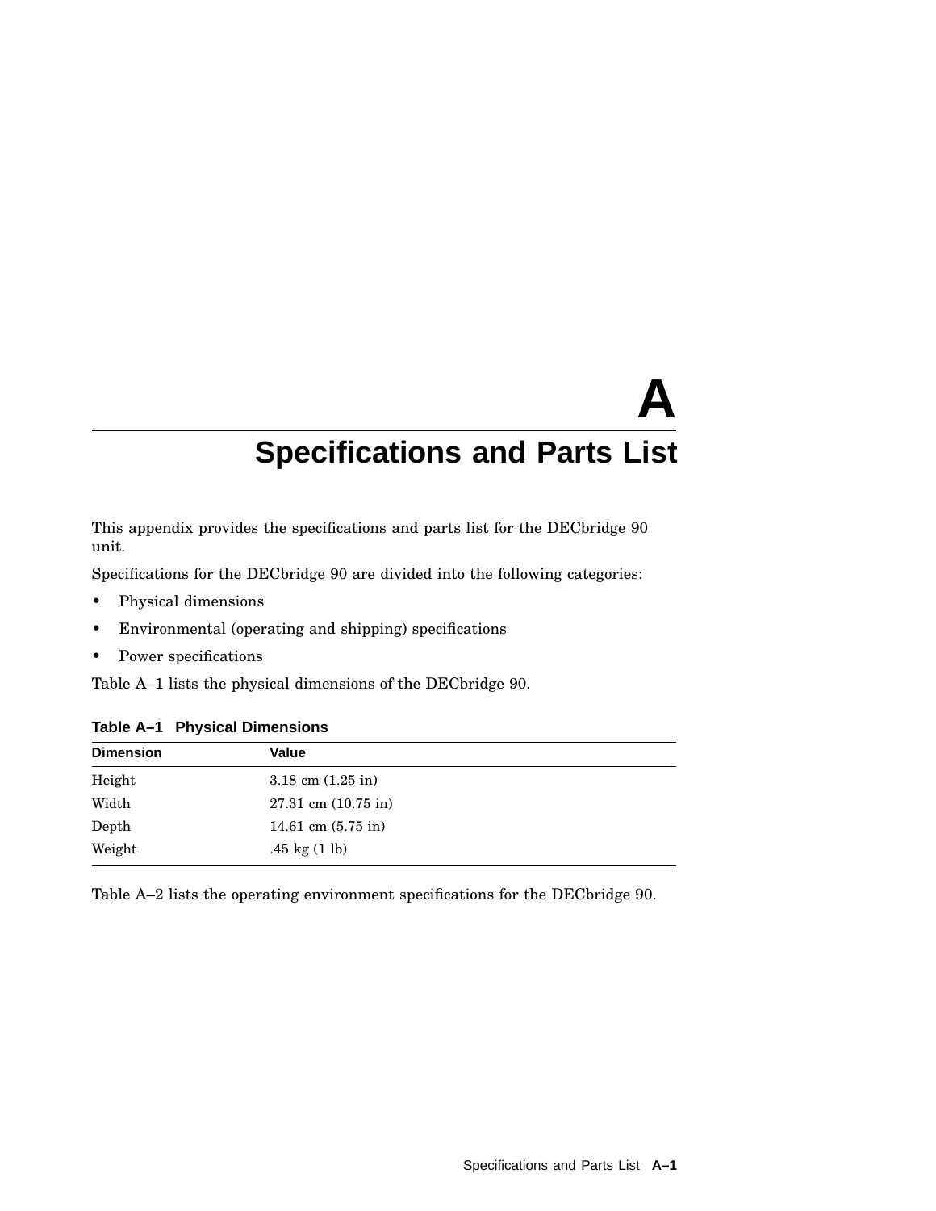# A Specifications and Parts List

This appendix provides the specifications and parts list for the DECbridge 90 unit.

Specifications for the DECbridge 90 are divided into the following categories:

- Physical dimensions
- Environmental (operating and shipping) specifications
- Power specifications

Table A–1 lists the physical dimensions of the DECbridge 90.

**Table A–1 Physical Dimensions**

| Dimension | Value |
|---|---|
| Height | 3.18 cm (1.25 in) |
| Width | 27.31 cm (10.75 in) |
| Depth | 14.61 cm (5.75 in) |
| Weight | .45 kg (1 lb) |

Table A–2 lists the operating environment specifications for the DECbridge 90.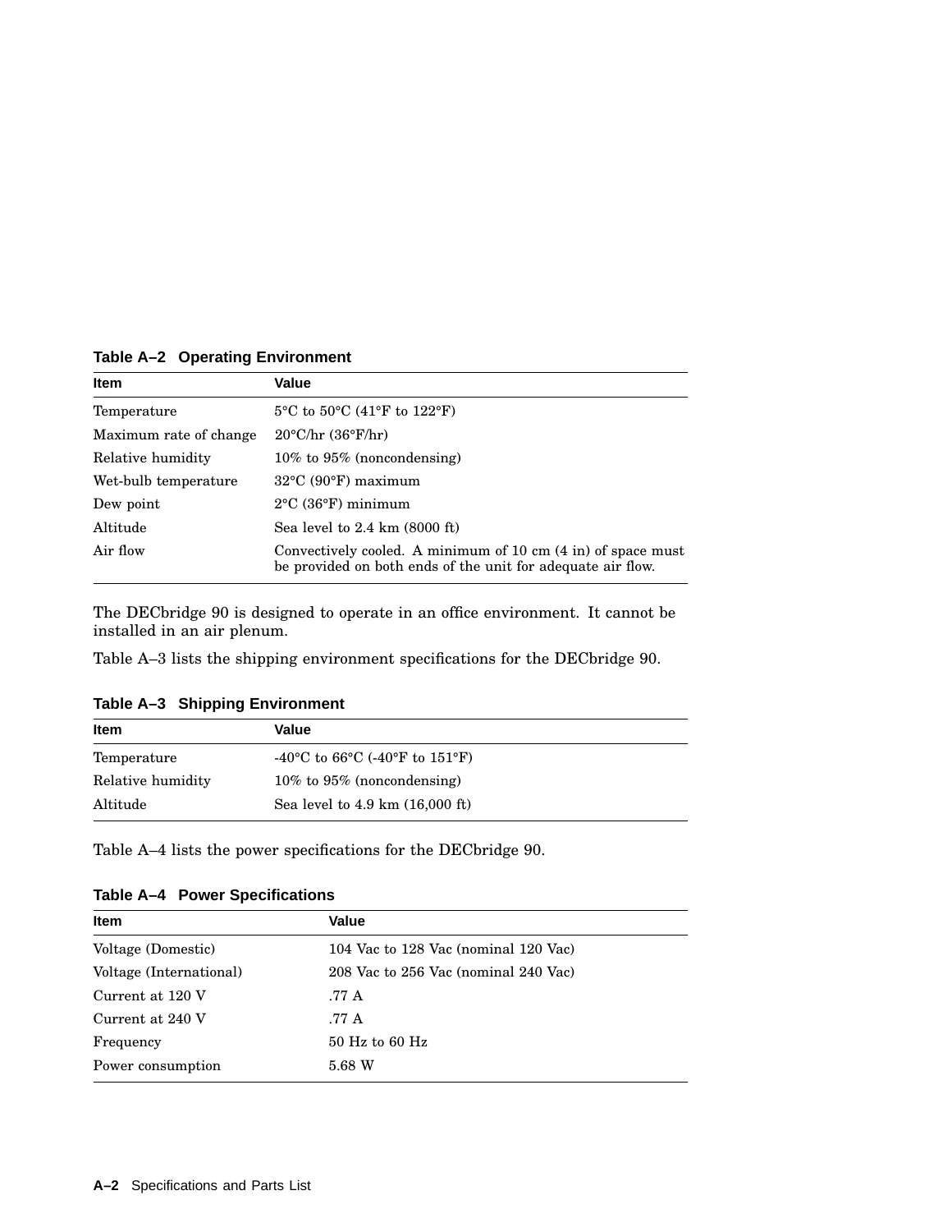**Table A–2 Operating Environment**

| Item | Value |
|---|---|
| Temperature | 5°C to 50°C (41°F to 122°F) |
| Maximum rate of change | 20°C/hr (36°F/hr) |
| Relative humidity | 10% to 95% (noncondensing) |
| Wet-bulb temperature | 32°C (90°F) maximum |
| Dew point | 2°C (36°F) minimum |
| Altitude | Sea level to 2.4 km (8000 ft) |
| Air flow | Convectively cooled. A minimum of 10 cm (4 in) of space must be provided on both ends of the unit for adequate air flow. |

The DECbridge 90 is designed to operate in an office environment. It cannot be installed in an air plenum.

Table A–3 lists the shipping environment specifications for the DECbridge 90.

**Table A–3 Shipping Environment**

| Item | Value |
|---|---|
| Temperature | -40°C to 66°C (-40°F to 151°F) |
| Relative humidity | 10% to 95% (noncondensing) |
| Altitude | Sea level to 4.9 km (16,000 ft) |

Table A–4 lists the power specifications for the DECbridge 90.

**Table A–4 Power Specifications**

| Item | Value |
|---|---|
| Voltage (Domestic) | 104 Vac to 128 Vac (nominal 120 Vac) |
| Voltage (International) | 208 Vac to 256 Vac (nominal 240 Vac) |
| Current at 120 V | .77 A |
| Current at 240 V | .77 A |
| Frequency | 50 Hz to 60 Hz |
| Power consumption | 5.68 W |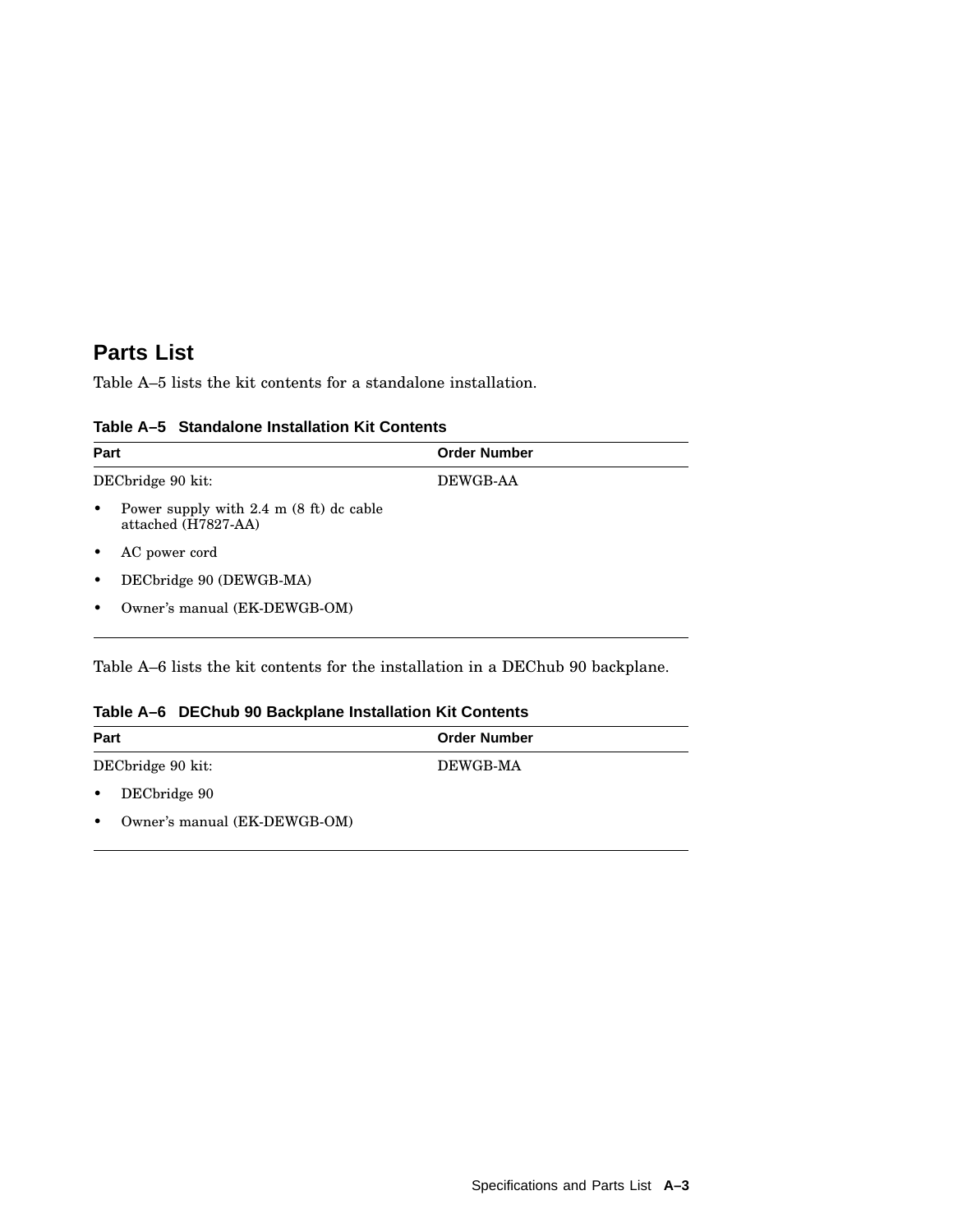## Parts List

Table A–5 lists the kit contents for a standalone installation.

**Table A–5 Standalone Installation Kit Contents**

| Part | Order Number |
|---|---|
| DECbridge 90 kit: | DEWGB-AA |
| • Power supply with 2.4 m (8 ft) dc cable attached (H7827-AA) | |
| • AC power cord | |
| • DECbridge 90 (DEWGB-MA) | |
| • Owner's manual (EK-DEWGB-OM) | |

Table A–6 lists the kit contents for the installation in a DEChub 90 backplane.

**Table A–6 DEChub 90 Backplane Installation Kit Contents**

| Part | Order Number |
|---|---|
| DECbridge 90 kit: | DEWGB-MA |
| • DECbridge 90 | |
| • Owner's manual (EK-DEWGB-OM) | |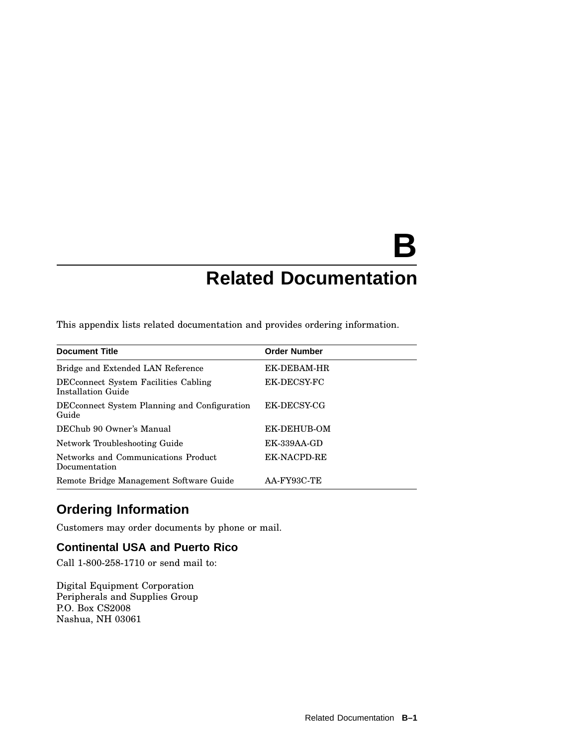# B Related Documentation

This appendix lists related documentation and provides ordering information.

| Document Title | Order Number |
|---|---|
| Bridge and Extended LAN Reference | EK-DEBAM-HR |
| DECconnect System Facilities Cabling Installation Guide | EK-DECSY-FC |
| DECconnect System Planning and Configuration Guide | EK-DECSY-CG |
| DEChub 90 Owner's Manual | EK-DEHUB-OM |
| Network Troubleshooting Guide | EK-339AA-GD |
| Networks and Communications Product Documentation | EK-NACPD-RE |
| Remote Bridge Management Software Guide | AA-FY93C-TE |

## Ordering Information

Customers may order documents by phone or mail.

### Continental USA and Puerto Rico

Call 1-800-258-1710 or send mail to:

Digital Equipment Corporation
Peripherals and Supplies Group
P.O. Box CS2008
Nashua, NH 03061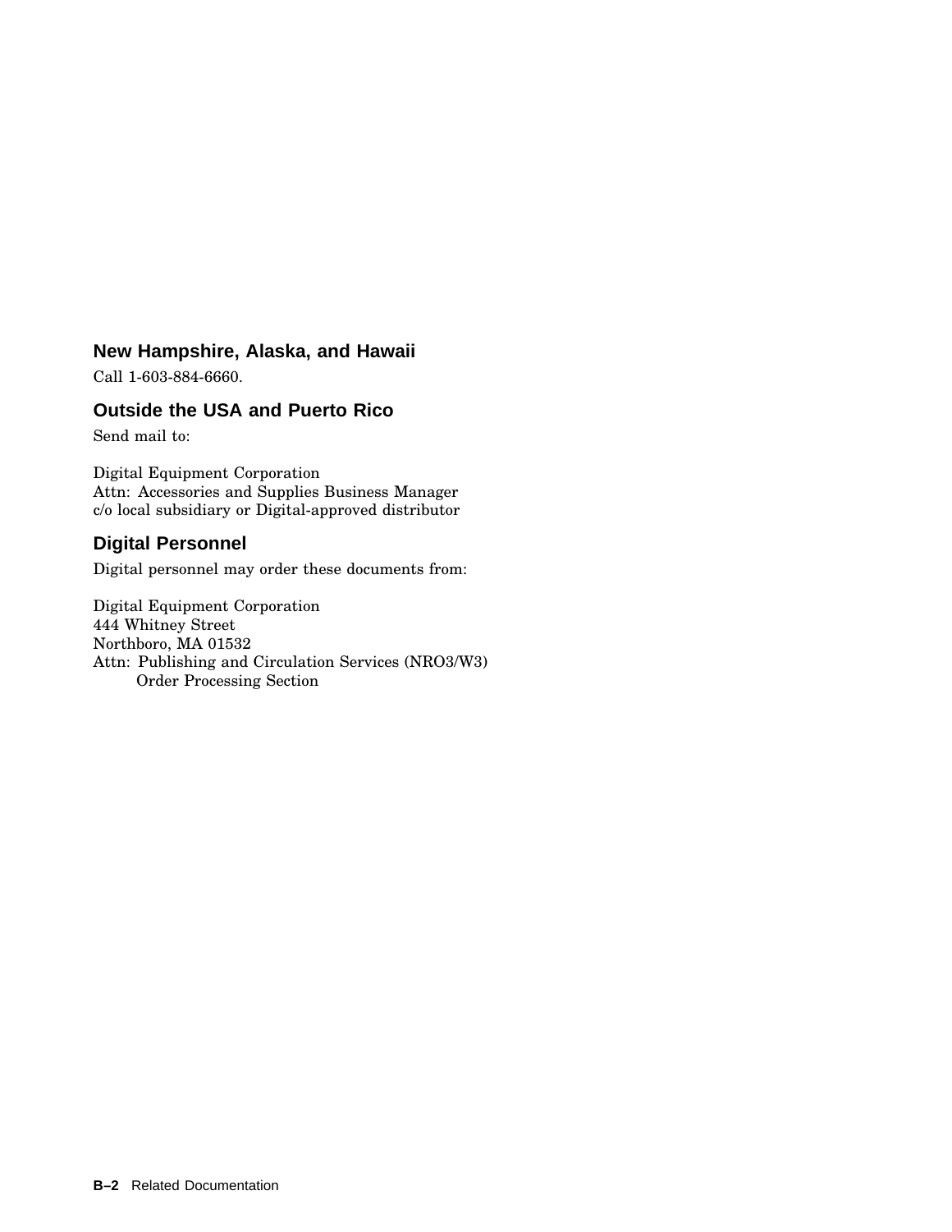### New Hampshire, Alaska, and Hawaii

Call 1-603-884-6660.

### Outside the USA and Puerto Rico

Send mail to:

Digital Equipment Corporation
Attn: Accessories and Supplies Business Manager
c/o local subsidiary or Digital-approved distributor

### Digital Personnel

Digital personnel may order these documents from:

Digital Equipment Corporation
444 Whitney Street
Northboro, MA 01532
Attn: Publishing and Circulation Services (NRO3/W3)
Order Processing Section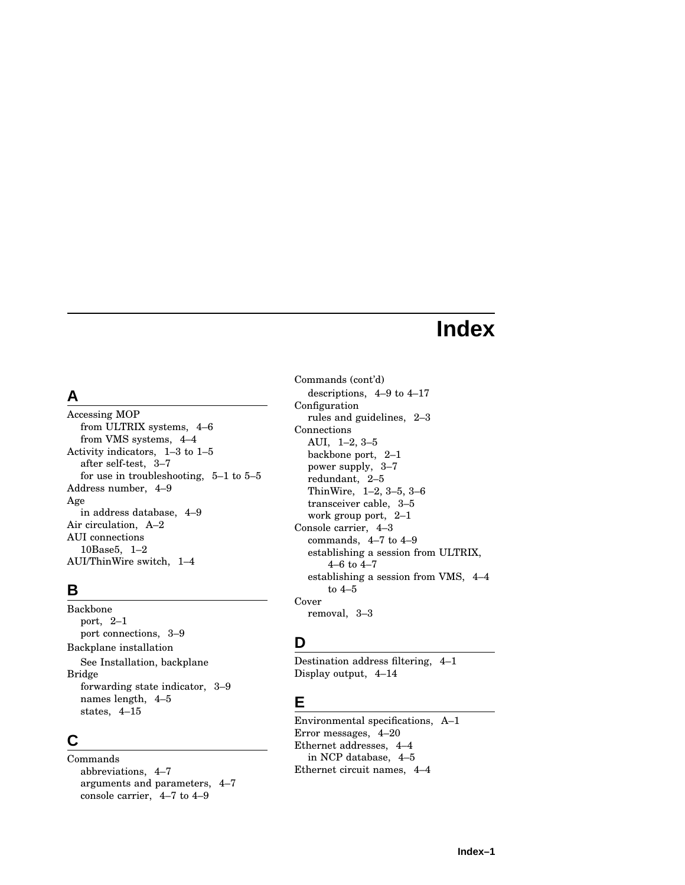# Index

## A

Accessing MOP
- from ULTRIX systems, 4–6
- from VMS systems, 4–4

Activity indicators, 1–3 to 1–5
- after self-test, 3–7
- for use in troubleshooting, 5–1 to 5–5

Address number, 4–9

Age
- in address database, 4–9

Air circulation, A–2

AUI connections
- 10Base5, 1–2

AUI/ThinWire switch, 1–4

## B

Backbone
- port, 2–1
- port connections, 3–9

Backplane installation
- See Installation, backplane

Bridge
- forwarding state indicator, 3–9
- names length, 4–5
- states, 4–15

## C

Commands
- abbreviations, 4–7
- arguments and parameters, 4–7
- console carrier, 4–7 to 4–9

Commands (cont'd)
- descriptions, 4–9 to 4–17

Configuration
- rules and guidelines, 2–3

Connections
- AUI, 1–2, 3–5
- backbone port, 2–1
- power supply, 3–7
- redundant, 2–5
- ThinWire, 1–2, 3–5, 3–6
- transceiver cable, 3–5
- work group port, 2–1

Console carrier, 4–3
- commands, 4–7 to 4–9
- establishing a session from ULTRIX, 4–6 to 4–7
- establishing a session from VMS, 4–4 to 4–5

Cover
- removal, 3–3

## D

Destination address filtering, 4–1

Display output, 4–14

## E

Environmental specifications, A–1

Error messages, 4–20

Ethernet addresses, 4–4
- in NCP database, 4–5

Ethernet circuit names, 4–4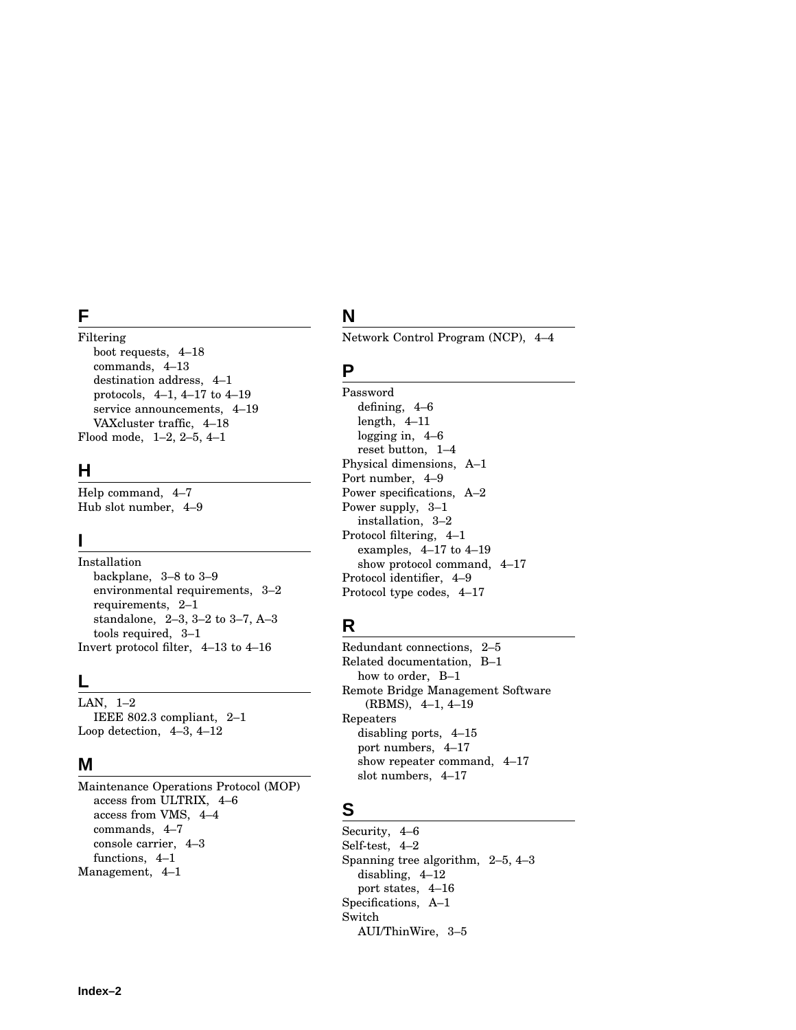## F

Filtering
- boot requests, 4–18
- commands, 4–13
- destination address, 4–1
- protocols, 4–1, 4–17 to 4–19
- service announcements, 4–19
- VAXcluster traffic, 4–18

Flood mode, 1–2, 2–5, 4–1

## H

Help command, 4–7
Hub slot number, 4–9

## I

Installation
- backplane, 3–8 to 3–9
- environmental requirements, 3–2
- requirements, 2–1
- standalone, 2–3, 3–2 to 3–7, A–3
- tools required, 3–1

Invert protocol filter, 4–13 to 4–16

## L

LAN, 1–2
- IEEE 802.3 compliant, 2–1

Loop detection, 4–3, 4–12

## M

Maintenance Operations Protocol (MOP)
- access from ULTRIX, 4–6
- access from VMS, 4–4
- commands, 4–7
- console carrier, 4–3
- functions, 4–1

Management, 4–1

## N

Network Control Program (NCP), 4–4

## P

Password
- defining, 4–6
- length, 4–11
- logging in, 4–6
- reset button, 1–4

Physical dimensions, A–1
Port number, 4–9
Power specifications, A–2
Power supply, 3–1
- installation, 3–2

Protocol filtering, 4–1
- examples, 4–17 to 4–19
- show protocol command, 4–17

Protocol identifier, 4–9
Protocol type codes, 4–17

## R

Redundant connections, 2–5
Related documentation, B–1
- how to order, B–1

Remote Bridge Management Software (RBMS), 4–1, 4–19
Repeaters
- disabling ports, 4–15
- port numbers, 4–17
- show repeater command, 4–17
- slot numbers, 4–17

## S

Security, 4–6
Self-test, 4–2
Spanning tree algorithm, 2–5, 4–3
- disabling, 4–12
- port states, 4–16

Specifications, A–1
Switch
- AUI/ThinWire, 3–5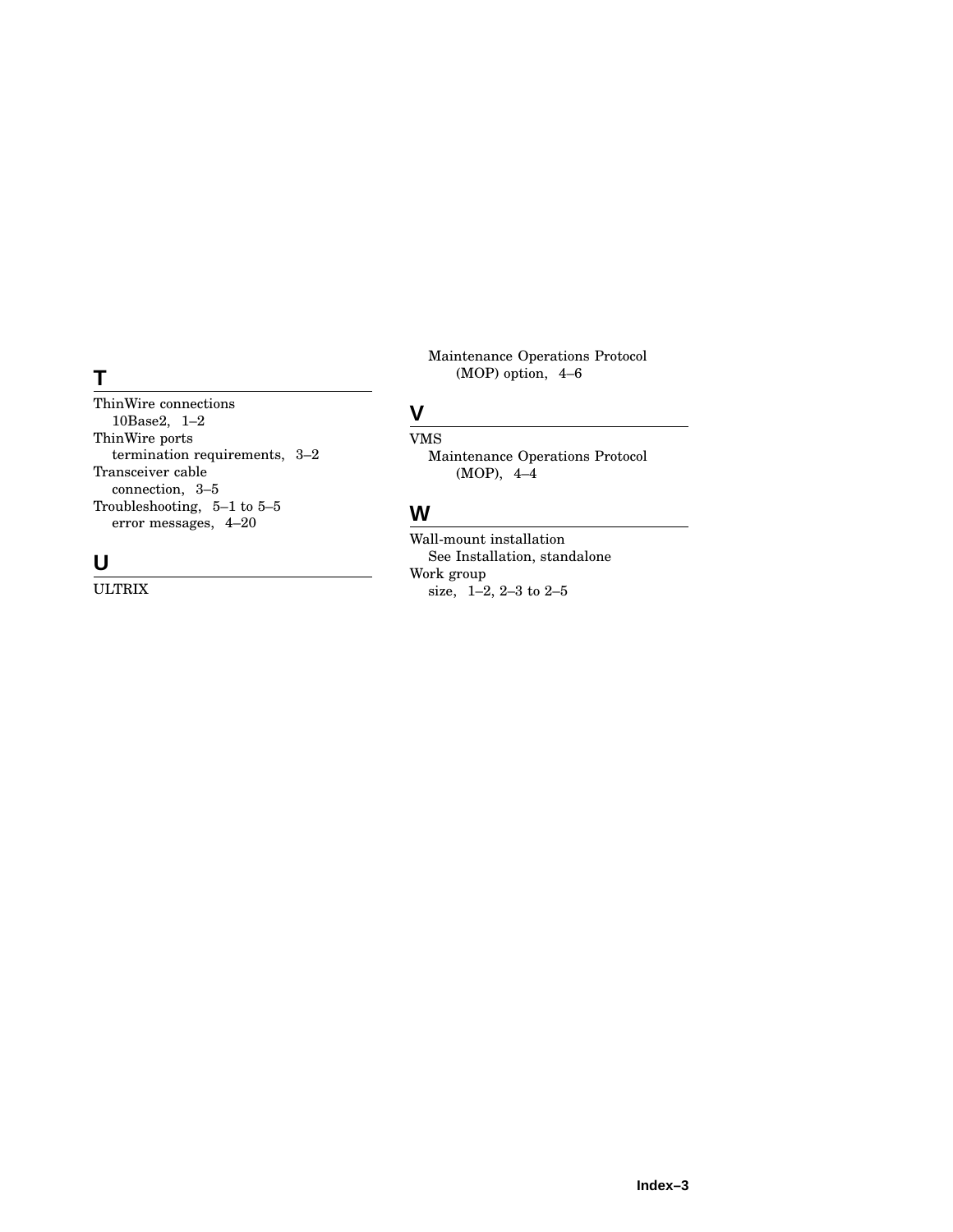## T

ThinWire connections
  10Base2, 1–2
ThinWire ports
  termination requirements, 3–2
Transceiver cable
  connection, 3–5
Troubleshooting, 5–1 to 5–5
  error messages, 4–20

## U

ULTRIX
  Maintenance Operations Protocol
    (MOP) option, 4–6

## V

VMS
  Maintenance Operations Protocol
    (MOP), 4–4

## W

Wall-mount installation
  See Installation, standalone
Work group
  size, 1–2, 2–3 to 2–5